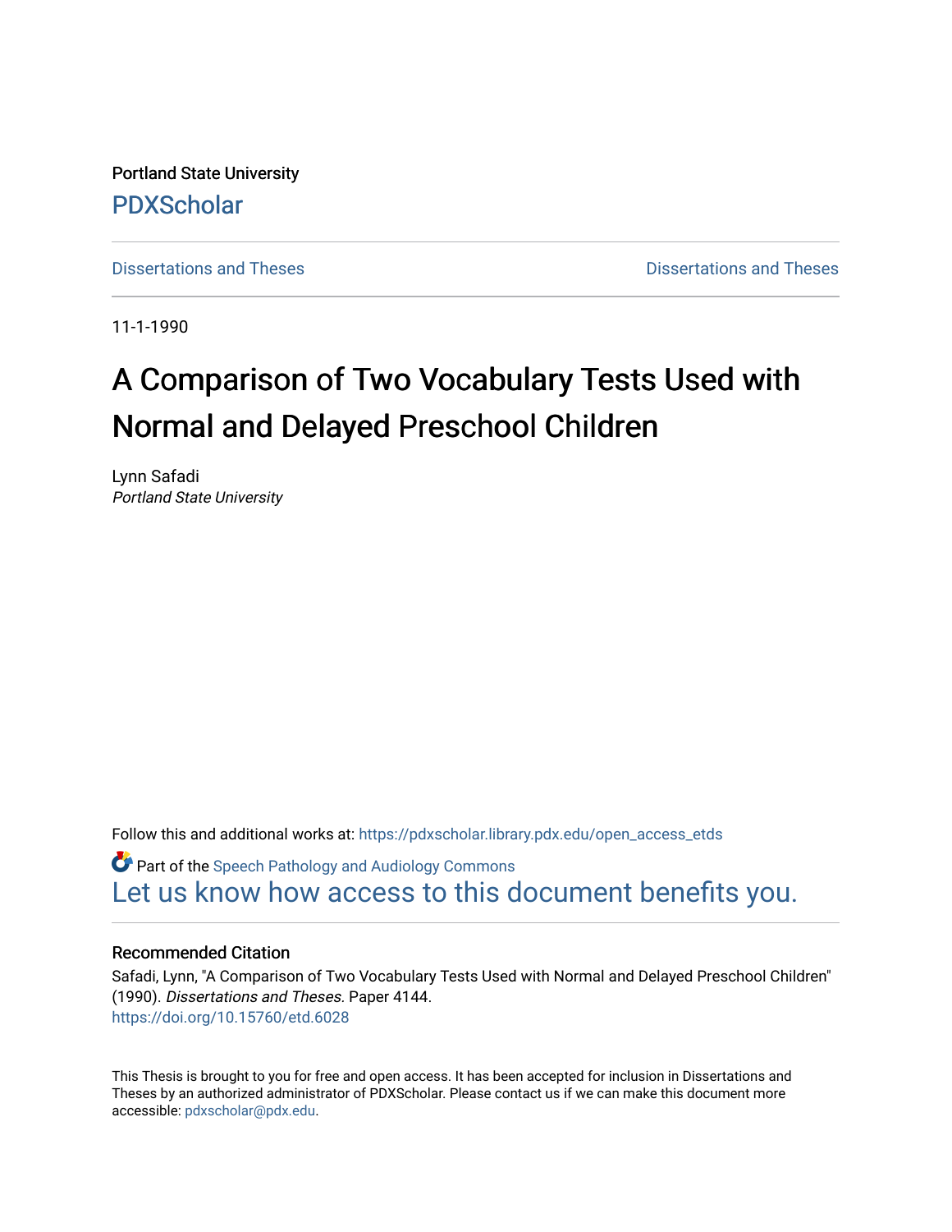Portland State University

PDXScholar

Dissertations and Theses

Dissertations and Theses

11-1-1990

# A Comparison of Two Vocabulary Tests Used with Normal and Delayed Preschool Children

Lynn Safadi
*Portland State University*

Follow this and additional works at: https://pdxscholar.library.pdx.edu/open_access_etds

Part of the Speech Pathology and Audiology Commons

Let us know how access to this document benefits you.

### Recommended Citation

Safadi, Lynn, "A Comparison of Two Vocabulary Tests Used with Normal and Delayed Preschool Children" (1990). *Dissertations and Theses.* Paper 4144.
https://doi.org/10.15760/etd.6028

This Thesis is brought to you for free and open access. It has been accepted for inclusion in Dissertations and Theses by an authorized administrator of PDXScholar. Please contact us if we can make this document more accessible: pdxscholar@pdx.edu.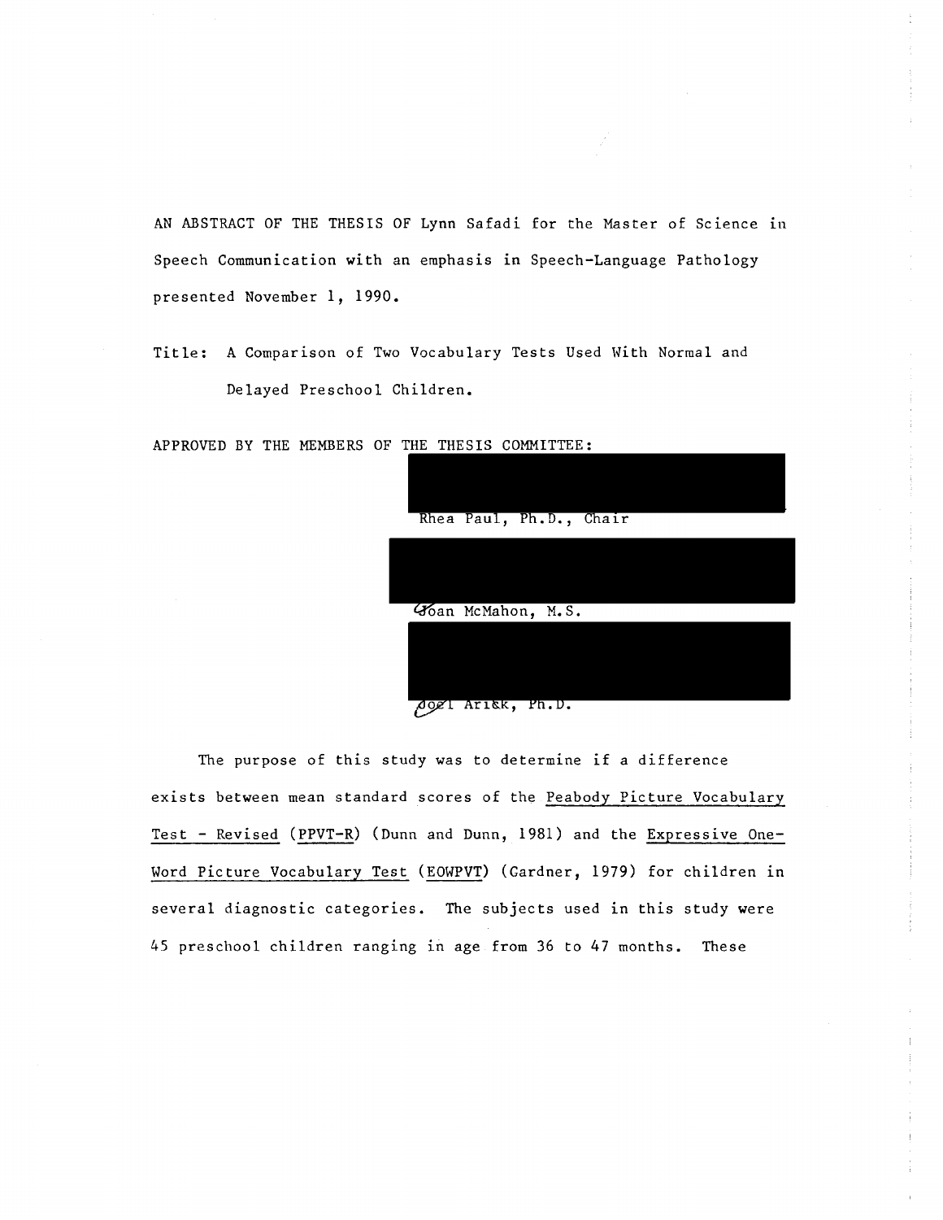AN ABSTRACT OF THE THESIS OF Lynn Safadi for the Master of Science in Speech Communication with an emphasis in Speech-Language Pathology presented November 1, 1990.

Title: A Comparison of Two Vocabulary Tests Used With Normal and Delayed Preschool Children.

APPROVED BY THE MEMBERS OF THE THESIS COMMITTEE:

Rhea Paul, Ph.D., Chair

Joan McMahon, M.S.

Joel Arick, Ph.D.

The purpose of this study was to determine if a difference exists between mean standard scores of the <u>Peabody Picture Vocabulary Test - Revised</u> (<u>PPVT-R</u>) (Dunn and Dunn, 1981) and the <u>Expressive One-Word Picture Vocabulary Test</u> (<u>EOWPVT</u>) (Gardner, 1979) for children in several diagnostic categories. The subjects used in this study were 45 preschool children ranging in age from 36 to 47 months. These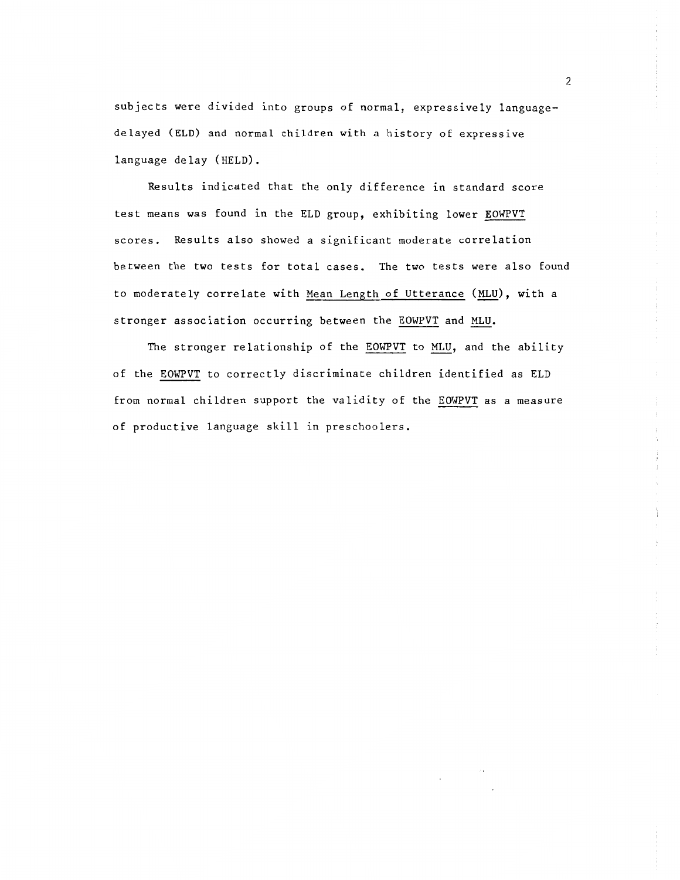subjects were divided into groups of normal, expressively language-delayed (ELD) and normal children with a history of expressive language delay (HELD).

Results indicated that the only difference in standard score test means was found in the ELD group, exhibiting lower <u>EOWPVT</u> scores. Results also showed a significant moderate correlation between the two tests for total cases. The two tests were also found to moderately correlate with <u>Mean Length of Utterance</u> (<u>MLU</u>), with a stronger association occurring between the <u>EOWPVT</u> and <u>MLU</u>.

The stronger relationship of the <u>EOWPVT</u> to <u>MLU</u>, and the ability of the <u>EOWPVT</u> to correctly discriminate children identified as ELD from normal children support the validity of the <u>EOWPVT</u> as a measure of productive language skill in preschoolers.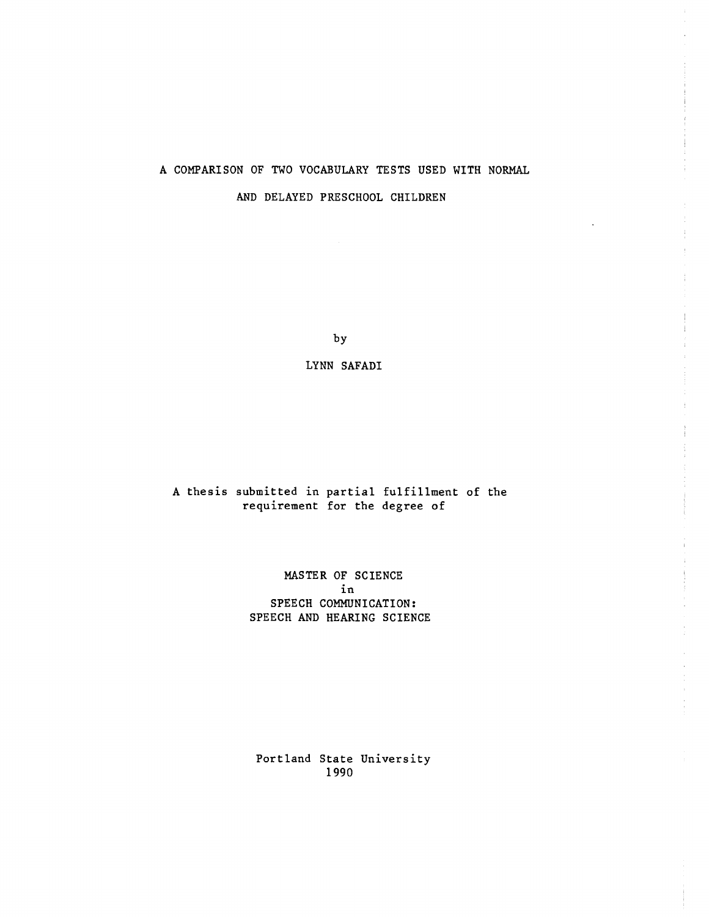# A COMPARISON OF TWO VOCABULARY TESTS USED WITH NORMAL AND DELAYED PRESCHOOL CHILDREN

by

LYNN SAFADI

A thesis submitted in partial fulfillment of the requirement for the degree of

MASTER OF SCIENCE
in
SPEECH COMMUNICATION:
SPEECH AND HEARING SCIENCE

Portland State University
1990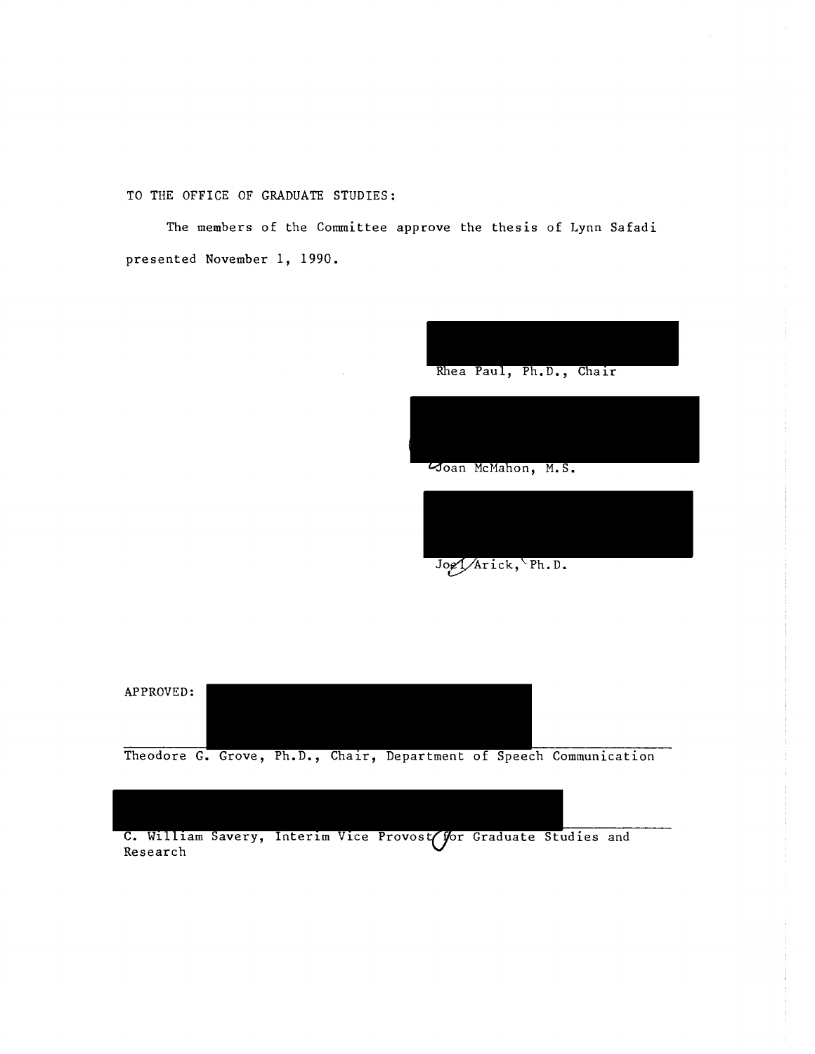TO THE OFFICE OF GRADUATE STUDIES:

The members of the Committee approve the thesis of Lynn Safadi presented November 1, 1990.

Rhea Paul, Ph.D., Chair

Joan McMahon, M.S.

Joel Arick, Ph.D.

APPROVED:

Theodore G. Grove, Ph.D., Chair, Department of Speech Communication

C. William Savery, Interim Vice Provost for Graduate Studies and Research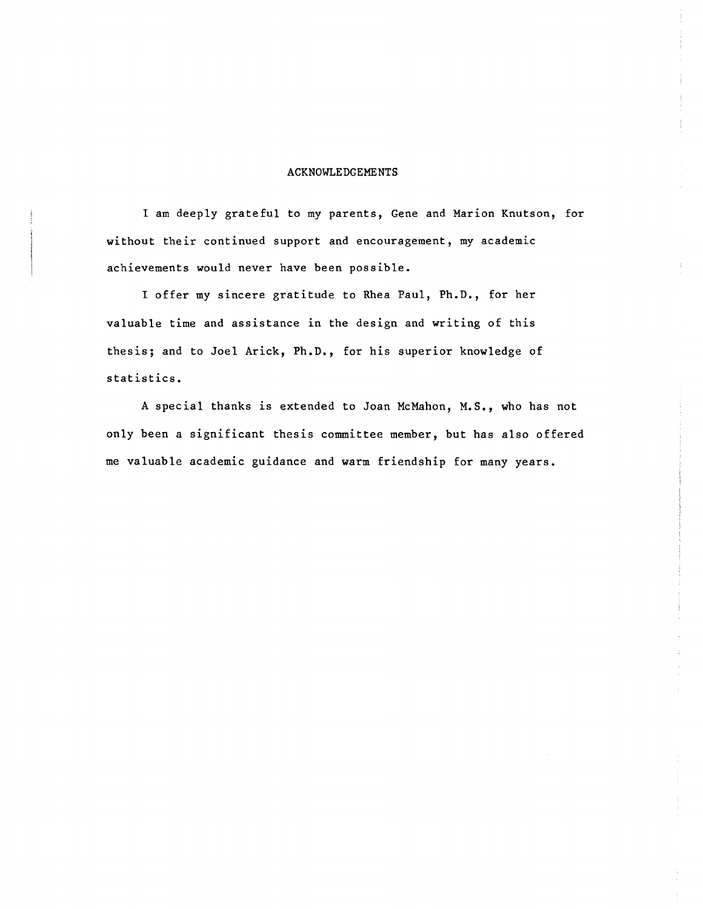# ACKNOWLEDGEMENTS

I am deeply grateful to my parents, Gene and Marion Knutson, for without their continued support and encouragement, my academic achievements would never have been possible.

I offer my sincere gratitude to Rhea Paul, Ph.D., for her valuable time and assistance in the design and writing of this thesis; and to Joel Arick, Ph.D., for his superior knowledge of statistics.

A special thanks is extended to Joan McMahon, M.S., who has not only been a significant thesis committee member, but has also offered me valuable academic guidance and warm friendship for many years.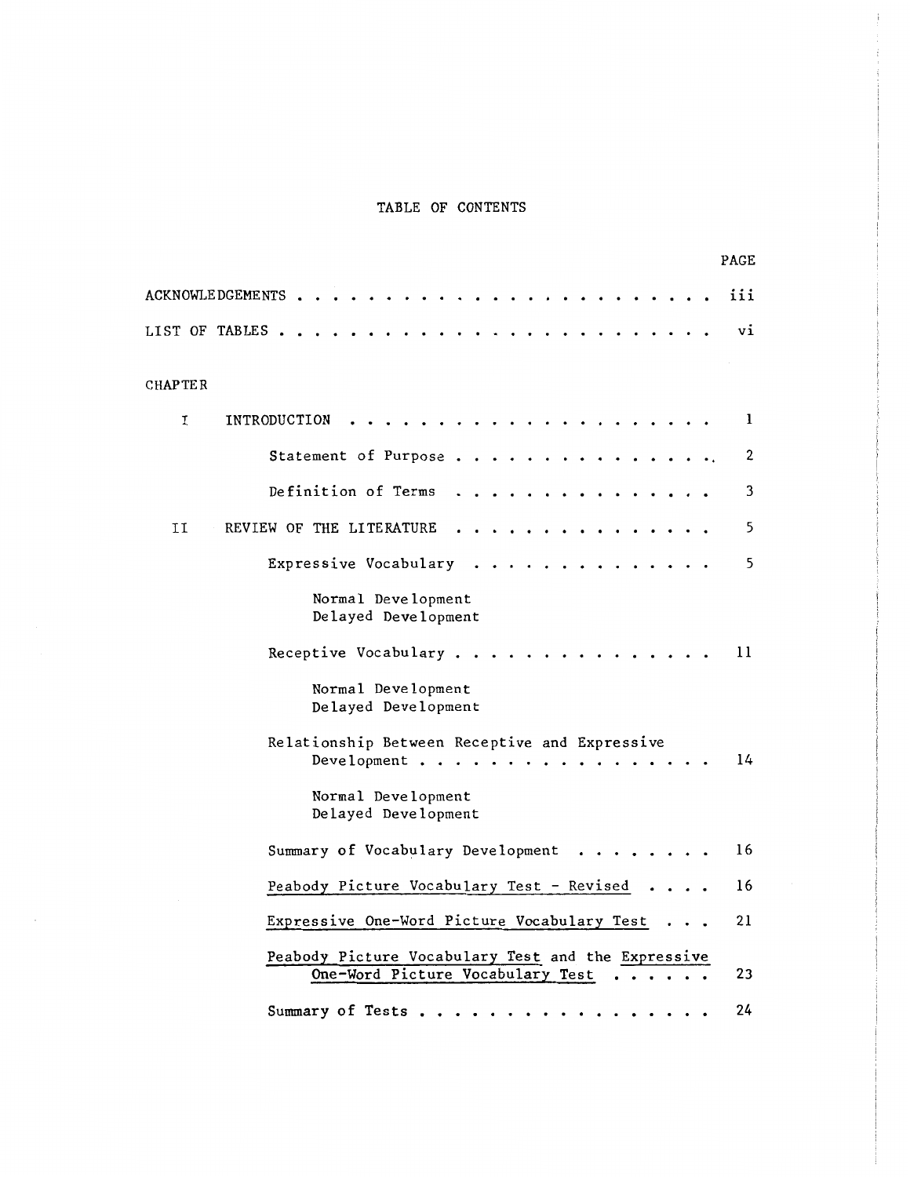# TABLE OF CONTENTS

| | PAGE |
|---|---|
| ACKNOWLEDGEMENTS | iii |
| LIST OF TABLES | vi |

CHAPTER

| | | PAGE |
|---|---|---|
| I | INTRODUCTION | 1 |
| | Statement of Purpose | 2 |
| | Definition of Terms | 3 |
| II | REVIEW OF THE LITERATURE | 5 |
| | Expressive Vocabulary | 5 |
| | Normal Development | |
| | Delayed Development | |
| | Receptive Vocabulary | 11 |
| | Normal Development | |
| | Delayed Development | |
| | Relationship Between Receptive and Expressive Development | 14 |
| | Normal Development | |
| | Delayed Development | |
| | Summary of Vocabulary Development | 16 |
| | Peabody Picture Vocabulary Test - Revised | 16 |
| | Expressive One-Word Picture Vocabulary Test | 21 |
| | Peabody Picture Vocabulary Test and the Expressive One-Word Picture Vocabulary Test | 23 |
| | Summary of Tests | 24 |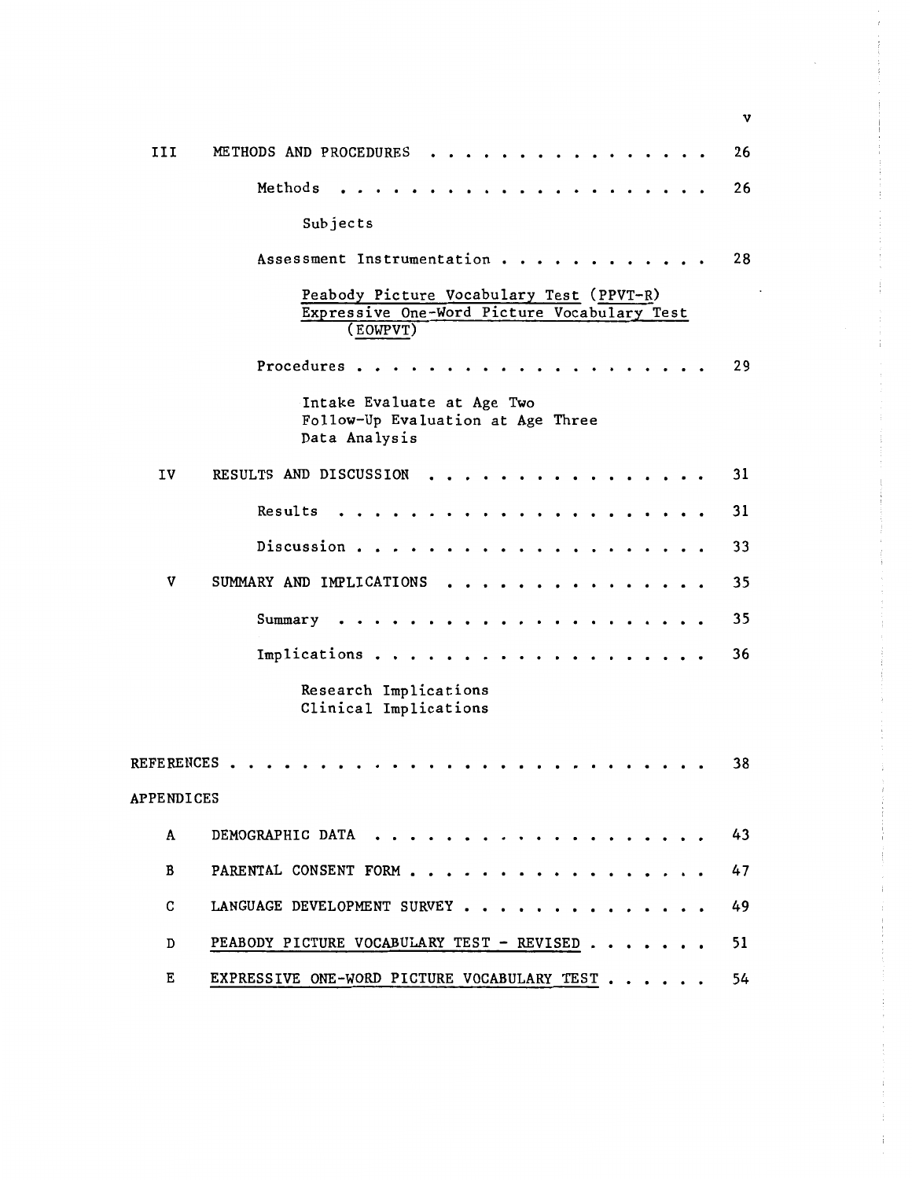III METHODS AND PROCEDURES . . . . . . . . . . . . . . . . 26

Methods . . . . . . . . . . . . . . . . . . . . 26

Subjects

Assessment Instrumentation . . . . . . . . . . . . 28

Peabody Picture Vocabulary Test (PPVT-R)
Expressive One-Word Picture Vocabulary Test (EOWPVT)

Procedures . . . . . . . . . . . . . . . . . . . 29

Intake Evaluate at Age Two
Follow-Up Evaluation at Age Three
Data Analysis

IV RESULTS AND DISCUSSION . . . . . . . . . . . . . . . . 31

Results . . . . . . . . . . . . . . . . . . . . 31

Discussion . . . . . . . . . . . . . . . . . . . 33

V SUMMARY AND IMPLICATIONS . . . . . . . . . . . . . . . 35

Summary . . . . . . . . . . . . . . . . . . . . 35

Implications . . . . . . . . . . . . . . . . . . 36

Research Implications
Clinical Implications

REFERENCES . . . . . . . . . . . . . . . . . . . . . . . . . 38

APPENDICES

A DEMOGRAPHIC DATA . . . . . . . . . . . . . . . . . . . 43

B PARENTAL CONSENT FORM . . . . . . . . . . . . . . . . . 47

C LANGUAGE DEVELOPMENT SURVEY . . . . . . . . . . . . . . 49

D PEABODY PICTURE VOCABULARY TEST - REVISED . . . . . . . 51

E EXPRESSIVE ONE-WORD PICTURE VOCABULARY TEST . . . . . . 54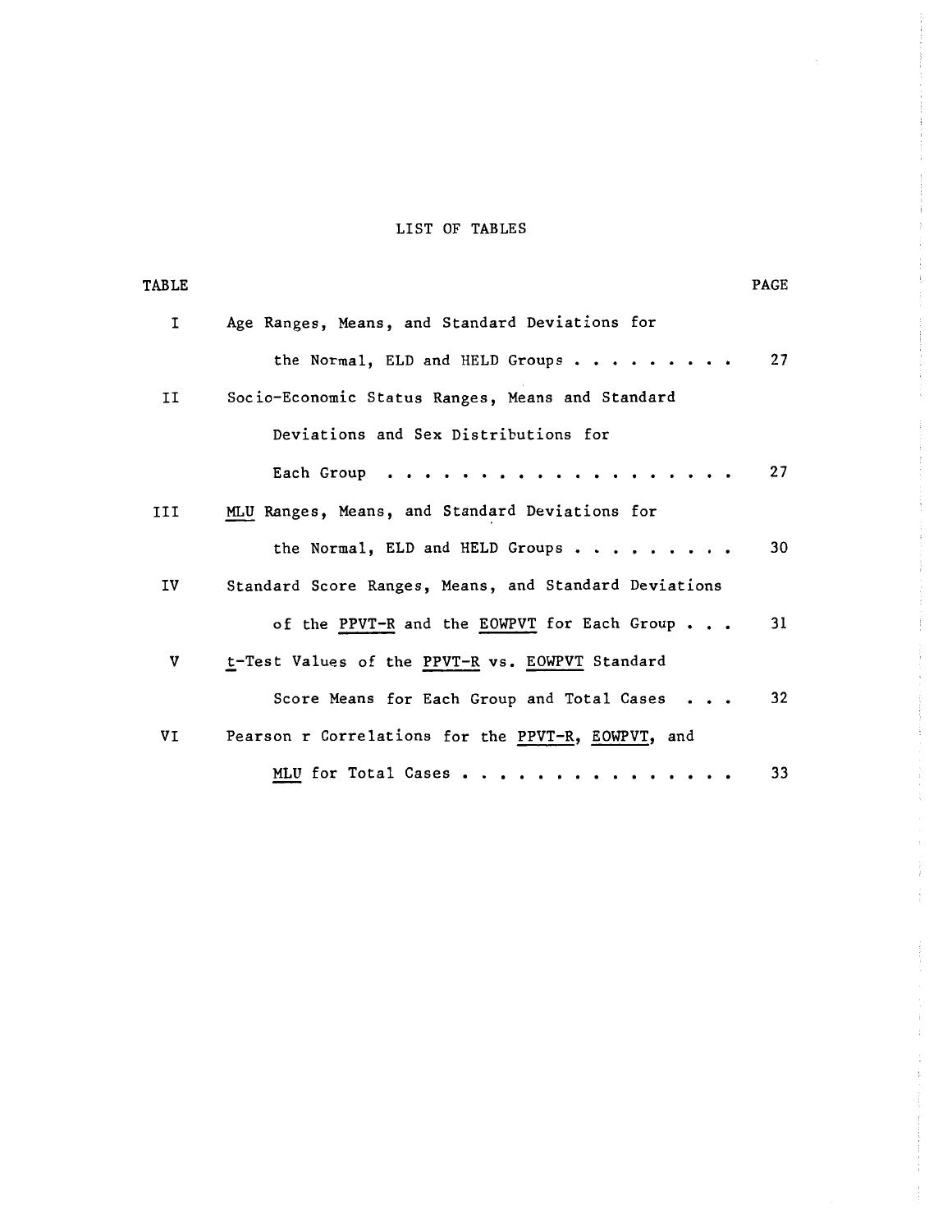# LIST OF TABLES

| TABLE | | PAGE |
|---|---|---|
| I | Age Ranges, Means, and Standard Deviations for the Normal, ELD and HELD Groups | 27 |
| II | Socio-Economic Status Ranges, Means and Standard Deviations and Sex Distributions for Each Group | 27 |
| III | MLU Ranges, Means, and Standard Deviations for the Normal, ELD and HELD Groups | 30 |
| IV | Standard Score Ranges, Means, and Standard Deviations of the PPVT-R and the EOWPVT for Each Group | 31 |
| V | t-Test Values of the PPVT-R vs. EOWPVT Standard Score Means for Each Group and Total Cases | 32 |
| VI | Pearson r Correlations for the PPVT-R, EOWPVT, and MLU for Total Cases | 33 |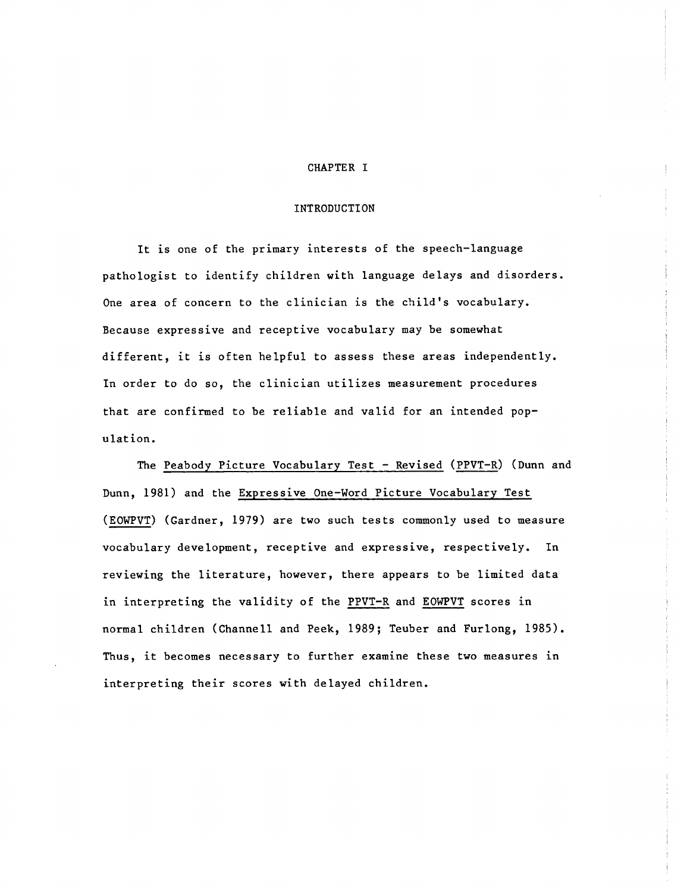# CHAPTER I

## INTRODUCTION

It is one of the primary interests of the speech-language pathologist to identify children with language delays and disorders. One area of concern to the clinician is the child's vocabulary. Because expressive and receptive vocabulary may be somewhat different, it is often helpful to assess these areas independently. In order to do so, the clinician utilizes measurement procedures that are confirmed to be reliable and valid for an intended population.

The *Peabody Picture Vocabulary Test - Revised* (*PPVT-R*) (Dunn and Dunn, 1981) and the *Expressive One-Word Picture Vocabulary Test* (*EOWPVT*) (Gardner, 1979) are two such tests commonly used to measure vocabulary development, receptive and expressive, respectively. In reviewing the literature, however, there appears to be limited data in interpreting the validity of the *PPVT-R* and *EOWPVT* scores in normal children (Channell and Peek, 1989; Teuber and Furlong, 1985). Thus, it becomes necessary to further examine these two measures in interpreting their scores with delayed children.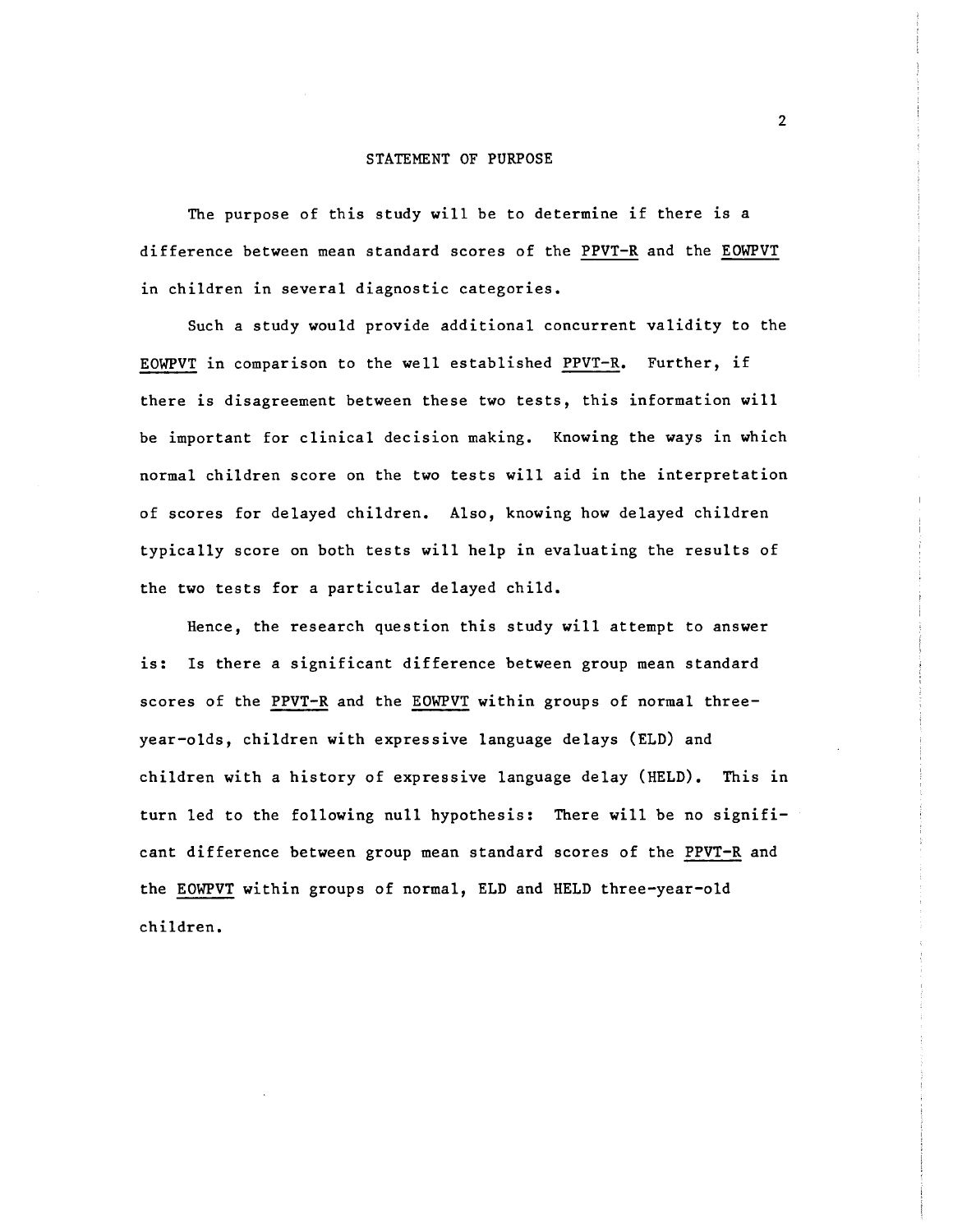## STATEMENT OF PURPOSE

The purpose of this study will be to determine if there is a difference between mean standard scores of the PPVT-R and the EOWPVT in children in several diagnostic categories.

Such a study would provide additional concurrent validity to the EOWPVT in comparison to the well established PPVT-R. Further, if there is disagreement between these two tests, this information will be important for clinical decision making. Knowing the ways in which normal children score on the two tests will aid in the interpretation of scores for delayed children. Also, knowing how delayed children typically score on both tests will help in evaluating the results of the two tests for a particular delayed child.

Hence, the research question this study will attempt to answer is: Is there a significant difference between group mean standard scores of the PPVT-R and the EOWPVT within groups of normal three-year-olds, children with expressive language delays (ELD) and children with a history of expressive language delay (HELD). This in turn led to the following null hypothesis: There will be no significant difference between group mean standard scores of the PPVT-R and the EOWPVT within groups of normal, ELD and HELD three-year-old children.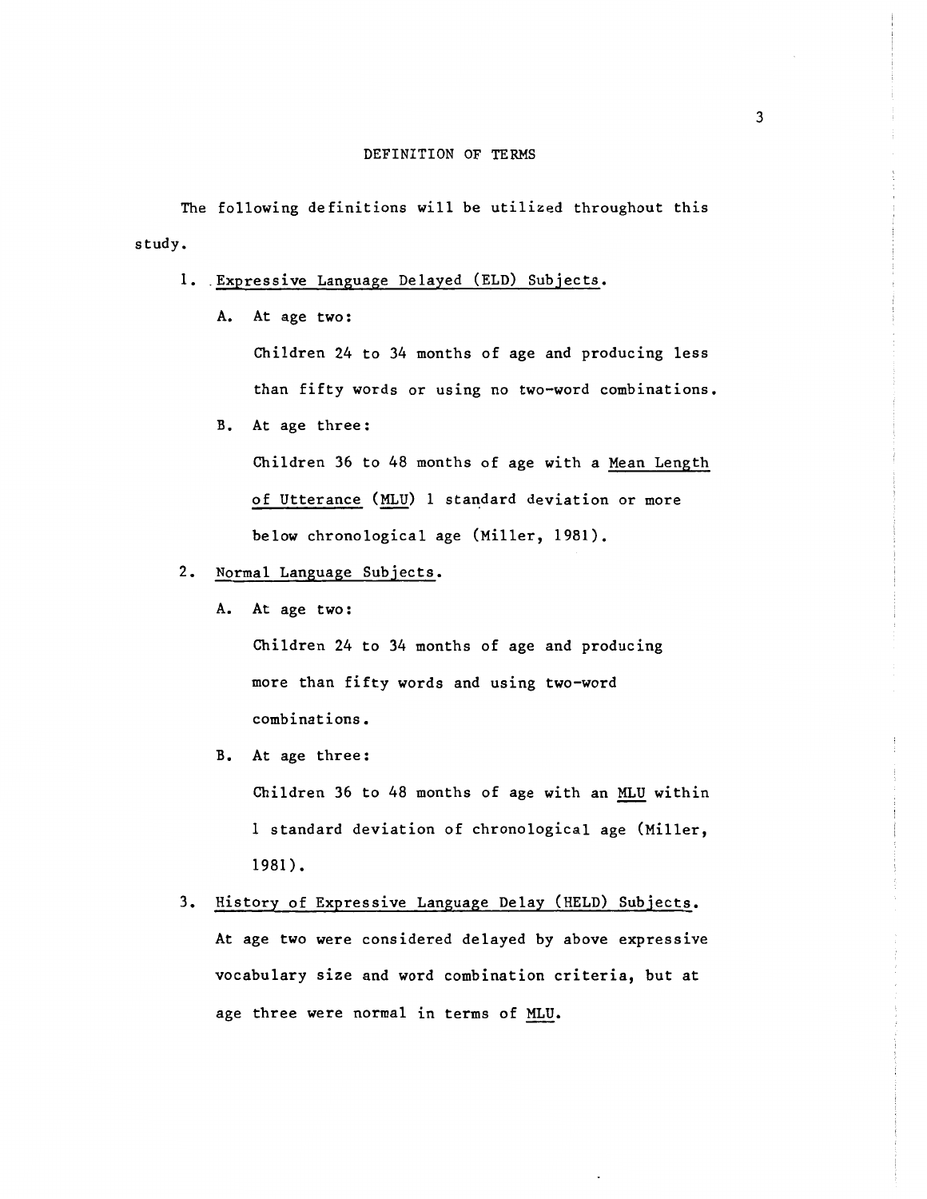## DEFINITION OF TERMS

The following definitions will be utilized throughout this study.

1. Expressive Language Delayed (ELD) Subjects.

   A. At age two:

      Children 24 to 34 months of age and producing less than fifty words or using no two-word combinations.

   B. At age three:

      Children 36 to 48 months of age with a Mean Length of Utterance (MLU) 1 standard deviation or more below chronological age (Miller, 1981).

2. Normal Language Subjects.

   A. At age two:

      Children 24 to 34 months of age and producing more than fifty words and using two-word combinations.

   B. At age three:

      Children 36 to 48 months of age with an MLU within 1 standard deviation of chronological age (Miller, 1981).

3. History of Expressive Language Delay (HELD) Subjects. At age two were considered delayed by above expressive vocabulary size and word combination criteria, but at age three were normal in terms of MLU.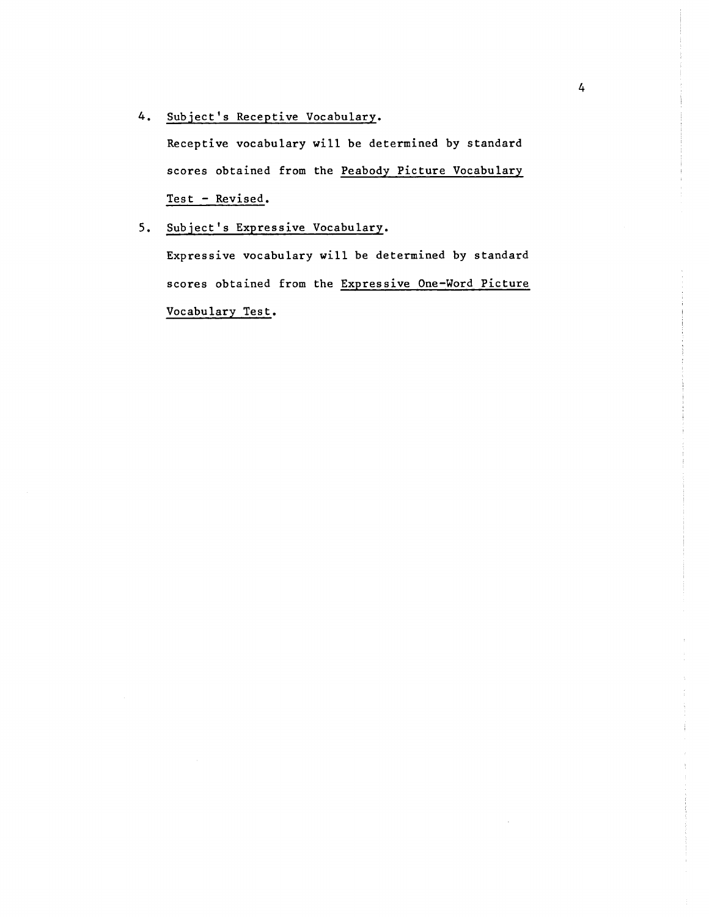4. Subject's Receptive Vocabulary.

   Receptive vocabulary will be determined by standard scores obtained from the Peabody Picture Vocabulary Test - Revised.

5. Subject's Expressive Vocabulary.

   Expressive vocabulary will be determined by standard scores obtained from the Expressive One-Word Picture Vocabulary Test.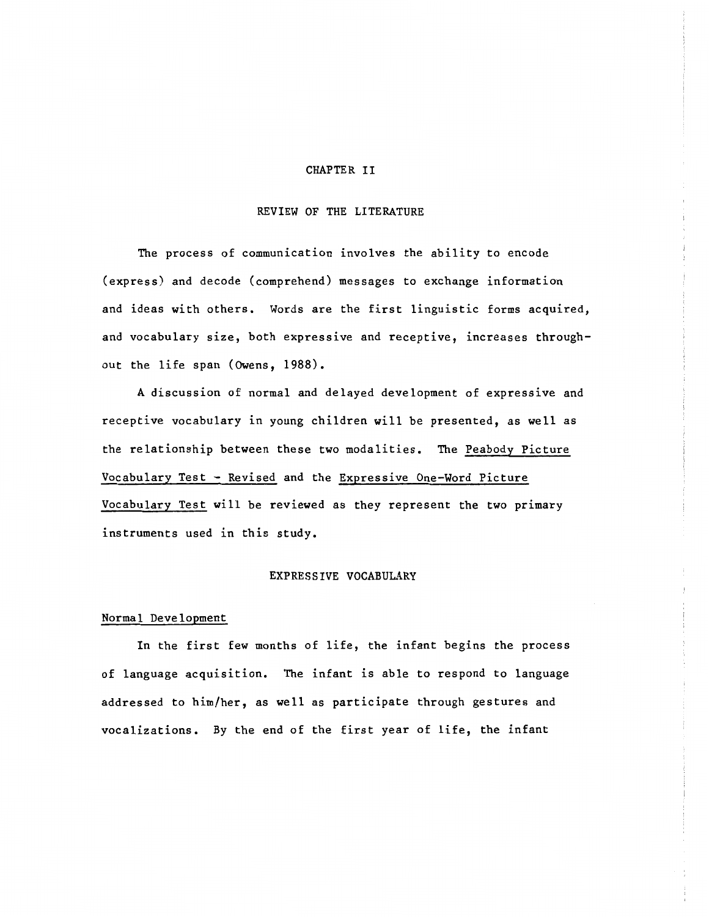# CHAPTER II

## REVIEW OF THE LITERATURE

The process of communication involves the ability to encode (express) and decode (comprehend) messages to exchange information and ideas with others. Words are the first linguistic forms acquired, and vocabulary size, both expressive and receptive, increases throughout the life span (Owens, 1988).

A discussion of normal and delayed development of expressive and receptive vocabulary in young children will be presented, as well as the relationship between these two modalities. The Peabody Picture Vocabulary Test - Revised and the Expressive One-Word Picture Vocabulary Test will be reviewed as they represent the two primary instruments used in this study.

### EXPRESSIVE VOCABULARY

#### Normal Development

In the first few months of life, the infant begins the process of language acquisition. The infant is able to respond to language addressed to him/her, as well as participate through gestures and vocalizations. By the end of the first year of life, the infant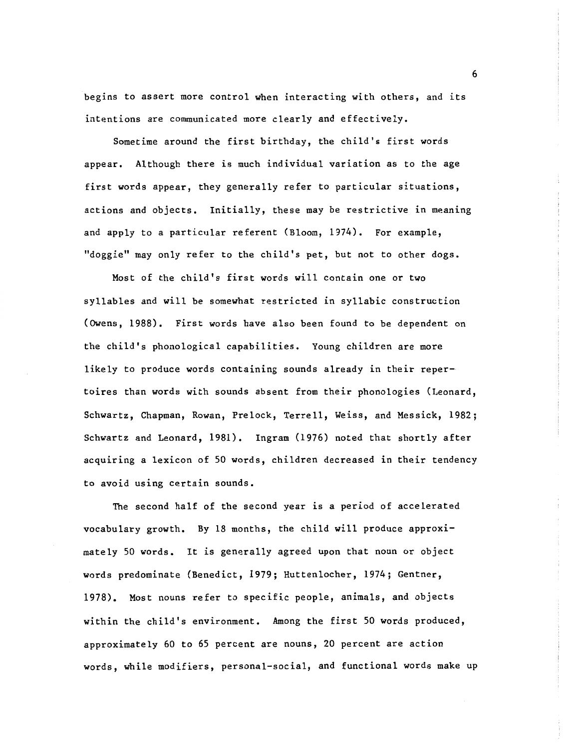begins to assert more control when interacting with others, and its intentions are communicated more clearly and effectively.

Sometime around the first birthday, the child's first words appear. Although there is much individual variation as to the age first words appear, they generally refer to particular situations, actions and objects. Initially, these may be restrictive in meaning and apply to a particular referent (Bloom, 1974). For example, "doggie" may only refer to the child's pet, but not to other dogs.

Most of the child's first words will contain one or two syllables and will be somewhat restricted in syllabic construction (Owens, 1988). First words have also been found to be dependent on the child's phonological capabilities. Young children are more likely to produce words containing sounds already in their repertoires than words with sounds absent from their phonologies (Leonard, Schwartz, Chapman, Rowan, Prelock, Terrell, Weiss, and Messick, 1982; Schwartz and Leonard, 1981). Ingram (1976) noted that shortly after acquiring a lexicon of 50 words, children decreased in their tendency to avoid using certain sounds.

The second half of the second year is a period of accelerated vocabulary growth. By 18 months, the child will produce approximately 50 words. It is generally agreed upon that noun or object words predominate (Benedict, 1979; Huttenlocher, 1974; Gentner, 1978). Most nouns refer to specific people, animals, and objects within the child's environment. Among the first 50 words produced, approximately 60 to 65 percent are nouns, 20 percent are action words, while modifiers, personal-social, and functional words make up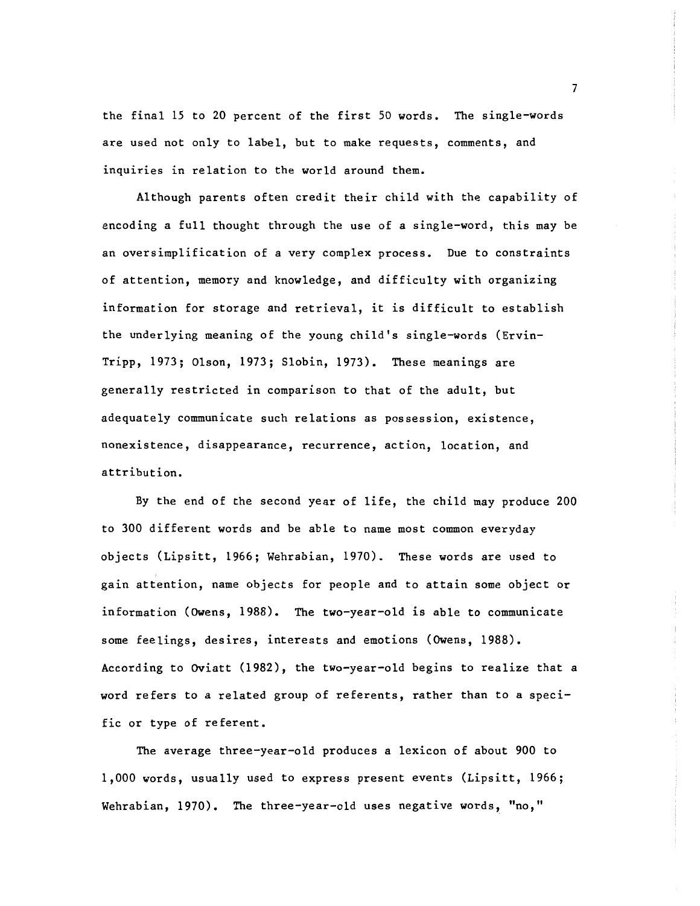the final 15 to 20 percent of the first 50 words. The single-words are used not only to label, but to make requests, comments, and inquiries in relation to the world around them.

Although parents often credit their child with the capability of encoding a full thought through the use of a single-word, this may be an oversimplification of a very complex process. Due to constraints of attention, memory and knowledge, and difficulty with organizing information for storage and retrieval, it is difficult to establish the underlying meaning of the young child's single-words (Ervin-Tripp, 1973; Olson, 1973; Slobin, 1973). These meanings are generally restricted in comparison to that of the adult, but adequately communicate such relations as possession, existence, nonexistence, disappearance, recurrence, action, location, and attribution.

By the end of the second year of life, the child may produce 200 to 300 different words and be able to name most common everyday objects (Lipsitt, 1966; Wehrabian, 1970). These words are used to gain attention, name objects for people and to attain some object or information (Owens, 1988). The two-year-old is able to communicate some feelings, desires, interests and emotions (Owens, 1988). According to Oviatt (1982), the two-year-old begins to realize that a word refers to a related group of referents, rather than to a specific or type of referent.

The average three-year-old produces a lexicon of about 900 to 1,000 words, usually used to express present events (Lipsitt, 1966; Wehrabian, 1970). The three-year-old uses negative words, "no,"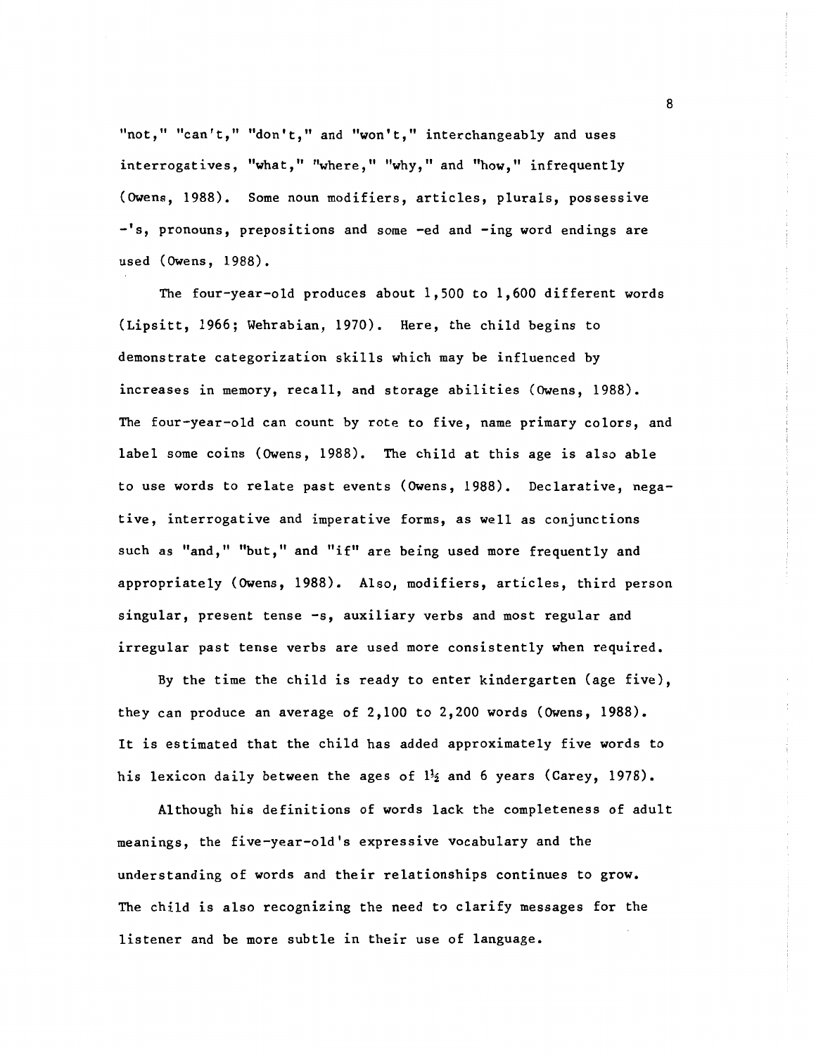"not," "can't," "don't," and "won't," interchangeably and uses interrogatives, "what," "where," "why," and "how," infrequently (Owens, 1988). Some noun modifiers, articles, plurals, possessive -'s, pronouns, prepositions and some -ed and -ing word endings are used (Owens, 1988).

The four-year-old produces about 1,500 to 1,600 different words (Lipsitt, 1966; Wehrabian, 1970). Here, the child begins to demonstrate categorization skills which may be influenced by increases in memory, recall, and storage abilities (Owens, 1988). The four-year-old can count by rote to five, name primary colors, and label some coins (Owens, 1988). The child at this age is also able to use words to relate past events (Owens, 1988). Declarative, negative, interrogative and imperative forms, as well as conjunctions such as "and," "but," and "if" are being used more frequently and appropriately (Owens, 1988). Also, modifiers, articles, third person singular, present tense -s, auxiliary verbs and most regular and irregular past tense verbs are used more consistently when required.

By the time the child is ready to enter kindergarten (age five), they can produce an average of 2,100 to 2,200 words (Owens, 1988). It is estimated that the child has added approximately five words to his lexicon daily between the ages of 1½ and 6 years (Carey, 1978).

Although his definitions of words lack the completeness of adult meanings, the five-year-old's expressive vocabulary and the understanding of words and their relationships continues to grow. The child is also recognizing the need to clarify messages for the listener and be more subtle in their use of language.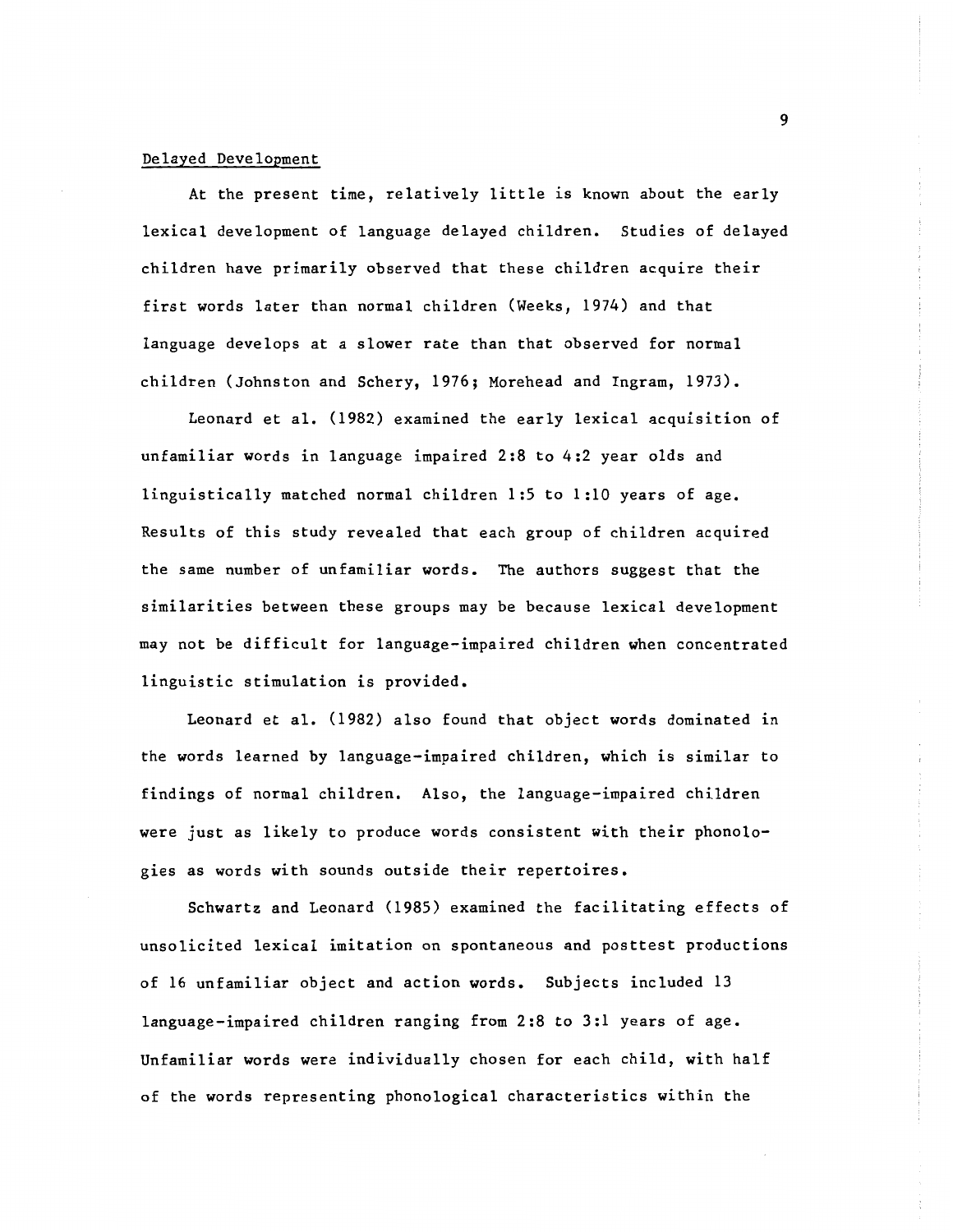## Delayed Development

At the present time, relatively little is known about the early lexical development of language delayed children. Studies of delayed children have primarily observed that these children acquire their first words later than normal children (Weeks, 1974) and that language develops at a slower rate than that observed for normal children (Johnston and Schery, 1976; Morehead and Ingram, 1973).

Leonard et al. (1982) examined the early lexical acquisition of unfamiliar words in language impaired 2:8 to 4:2 year olds and linguistically matched normal children 1:5 to 1:10 years of age. Results of this study revealed that each group of children acquired the same number of unfamiliar words. The authors suggest that the similarities between these groups may be because lexical development may not be difficult for language-impaired children when concentrated linguistic stimulation is provided.

Leonard et al. (1982) also found that object words dominated in the words learned by language-impaired children, which is similar to findings of normal children. Also, the language-impaired children were just as likely to produce words consistent with their phonologies as words with sounds outside their repertoires.

Schwartz and Leonard (1985) examined the facilitating effects of unsolicited lexical imitation on spontaneous and posttest productions of 16 unfamiliar object and action words. Subjects included 13 language-impaired children ranging from 2:8 to 3:1 years of age. Unfamiliar words were individually chosen for each child, with half of the words representing phonological characteristics within the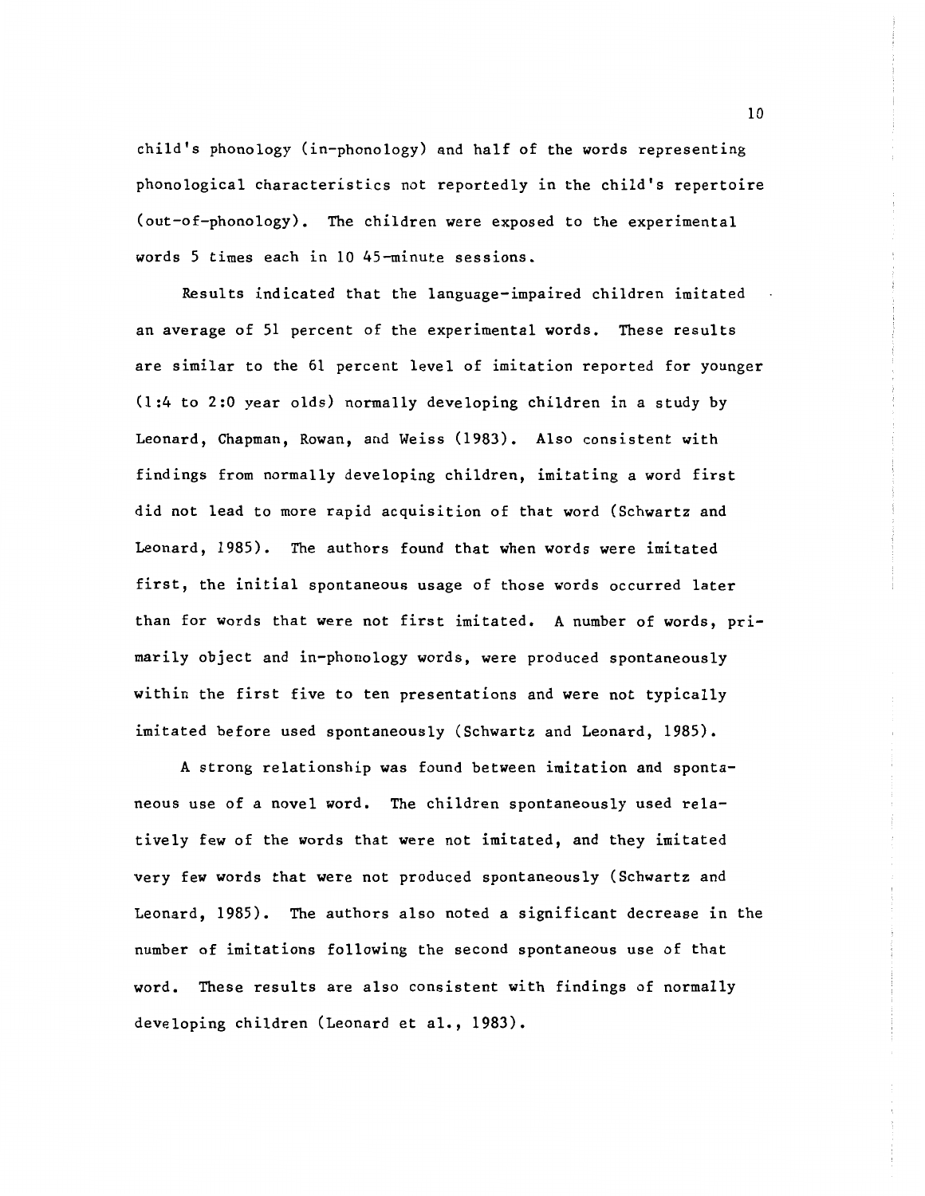child's phonology (in-phonology) and half of the words representing phonological characteristics not reportedly in the child's repertoire (out-of-phonology). The children were exposed to the experimental words 5 times each in 10 45-minute sessions.

Results indicated that the language-impaired children imitated an average of 51 percent of the experimental words. These results are similar to the 61 percent level of imitation reported for younger (1:4 to 2:0 year olds) normally developing children in a study by Leonard, Chapman, Rowan, and Weiss (1983). Also consistent with findings from normally developing children, imitating a word first did not lead to more rapid acquisition of that word (Schwartz and Leonard, 1985). The authors found that when words were imitated first, the initial spontaneous usage of those words occurred later than for words that were not first imitated. A number of words, primarily object and in-phonology words, were produced spontaneously within the first five to ten presentations and were not typically imitated before used spontaneously (Schwartz and Leonard, 1985).

A strong relationship was found between imitation and spontaneous use of a novel word. The children spontaneously used relatively few of the words that were not imitated, and they imitated very few words that were not produced spontaneously (Schwartz and Leonard, 1985). The authors also noted a significant decrease in the number of imitations following the second spontaneous use of that word. These results are also consistent with findings of normally developing children (Leonard et al., 1983).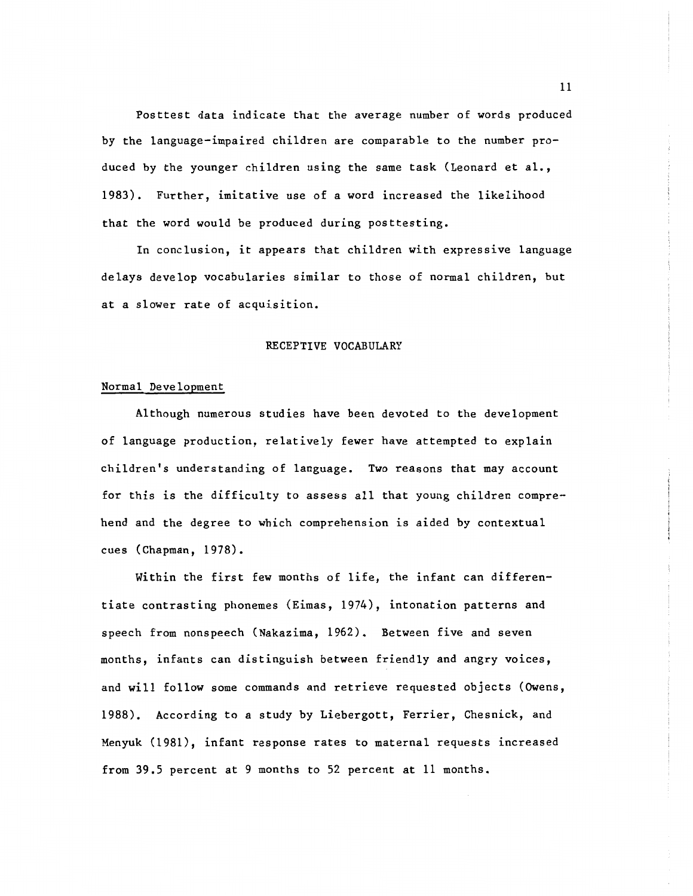Posttest data indicate that the average number of words produced by the language-impaired children are comparable to the number produced by the younger children using the same task (Leonard et al., 1983). Further, imitative use of a word increased the likelihood that the word would be produced during posttesting.

In conclusion, it appears that children with expressive language delays develop vocabularies similar to those of normal children, but at a slower rate of acquisition.

## RECEPTIVE VOCABULARY

### Normal Development

Although numerous studies have been devoted to the development of language production, relatively fewer have attempted to explain children's understanding of language. Two reasons that may account for this is the difficulty to assess all that young children comprehend and the degree to which comprehension is aided by contextual cues (Chapman, 1978).

Within the first few months of life, the infant can differentiate contrasting phonemes (Eimas, 1974), intonation patterns and speech from nonspeech (Nakazima, 1962). Between five and seven months, infants can distinguish between friendly and angry voices, and will follow some commands and retrieve requested objects (Owens, 1988). According to a study by Liebergott, Ferrier, Chesnick, and Menyuk (1981), infant response rates to maternal requests increased from 39.5 percent at 9 months to 52 percent at 11 months.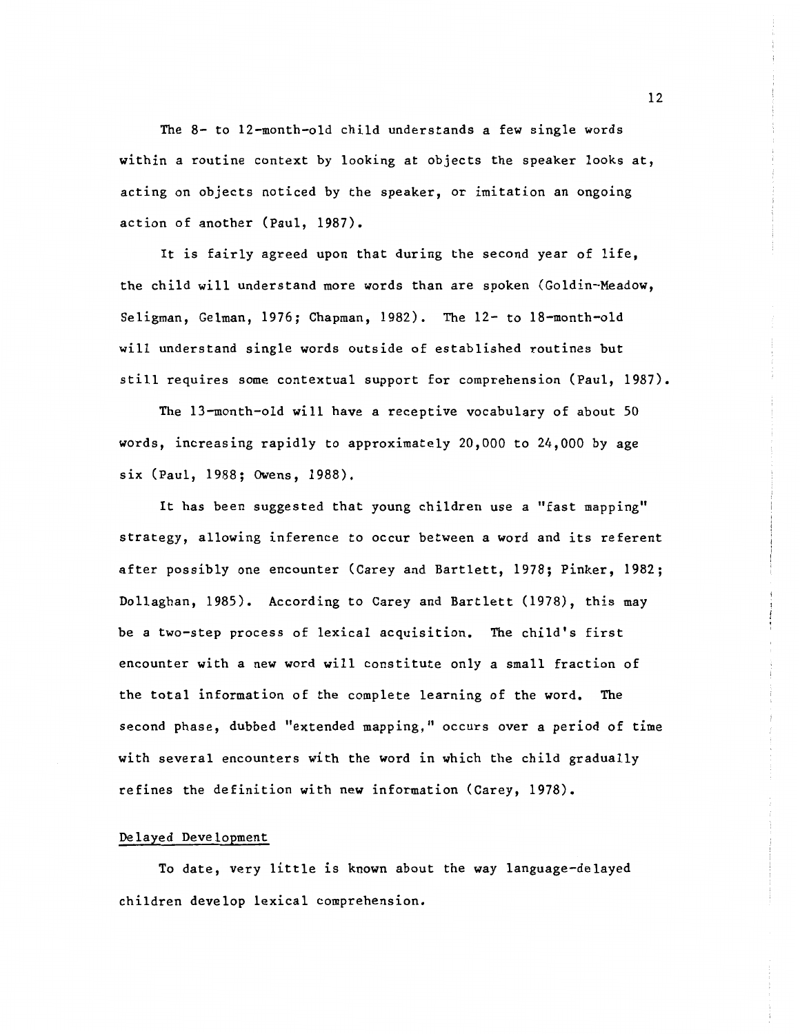The 8- to 12-month-old child understands a few single words within a routine context by looking at objects the speaker looks at, acting on objects noticed by the speaker, or imitation an ongoing action of another (Paul, 1987).

It is fairly agreed upon that during the second year of life, the child will understand more words than are spoken (Goldin-Meadow, Seligman, Gelman, 1976; Chapman, 1982). The 12- to 18-month-old will understand single words outside of established routines but still requires some contextual support for comprehension (Paul, 1987).

The 13-month-old will have a receptive vocabulary of about 50 words, increasing rapidly to approximately 20,000 to 24,000 by age six (Paul, 1988; Owens, 1988).

It has been suggested that young children use a "fast mapping" strategy, allowing inference to occur between a word and its referent after possibly one encounter (Carey and Bartlett, 1978; Pinker, 1982; Dollaghan, 1985). According to Carey and Bartlett (1978), this may be a two-step process of lexical acquisition. The child's first encounter with a new word will constitute only a small fraction of the total information of the complete learning of the word. The second phase, dubbed "extended mapping," occurs over a period of time with several encounters with the word in which the child gradually refines the definition with new information (Carey, 1978).

## Delayed Development

To date, very little is known about the way language-delayed children develop lexical comprehension.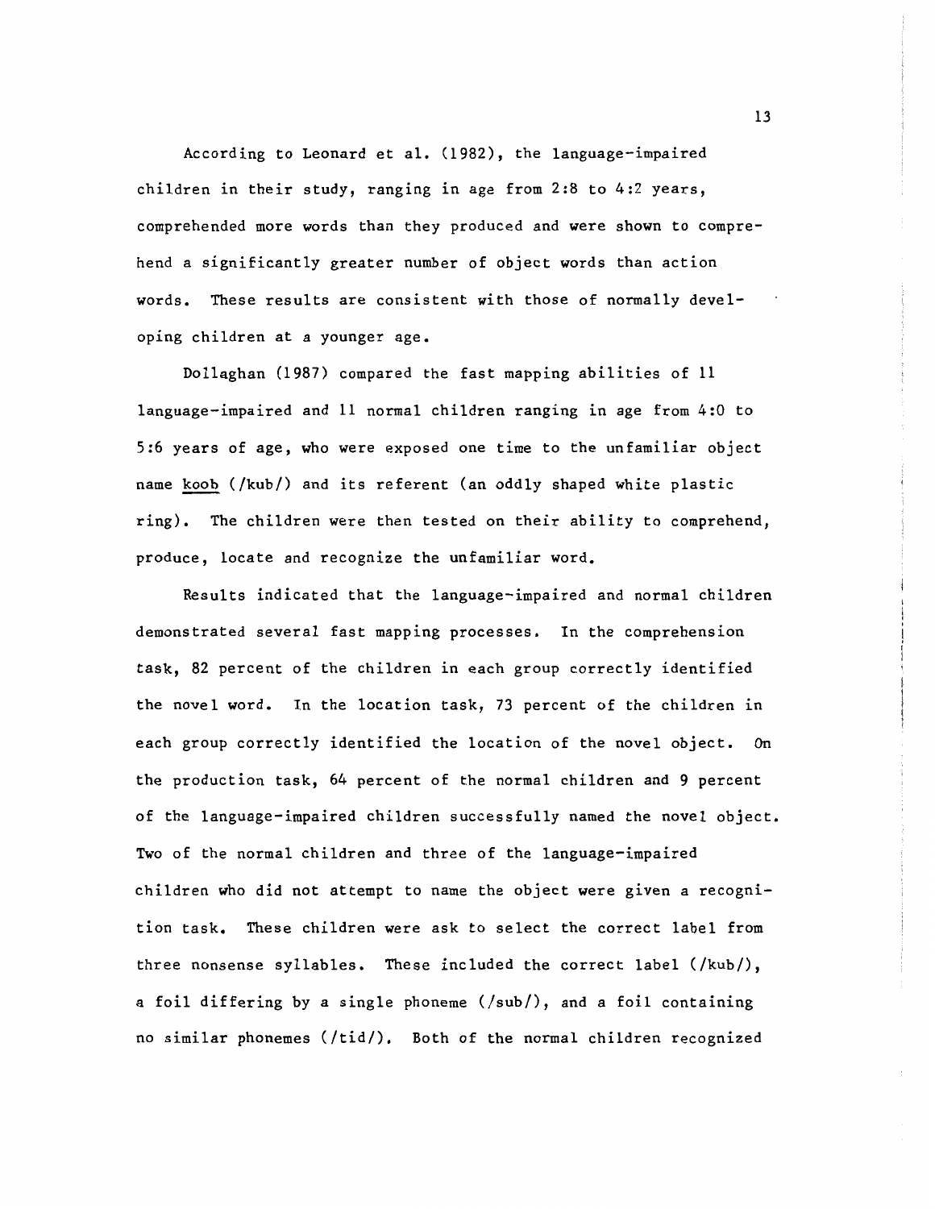According to Leonard et al. (1982), the language-impaired children in their study, ranging in age from 2:8 to 4:2 years, comprehended more words than they produced and were shown to comprehend a significantly greater number of object words than action words. These results are consistent with those of normally developing children at a younger age.

Dollaghan (1987) compared the fast mapping abilities of 11 language-impaired and 11 normal children ranging in age from 4:0 to 5:6 years of age, who were exposed one time to the unfamiliar object name <u>koob</u> (/kub/) and its referent (an oddly shaped white plastic ring). The children were then tested on their ability to comprehend, produce, locate and recognize the unfamiliar word.

Results indicated that the language-impaired and normal children demonstrated several fast mapping processes. In the comprehension task, 82 percent of the children in each group correctly identified the novel word. In the location task, 73 percent of the children in each group correctly identified the location of the novel object. On the production task, 64 percent of the normal children and 9 percent of the language-impaired children successfully named the novel object. Two of the normal children and three of the language-impaired children who did not attempt to name the object were given a recognition task. These children were ask to select the correct label from three nonsense syllables. These included the correct label (/kub/), a foil differing by a single phoneme (/sub/), and a foil containing no similar phonemes (/tid/). Both of the normal children recognized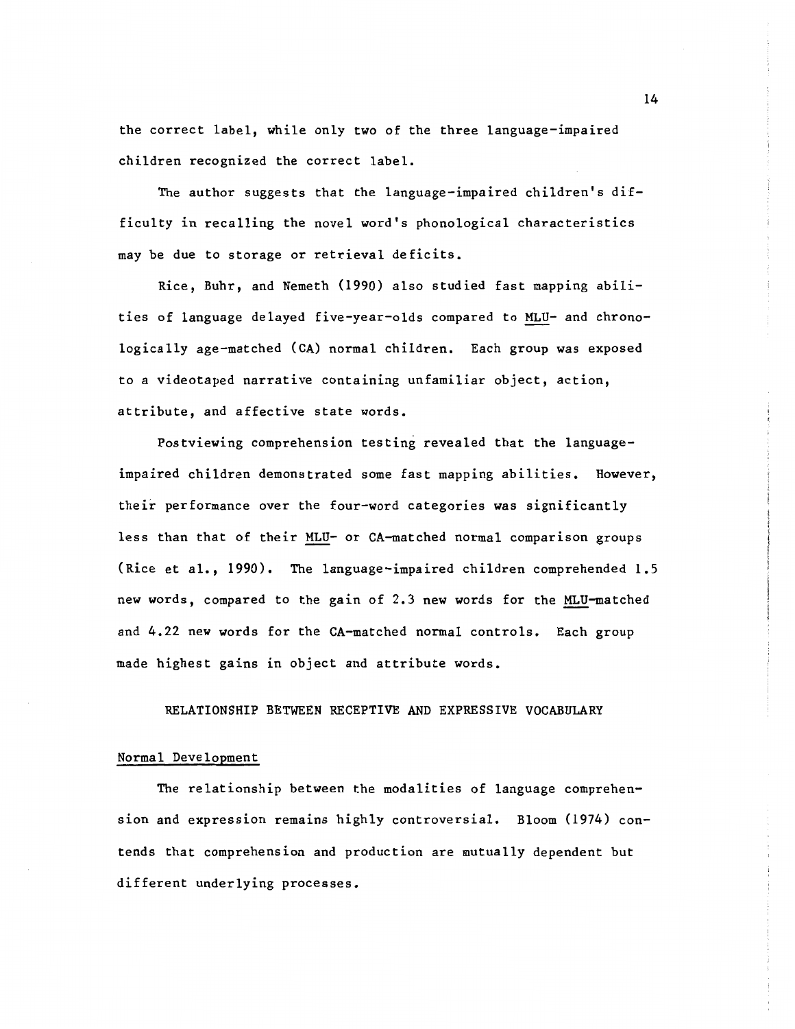the correct label, while only two of the three language-impaired children recognized the correct label.

The author suggests that the language-impaired children's difficulty in recalling the novel word's phonological characteristics may be due to storage or retrieval deficits.

Rice, Buhr, and Nemeth (1990) also studied fast mapping abilities of language delayed five-year-olds compared to MLU- and chronologically age-matched (CA) normal children. Each group was exposed to a videotaped narrative containing unfamiliar object, action, attribute, and affective state words.

Postviewing comprehension testing revealed that the language-impaired children demonstrated some fast mapping abilities. However, their performance over the four-word categories was significantly less than that of their MLU- or CA-matched normal comparison groups (Rice et al., 1990). The language-impaired children comprehended 1.5 new words, compared to the gain of 2.3 new words for the MLU-matched and 4.22 new words for the CA-matched normal controls. Each group made highest gains in object and attribute words.

## RELATIONSHIP BETWEEN RECEPTIVE AND EXPRESSIVE VOCABULARY

### Normal Development

The relationship between the modalities of language comprehension and expression remains highly controversial. Bloom (1974) contends that comprehension and production are mutually dependent but different underlying processes.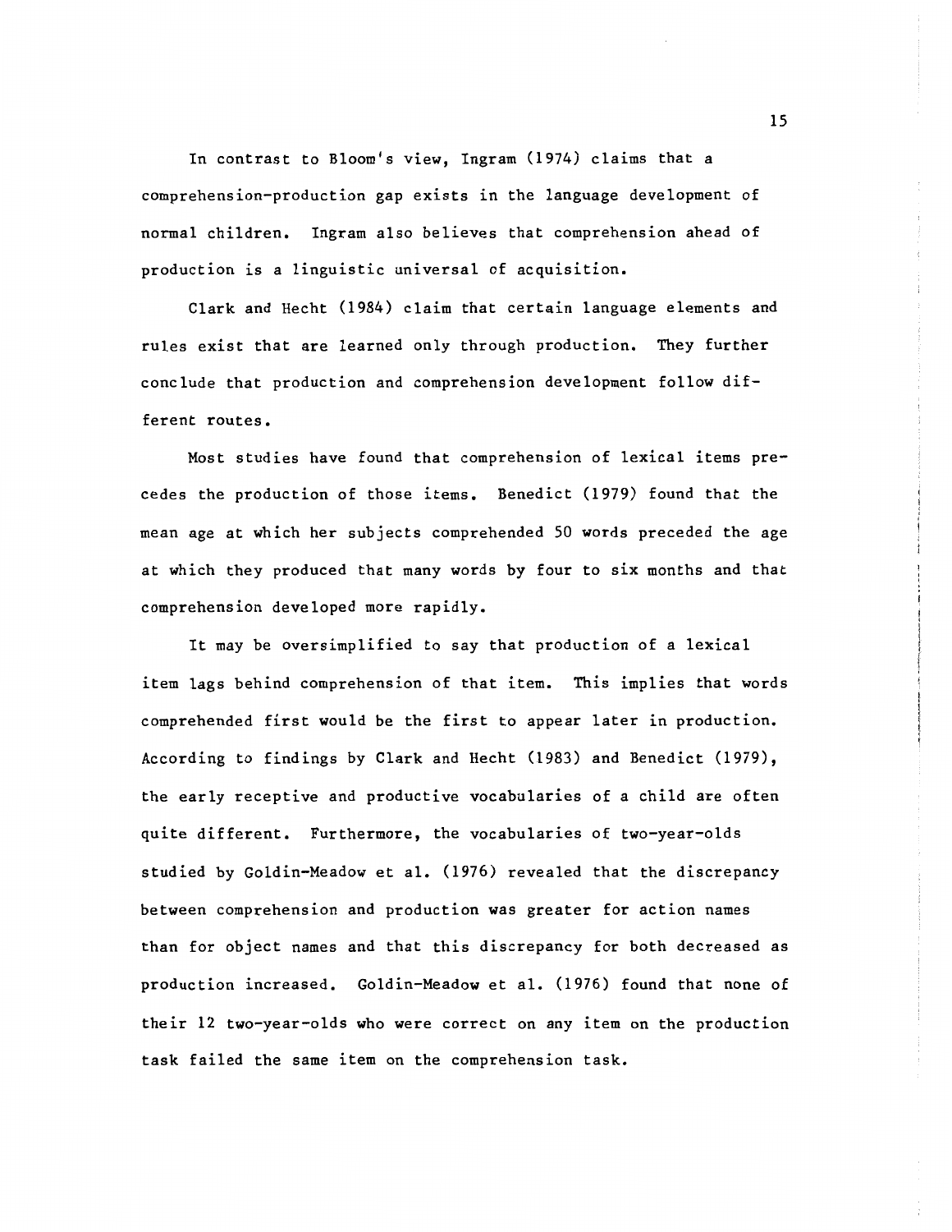In contrast to Bloom's view, Ingram (1974) claims that a comprehension-production gap exists in the language development of normal children. Ingram also believes that comprehension ahead of production is a linguistic universal of acquisition.

Clark and Hecht (1984) claim that certain language elements and rules exist that are learned only through production. They further conclude that production and comprehension development follow different routes.

Most studies have found that comprehension of lexical items precedes the production of those items. Benedict (1979) found that the mean age at which her subjects comprehended 50 words preceded the age at which they produced that many words by four to six months and that comprehension developed more rapidly.

It may be oversimplified to say that production of a lexical item lags behind comprehension of that item. This implies that words comprehended first would be the first to appear later in production. According to findings by Clark and Hecht (1983) and Benedict (1979), the early receptive and productive vocabularies of a child are often quite different. Furthermore, the vocabularies of two-year-olds studied by Goldin-Meadow et al. (1976) revealed that the discrepancy between comprehension and production was greater for action names than for object names and that this discrepancy for both decreased as production increased. Goldin-Meadow et al. (1976) found that none of their 12 two-year-olds who were correct on any item on the production task failed the same item on the comprehension task.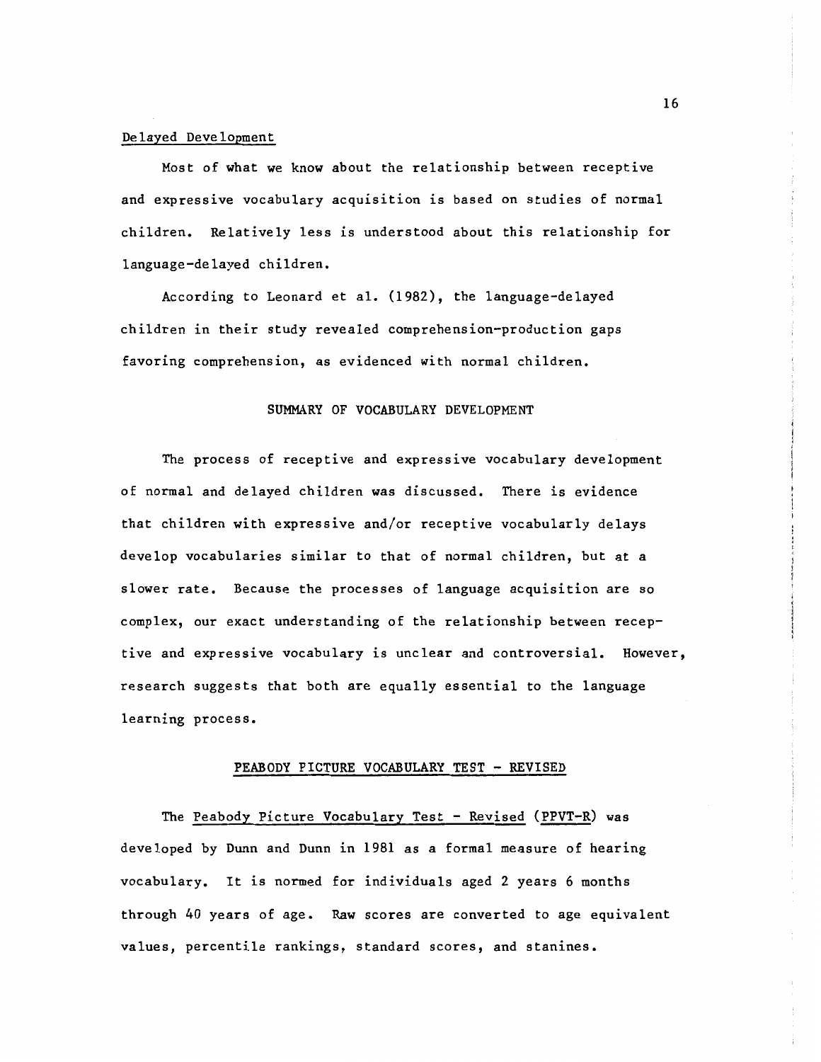Delayed Development

Most of what we know about the relationship between receptive and expressive vocabulary acquisition is based on studies of normal children. Relatively less is understood about this relationship for language-delayed children.

According to Leonard et al. (1982), the language-delayed children in their study revealed comprehension-production gaps favoring comprehension, as evidenced with normal children.

## SUMMARY OF VOCABULARY DEVELOPMENT

The process of receptive and expressive vocabulary development of normal and delayed children was discussed. There is evidence that children with expressive and/or receptive vocabularly delays develop vocabularies similar to that of normal children, but at a slower rate. Because the processes of language acquisition are so complex, our exact understanding of the relationship between receptive and expressive vocabulary is unclear and controversial. However, research suggests that both are equally essential to the language learning process.

## PEABODY PICTURE VOCABULARY TEST - REVISED

The Peabody Picture Vocabulary Test - Revised (PPVT-R) was developed by Dunn and Dunn in 1981 as a formal measure of hearing vocabulary. It is normed for individuals aged 2 years 6 months through 40 years of age. Raw scores are converted to age equivalent values, percentile rankings, standard scores, and stanines.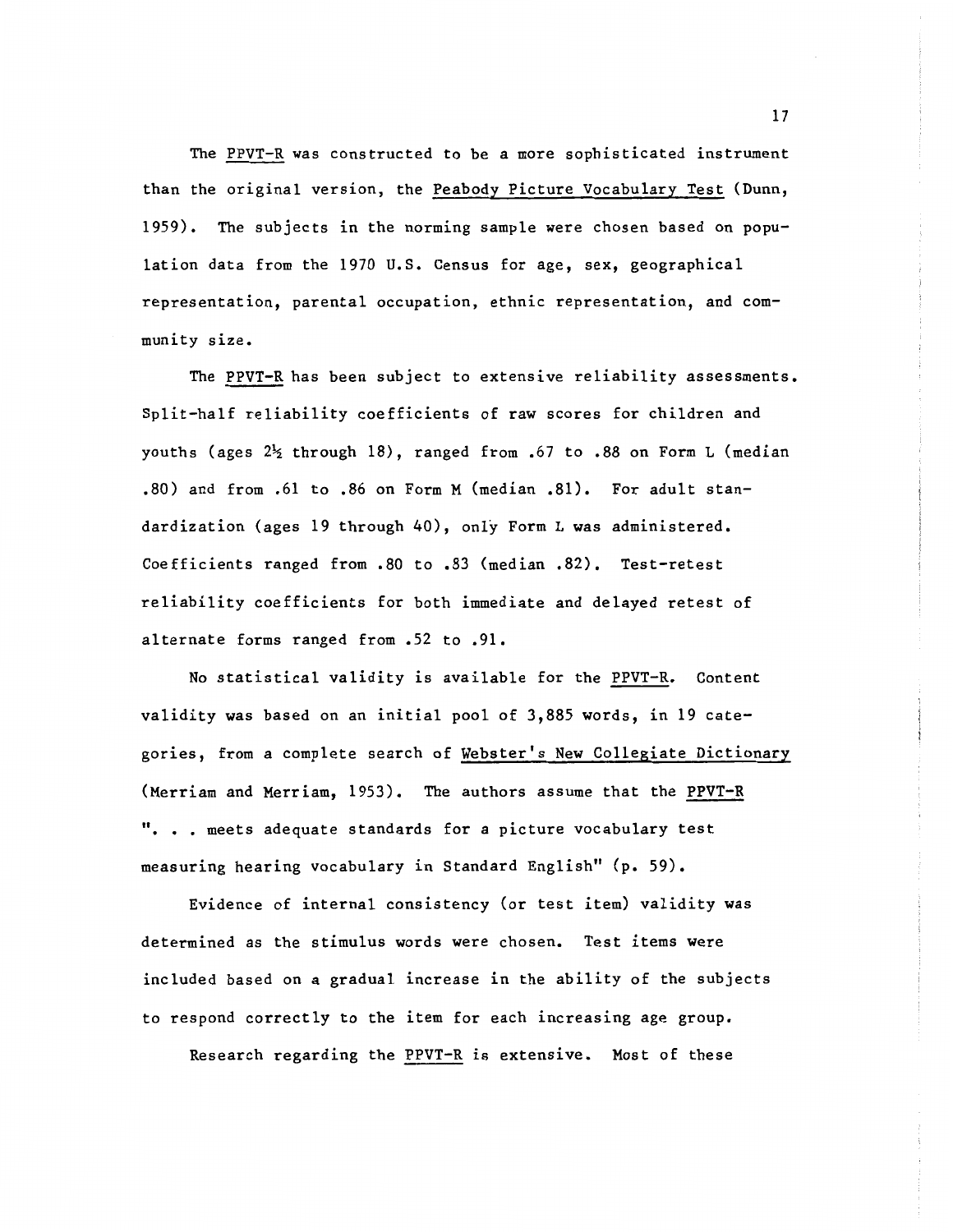The PPVT-R was constructed to be a more sophisticated instrument than the original version, the Peabody Picture Vocabulary Test (Dunn, 1959). The subjects in the norming sample were chosen based on population data from the 1970 U.S. Census for age, sex, geographical representation, parental occupation, ethnic representation, and community size.

The PPVT-R has been subject to extensive reliability assessments. Split-half reliability coefficients of raw scores for children and youths (ages 2½ through 18), ranged from .67 to .88 on Form L (median .80) and from .61 to .86 on Form M (median .81). For adult standardization (ages 19 through 40), only Form L was administered. Coefficients ranged from .80 to .83 (median .82). Test-retest reliability coefficients for both immediate and delayed retest of alternate forms ranged from .52 to .91.

No statistical validity is available for the PPVT-R. Content validity was based on an initial pool of 3,885 words, in 19 categories, from a complete search of Webster's New Collegiate Dictionary (Merriam and Merriam, 1953). The authors assume that the PPVT-R ". . . meets adequate standards for a picture vocabulary test measuring hearing vocabulary in Standard English" (p. 59).

Evidence of internal consistency (or test item) validity was determined as the stimulus words were chosen. Test items were included based on a gradual increase in the ability of the subjects to respond correctly to the item for each increasing age group.

Research regarding the PPVT-R is extensive. Most of these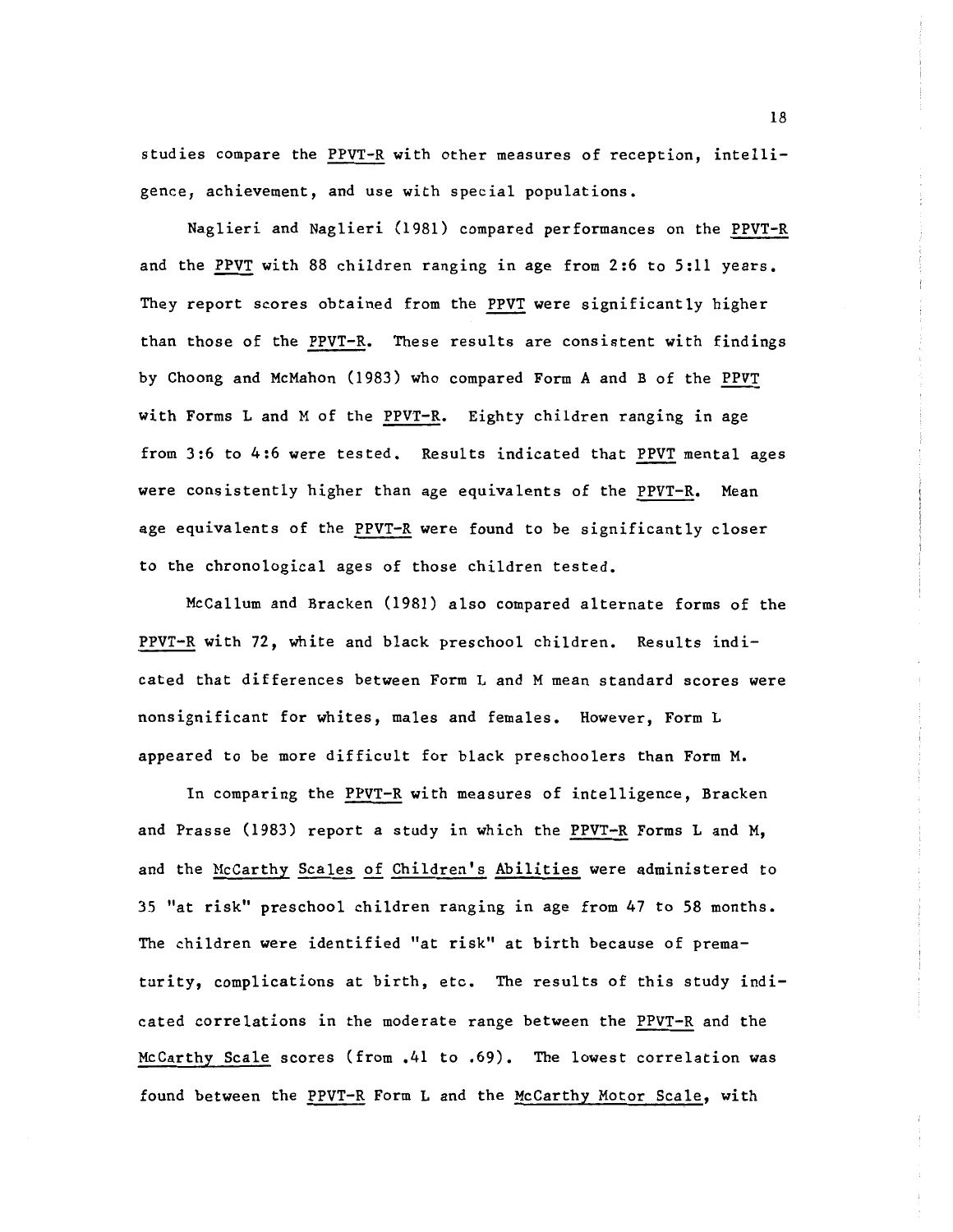studies compare the PPVT-R with other measures of reception, intelligence, achievement, and use with special populations.

Naglieri and Naglieri (1981) compared performances on the PPVT-R and the PPVT with 88 children ranging in age from 2:6 to 5:11 years. They report scores obtained from the PPVT were significantly higher than those of the PPVT-R. These results are consistent with findings by Choong and McMahon (1983) who compared Form A and B of the PPVT with Forms L and M of the PPVT-R. Eighty children ranging in age from 3:6 to 4:6 were tested. Results indicated that PPVT mental ages were consistently higher than age equivalents of the PPVT-R. Mean age equivalents of the PPVT-R were found to be significantly closer to the chronological ages of those children tested.

McCallum and Bracken (1981) also compared alternate forms of the PPVT-R with 72, white and black preschool children. Results indicated that differences between Form L and M mean standard scores were nonsignificant for whites, males and females. However, Form L appeared to be more difficult for black preschoolers than Form M.

In comparing the PPVT-R with measures of intelligence, Bracken and Prasse (1983) report a study in which the PPVT-R Forms L and M, and the McCarthy Scales of Children's Abilities were administered to 35 "at risk" preschool children ranging in age from 47 to 58 months. The children were identified "at risk" at birth because of prematurity, complications at birth, etc. The results of this study indicated correlations in the moderate range between the PPVT-R and the McCarthy Scale scores (from .41 to .69). The lowest correlation was found between the PPVT-R Form L and the McCarthy Motor Scale, with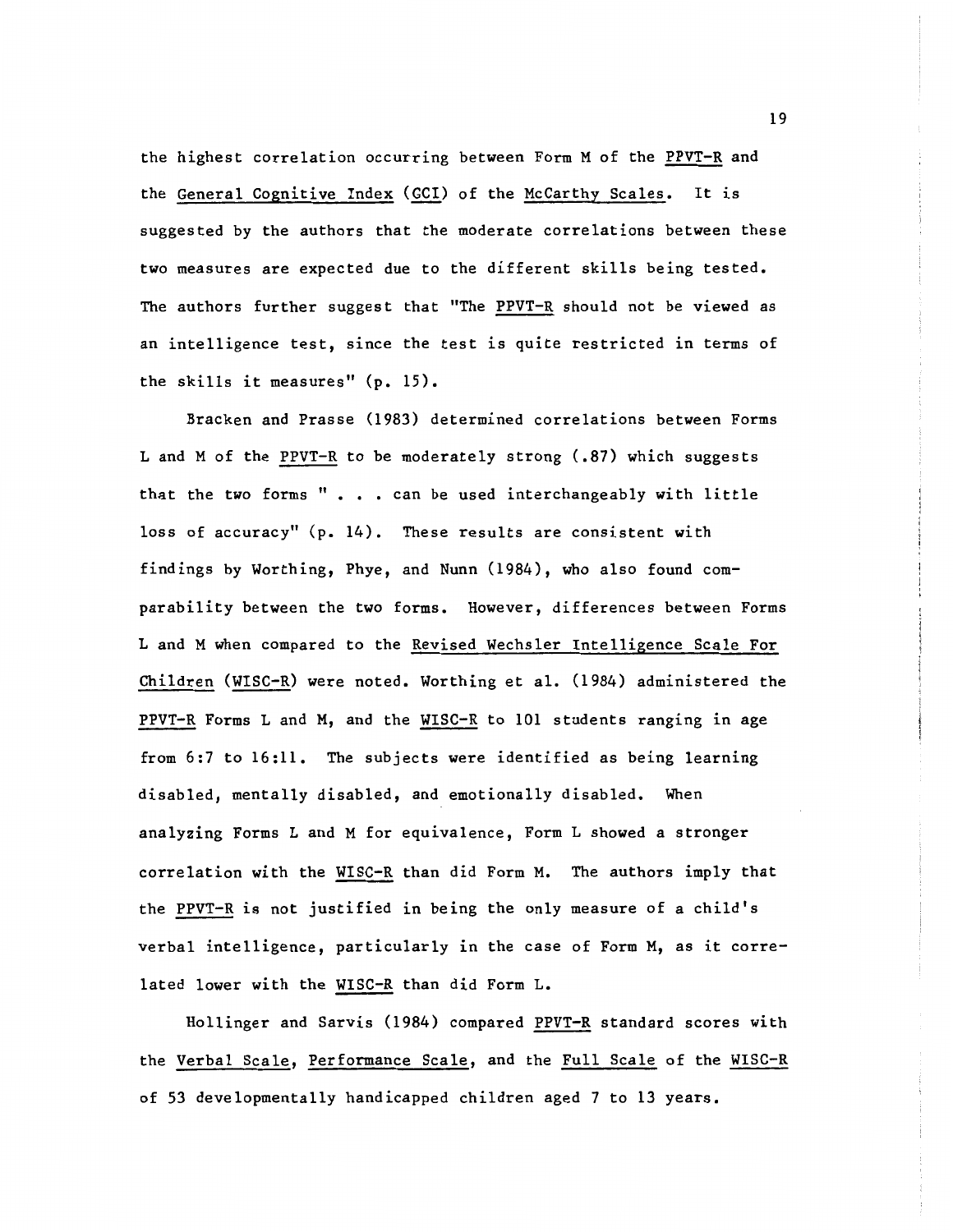the highest correlation occurring between Form M of the PPVT-R and the General Cognitive Index (GCI) of the McCarthy Scales. It is suggested by the authors that the moderate correlations between these two measures are expected due to the different skills being tested. The authors further suggest that "The PPVT-R should not be viewed as an intelligence test, since the test is quite restricted in terms of the skills it measures" (p. 15).

Bracken and Prasse (1983) determined correlations between Forms L and M of the PPVT-R to be moderately strong (.87) which suggests that the two forms " . . . can be used interchangeably with little loss of accuracy" (p. 14). These results are consistent with findings by Worthing, Phye, and Nunn (1984), who also found comparability between the two forms. However, differences between Forms L and M when compared to the Revised Wechsler Intelligence Scale For Children (WISC-R) were noted. Worthing et al. (1984) administered the PPVT-R Forms L and M, and the WISC-R to 101 students ranging in age from 6:7 to 16:11. The subjects were identified as being learning disabled, mentally disabled, and emotionally disabled. When analyzing Forms L and M for equivalence, Form L showed a stronger correlation with the WISC-R than did Form M. The authors imply that the PPVT-R is not justified in being the only measure of a child's verbal intelligence, particularly in the case of Form M, as it correlated lower with the WISC-R than did Form L.

Hollinger and Sarvis (1984) compared PPVT-R standard scores with the Verbal Scale, Performance Scale, and the Full Scale of the WISC-R of 53 developmentally handicapped children aged 7 to 13 years.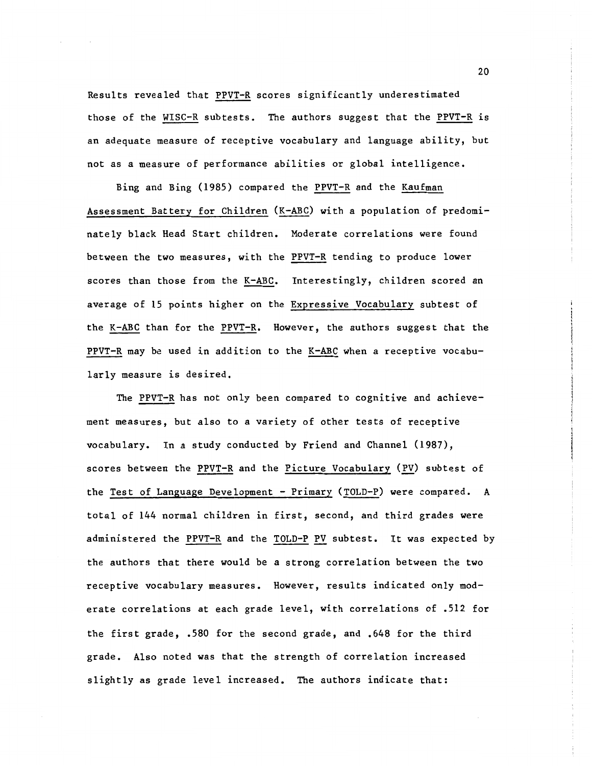Results revealed that PPVT-R scores significantly underestimated those of the WISC-R subtests. The authors suggest that the PPVT-R is an adequate measure of receptive vocabulary and language ability, but not as a measure of performance abilities or global intelligence.

Bing and Bing (1985) compared the PPVT-R and the Kaufman Assessment Battery for Children (K-ABC) with a population of predominately black Head Start children. Moderate correlations were found between the two measures, with the PPVT-R tending to produce lower scores than those from the K-ABC. Interestingly, children scored an average of 15 points higher on the Expressive Vocabulary subtest of the K-ABC than for the PPVT-R. However, the authors suggest that the PPVT-R may be used in addition to the K-ABC when a receptive vocabularly measure is desired.

The PPVT-R has not only been compared to cognitive and achievement measures, but also to a variety of other tests of receptive vocabulary. In a study conducted by Friend and Channel (1987), scores between the PPVT-R and the Picture Vocabulary (PV) subtest of the Test of Language Development - Primary (TOLD-P) were compared. A total of 144 normal children in first, second, and third grades were administered the PPVT-R and the TOLD-P PV subtest. It was expected by the authors that there would be a strong correlation between the two receptive vocabulary measures. However, results indicated only moderate correlations at each grade level, with correlations of .512 for the first grade, .580 for the second grade, and .648 for the third grade. Also noted was that the strength of correlation increased slightly as grade level increased. The authors indicate that: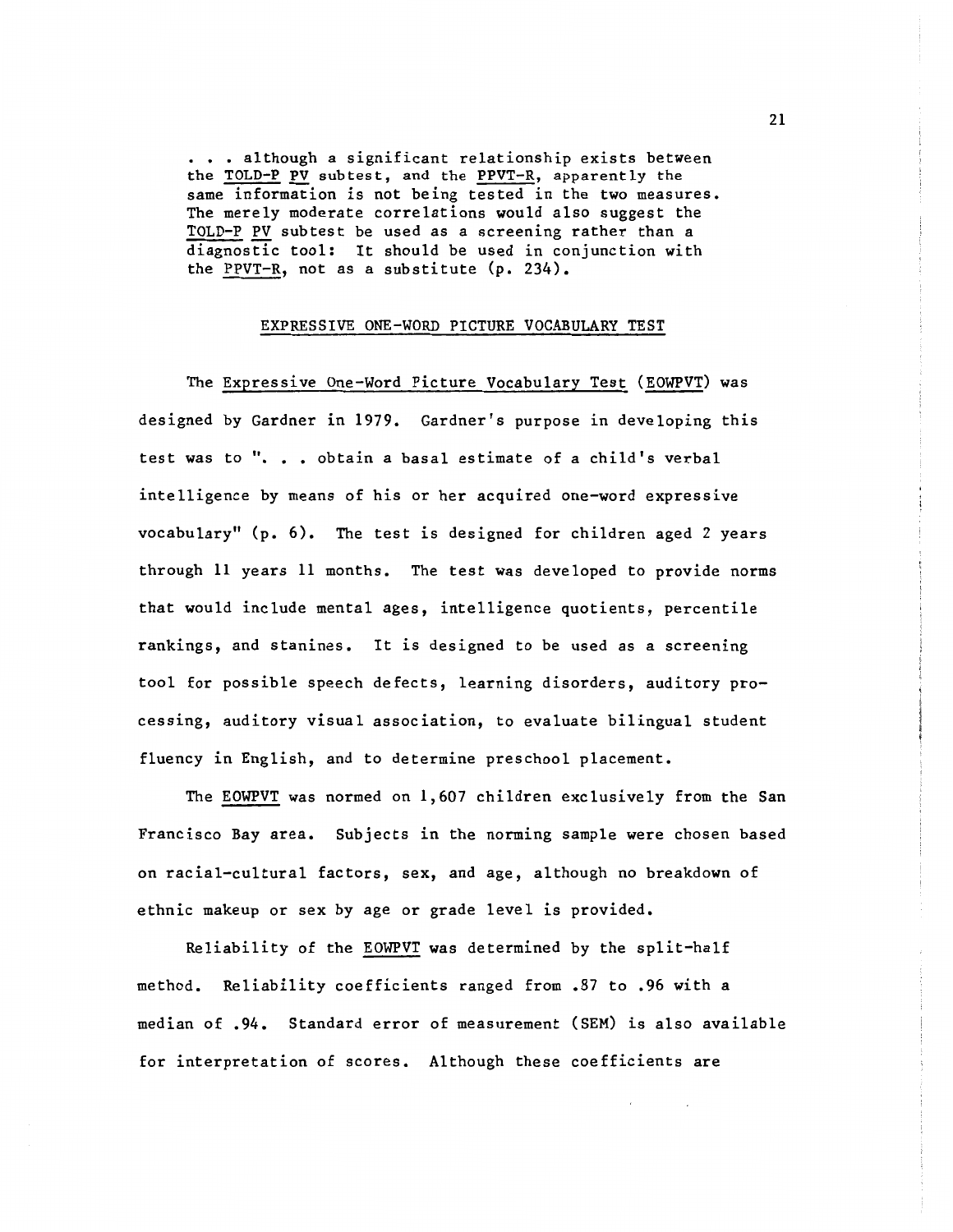> . . . although a significant relationship exists between the TOLD-P PV subtest, and the PPVT-R, apparently the same information is not being tested in the two measures. The merely moderate correlations would also suggest the TOLD-P PV subtest be used as a screening rather than a diagnostic tool: It should be used in conjunction with the PPVT-R, not as a substitute (p. 234).

## EXPRESSIVE ONE-WORD PICTURE VOCABULARY TEST

The Expressive One-Word Picture Vocabulary Test (EOWPVT) was designed by Gardner in 1979. Gardner's purpose in developing this test was to ". . . obtain a basal estimate of a child's verbal intelligence by means of his or her acquired one-word expressive vocabulary" (p. 6). The test is designed for children aged 2 years through 11 years 11 months. The test was developed to provide norms that would include mental ages, intelligence quotients, percentile rankings, and stanines. It is designed to be used as a screening tool for possible speech defects, learning disorders, auditory processing, auditory visual association, to evaluate bilingual student fluency in English, and to determine preschool placement.

The EOWPVT was normed on 1,607 children exclusively from the San Francisco Bay area. Subjects in the norming sample were chosen based on racial-cultural factors, sex, and age, although no breakdown of ethnic makeup or sex by age or grade level is provided.

Reliability of the EOWPVT was determined by the split-half method. Reliability coefficients ranged from .87 to .96 with a median of .94. Standard error of measurement (SEM) is also available for interpretation of scores. Although these coefficients are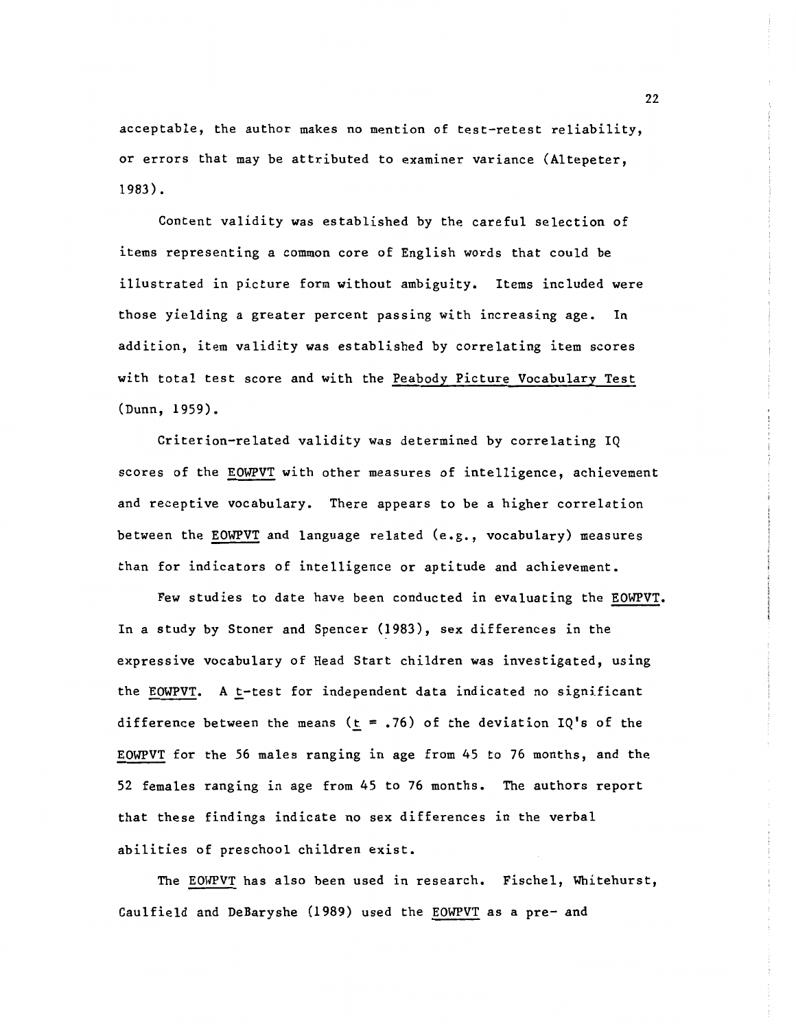acceptable, the author makes no mention of test-retest reliability, or errors that may be attributed to examiner variance (Altepeter, 1983).

Content validity was established by the careful selection of items representing a common core of English words that could be illustrated in picture form without ambiguity. Items included were those yielding a greater percent passing with increasing age. In addition, item validity was established by correlating item scores with total test score and with the Peabody Picture Vocabulary Test (Dunn, 1959).

Criterion-related validity was determined by correlating IQ scores of the EOWPVT with other measures of intelligence, achievement and receptive vocabulary. There appears to be a higher correlation between the EOWPVT and language related (e.g., vocabulary) measures than for indicators of intelligence or aptitude and achievement.

Few studies to date have been conducted in evaluating the EOWPVT. In a study by Stoner and Spencer (1983), sex differences in the expressive vocabulary of Head Start children was investigated, using the EOWPVT. A $t$-test for independent data indicated no significant difference between the means ($t$ = .76) of the deviation IQ's of the EOWPVT for the 56 males ranging in age from 45 to 76 months, and the 52 females ranging in age from 45 to 76 months. The authors report that these findings indicate no sex differences in the verbal abilities of preschool children exist.

The EOWPVT has also been used in research. Fischel, Whitehurst, Caulfield and DeBaryshe (1989) used the EOWPVT as a pre- and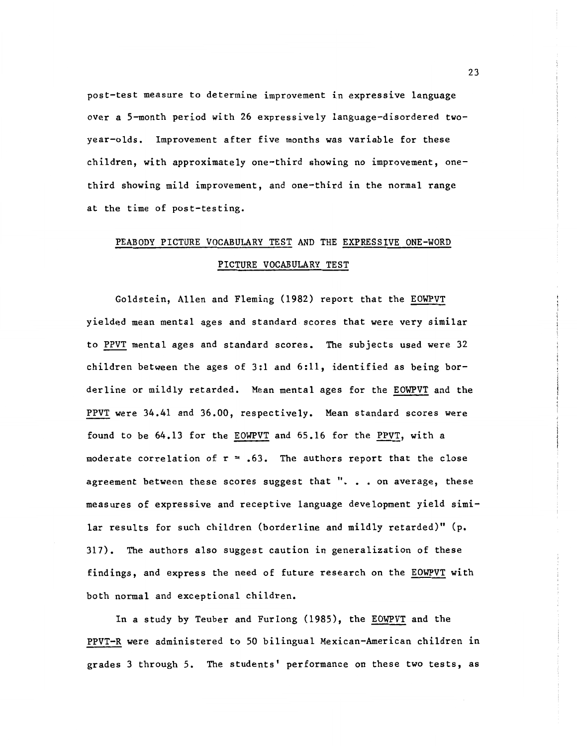post-test measure to determine improvement in expressive language over a 5-month period with 26 expressively language-disordered two-year-olds. Improvement after five months was variable for these children, with approximately one-third showing no improvement, one-third showing mild improvement, and one-third in the normal range at the time of post-testing.

## PEABODY PICTURE VOCABULARY TEST AND THE EXPRESSIVE ONE-WORD PICTURE VOCABULARY TEST

Goldstein, Allen and Fleming (1982) report that the EOWPVT yielded mean mental ages and standard scores that were very similar to PPVT mental ages and standard scores. The subjects used were 32 children between the ages of 3:1 and 6:11, identified as being borderline or mildly retarded. Mean mental ages for the EOWPVT and the PPVT were 34.41 and 36.00, respectively. Mean standard scores were found to be 64.13 for the EOWPVT and 65.16 for the PPVT, with a moderate correlation of $r = .63$. The authors report that the close agreement between these scores suggest that ". . . on average, these measures of expressive and receptive language development yield similar results for such children (borderline and mildly retarded)" (p. 317). The authors also suggest caution in generalization of these findings, and express the need of future research on the EOWPVT with both normal and exceptional children.

In a study by Teuber and Furlong (1985), the EOWPVT and the PPVT-R were administered to 50 bilingual Mexican-American children in grades 3 through 5. The students' performance on these two tests, as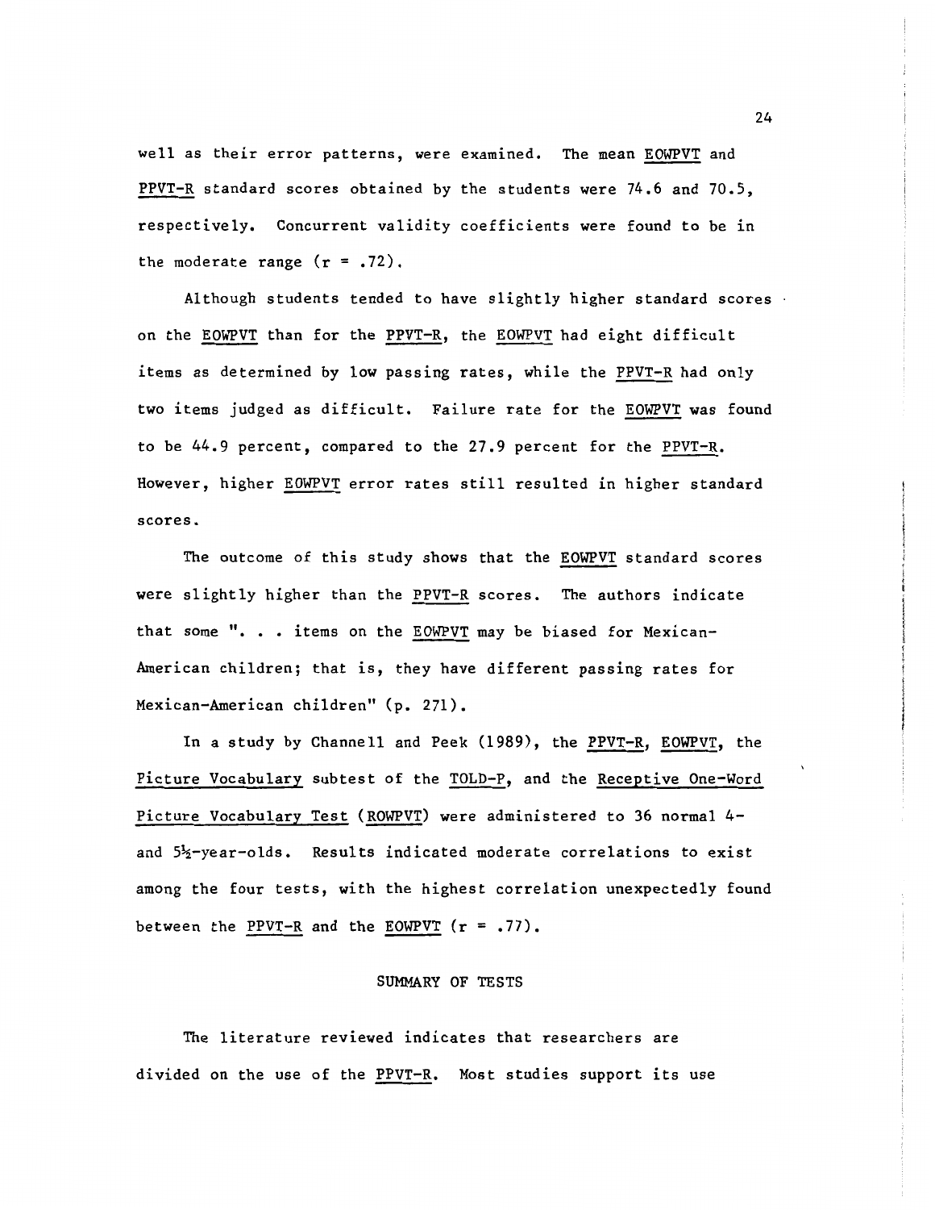well as their error patterns, were examined. The mean EOWPVT and PPVT-R standard scores obtained by the students were 74.6 and 70.5, respectively. Concurrent validity coefficients were found to be in the moderate range (r = .72).

Although students tended to have slightly higher standard scores on the EOWPVT than for the PPVT-R, the EOWPVT had eight difficult items as determined by low passing rates, while the PPVT-R had only two items judged as difficult. Failure rate for the EOWPVT was found to be 44.9 percent, compared to the 27.9 percent for the PPVT-R. However, higher EOWPVT error rates still resulted in higher standard scores.

The outcome of this study shows that the EOWPVT standard scores were slightly higher than the PPVT-R scores. The authors indicate that some ". . . items on the EOWPVT may be biased for Mexican-American children; that is, they have different passing rates for Mexican-American children" (p. 271).

In a study by Channell and Peek (1989), the PPVT-R, EOWPVT, the Picture Vocabulary subtest of the TOLD-P, and the Receptive One-Word Picture Vocabulary Test (ROWPVT) were administered to 36 normal 4- and 5½-year-olds. Results indicated moderate correlations to exist among the four tests, with the highest correlation unexpectedly found between the PPVT-R and the EOWPVT (r = .77).

## SUMMARY OF TESTS

The literature reviewed indicates that researchers are divided on the use of the PPVT-R. Most studies support its use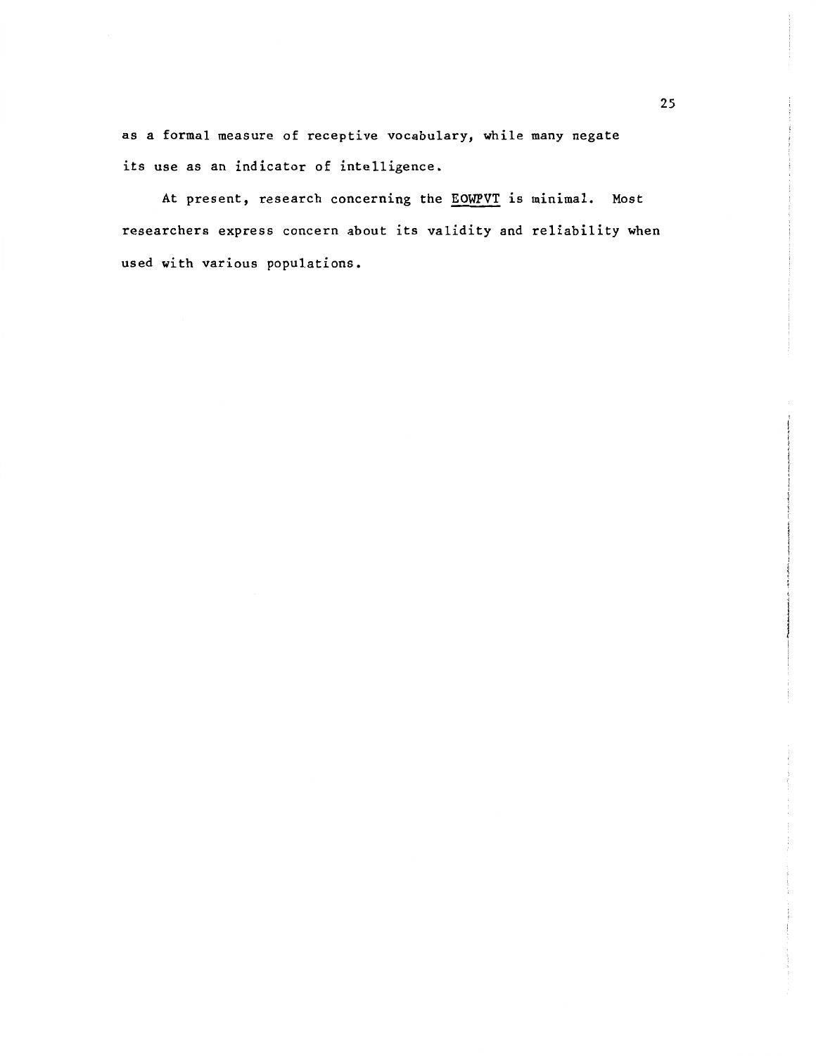as a formal measure of receptive vocabulary, while many negate its use as an indicator of intelligence.

At present, research concerning the <u>EOWPVT</u> is minimal. Most researchers express concern about its validity and reliability when used with various populations.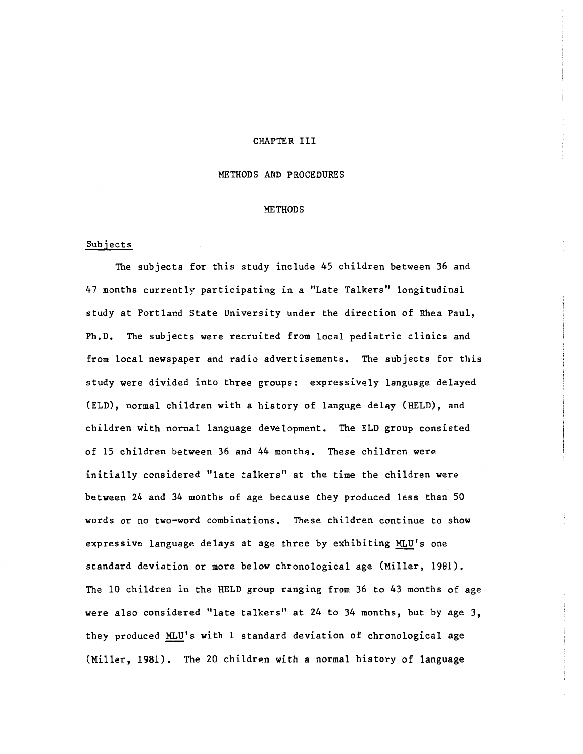# CHAPTER III

## METHODS AND PROCEDURES

### METHODS

#### Subjects

The subjects for this study include 45 children between 36 and 47 months currently participating in a "Late Talkers" longitudinal study at Portland State University under the direction of Rhea Paul, Ph.D. The subjects were recruited from local pediatric clinics and from local newspaper and radio advertisements. The subjects for this study were divided into three groups: expressively language delayed (ELD), normal children with a history of languge delay (HELD), and children with normal language development. The ELD group consisted of 15 children between 36 and 44 months. These children were initially considered "late talkers" at the time the children were between 24 and 34 months of age because they produced less than 50 words or no two-word combinations. These children continue to show expressive language delays at age three by exhibiting MLU's one standard deviation or more below chronological age (Miller, 1981). The 10 children in the HELD group ranging from 36 to 43 months of age were also considered "late talkers" at 24 to 34 months, but by age 3, they produced MLU's with 1 standard deviation of chronological age (Miller, 1981). The 20 children with a normal history of language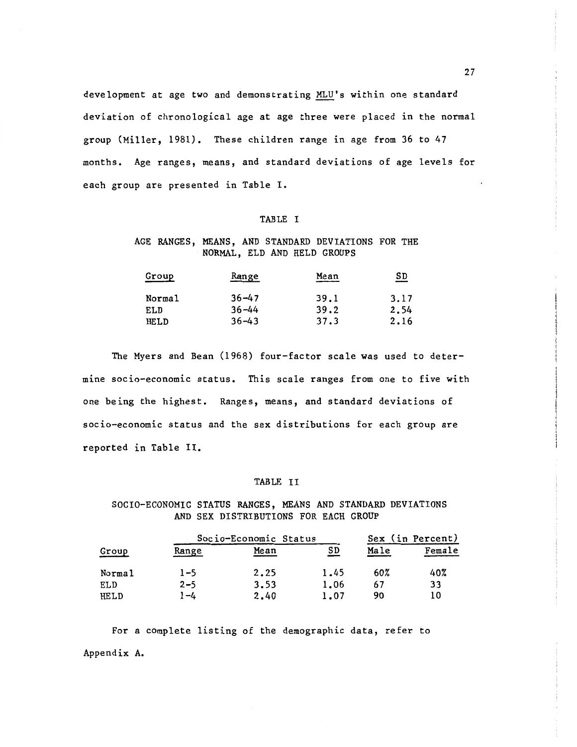development at age two and demonstrating MLU's within one standard deviation of chronological age at age three were placed in the normal group (Miller, 1981). These children range in age from 36 to 47 months. Age ranges, means, and standard deviations of age levels for each group are presented in Table I.

TABLE I

AGE RANGES, MEANS, AND STANDARD DEVIATIONS FOR THE NORMAL, ELD AND HELD GROUPS

| Group | Range | Mean | SD |
|---|---|---|---|
| Normal | 36–47 | 39.1 | 3.17 |
| ELD | 36–44 | 39.2 | 2.54 |
| HELD | 36–43 | 37.3 | 2.16 |

The Myers and Bean (1968) four-factor scale was used to determine socio-economic status. This scale ranges from one to five with one being the highest. Ranges, means, and standard deviations of socio-economic status and the sex distributions for each group are reported in Table II.

TABLE II

SOCIO-ECONOMIC STATUS RANGES, MEANS AND STANDARD DEVIATIONS AND SEX DISTRIBUTIONS FOR EACH GROUP

| | Socio-Economic Status | | | Sex (in Percent) | |
|---|---|---|---|---|---|
| Group | Range | Mean | SD | Male | Female |
| Normal | 1–5 | 2.25 | 1.45 | 60% | 40% |
| ELD | 2–5 | 3.53 | 1.06 | 67 | 33 |
| HELD | 1–4 | 2.40 | 1.07 | 90 | 10 |

For a complete listing of the demographic data, refer to Appendix A.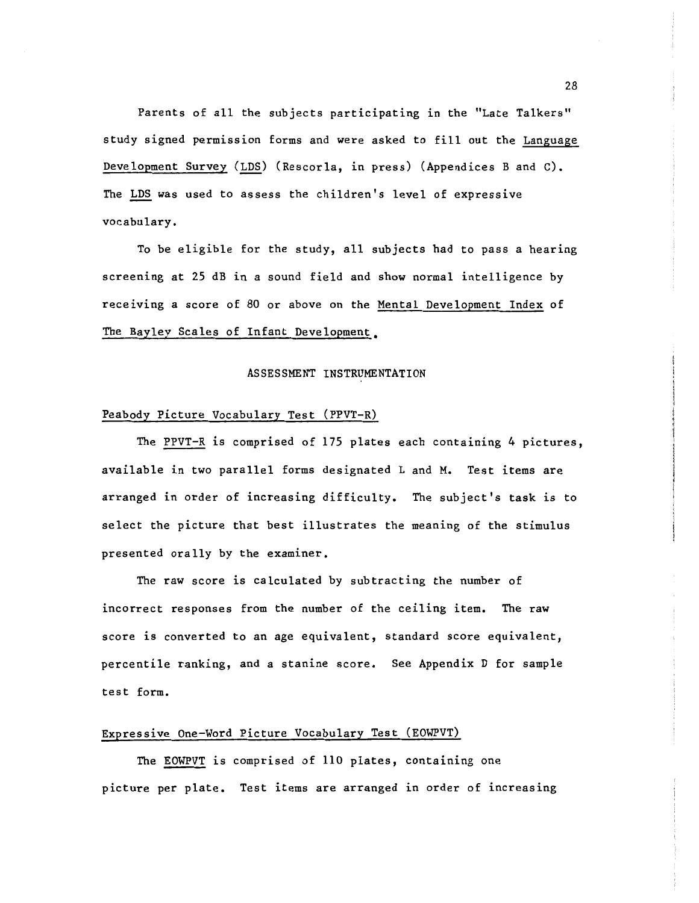Parents of all the subjects participating in the "Late Talkers" study signed permission forms and were asked to fill out the Language Development Survey (LDS) (Rescorla, in press) (Appendices B and C). The LDS was used to assess the children's level of expressive vocabulary.

To be eligible for the study, all subjects had to pass a hearing screening at 25 dB in a sound field and show normal intelligence by receiving a score of 80 or above on the Mental Development Index of The Bayley Scales of Infant Development.

## ASSESSMENT INSTRUMENTATION

### Peabody Picture Vocabulary Test (PPVT-R)

The PPVT-R is comprised of 175 plates each containing 4 pictures, available in two parallel forms designated L and M. Test items are arranged in order of increasing difficulty. The subject's task is to select the picture that best illustrates the meaning of the stimulus presented orally by the examiner.

The raw score is calculated by subtracting the number of incorrect responses from the number of the ceiling item. The raw score is converted to an age equivalent, standard score equivalent, percentile ranking, and a stanine score. See Appendix D for sample test form.

### Expressive One-Word Picture Vocabulary Test (EOWPVT)

The EOWPVT is comprised of 110 plates, containing one picture per plate. Test items are arranged in order of increasing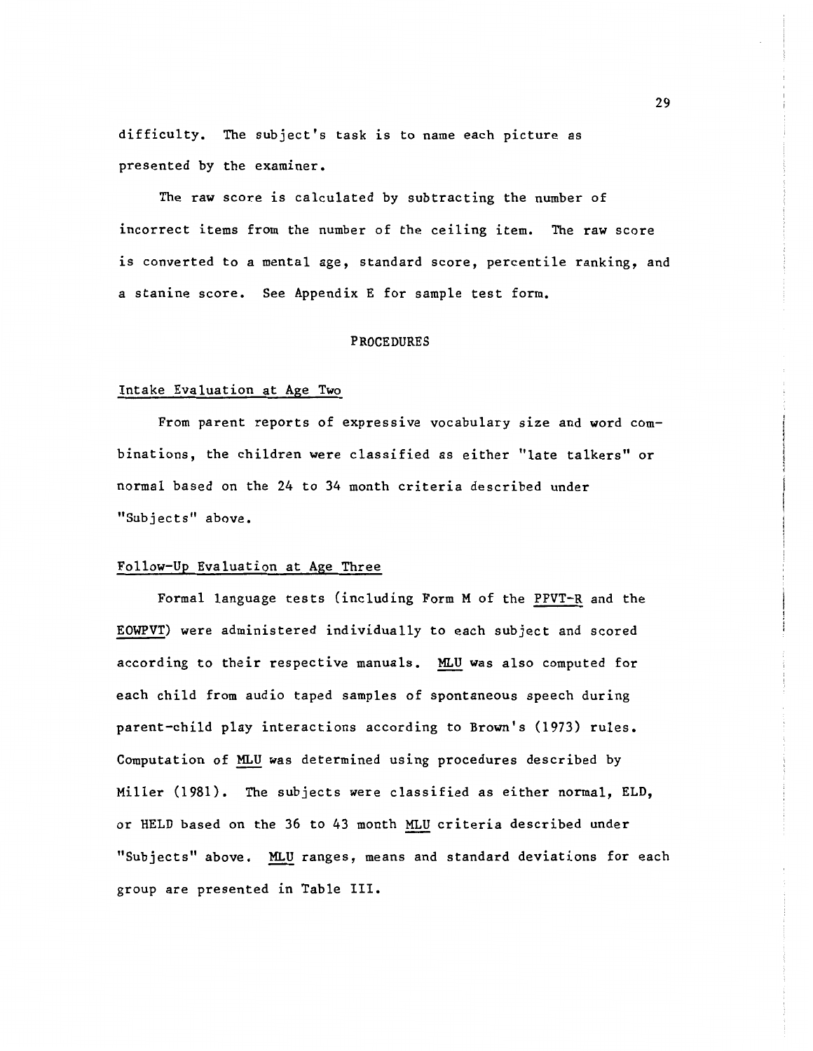difficulty. The subject's task is to name each picture as presented by the examiner.

The raw score is calculated by subtracting the number of incorrect items from the number of the ceiling item. The raw score is converted to a mental age, standard score, percentile ranking, and a stanine score. See Appendix E for sample test form.

## PROCEDURES

### Intake Evaluation at Age Two

From parent reports of expressive vocabulary size and word combinations, the children were classified as either "late talkers" or normal based on the 24 to 34 month criteria described under "Subjects" above.

### Follow-Up Evaluation at Age Three

Formal language tests (including Form M of the PPVT-R and the EOWPVT) were administered individually to each subject and scored according to their respective manuals. MLU was also computed for each child from audio taped samples of spontaneous speech during parent-child play interactions according to Brown's (1973) rules. Computation of MLU was determined using procedures described by Miller (1981). The subjects were classified as either normal, ELD, or HELD based on the 36 to 43 month MLU criteria described under "Subjects" above. MLU ranges, means and standard deviations for each group are presented in Table III.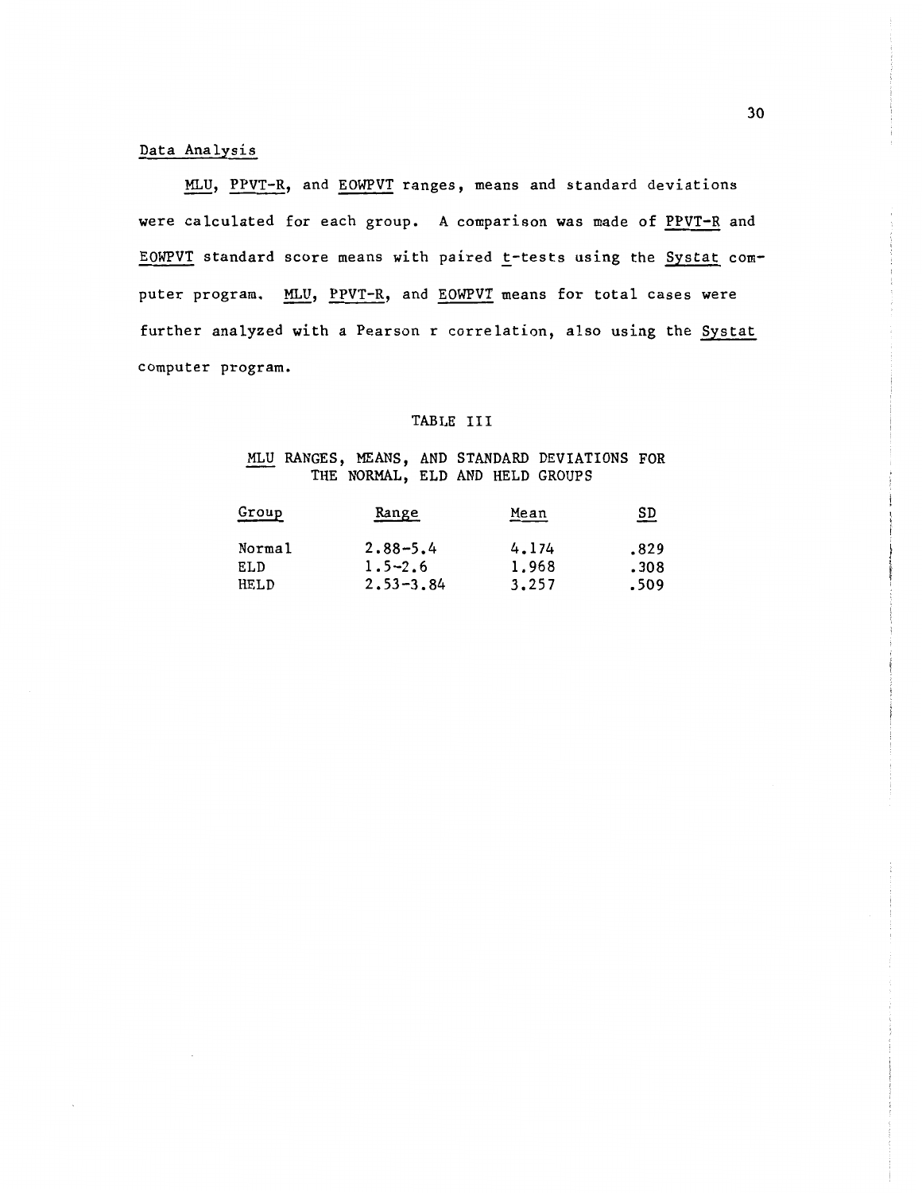## Data Analysis

MLU, PPVT-R, and EOWPVT ranges, means and standard deviations were calculated for each group. A comparison was made of PPVT-R and EOWPVT standard score means with paired t-tests using the Systat computer program. MLU, PPVT-R, and EOWPVT means for total cases were further analyzed with a Pearson r correlation, also using the Systat computer program.

TABLE III

MLU RANGES, MEANS, AND STANDARD DEVIATIONS FOR THE NORMAL, ELD AND HELD GROUPS

| Group | Range | Mean | SD |
|---|---|---|---|
| Normal | 2.88-5.4 | 4.174 | .829 |
| ELD | 1.5-2.6 | 1.968 | .308 |
| HELD | 2.53-3.84 | 3.257 | .509 |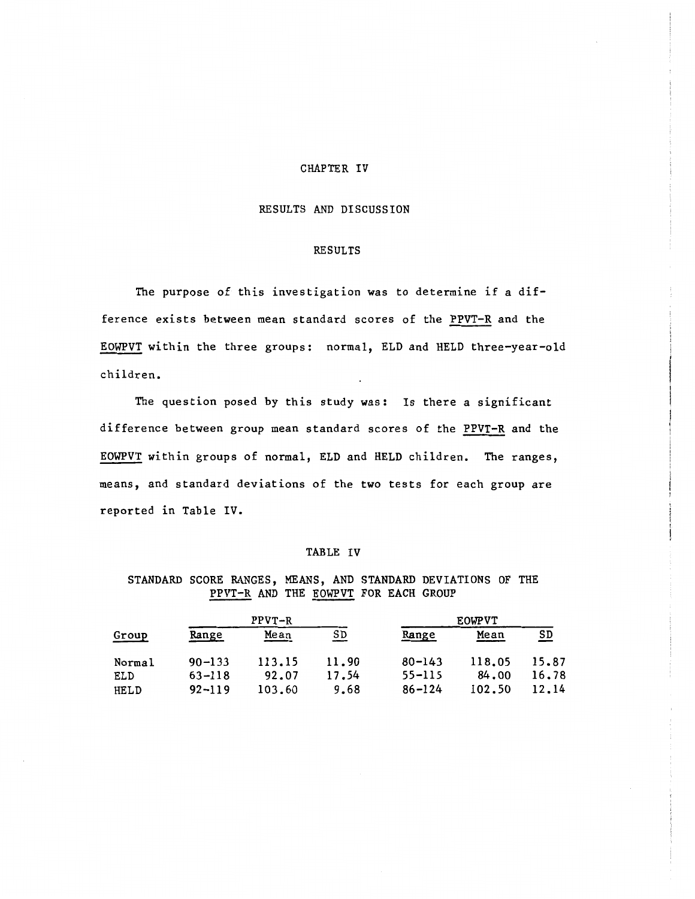# CHAPTER IV

## RESULTS AND DISCUSSION

### RESULTS

The purpose of this investigation was to determine if a difference exists between mean standard scores of the PPVT-R and the EOWPVT within the three groups: normal, ELD and HELD three-year-old children.

The question posed by this study was: Is there a significant difference between group mean standard scores of the PPVT-R and the EOWPVT within groups of normal, ELD and HELD children. The ranges, means, and standard deviations of the two tests for each group are reported in Table IV.

TABLE IV

STANDARD SCORE RANGES, MEANS, AND STANDARD DEVIATIONS OF THE PPVT-R AND THE EOWPVT FOR EACH GROUP

| | PPVT-R | | | EOWPVT | | |
|---|---|---|---|---|---|---|
| Group | Range | Mean | SD | Range | Mean | SD |
| Normal | 90-133 | 113.15 | 11.90 | 80-143 | 118.05 | 15.87 |
| ELD | 63-118 | 92.07 | 17.54 | 55-115 | 84.00 | 16.78 |
| HELD | 92-119 | 103.60 | 9.68 | 86-124 | 102.50 | 12.14 |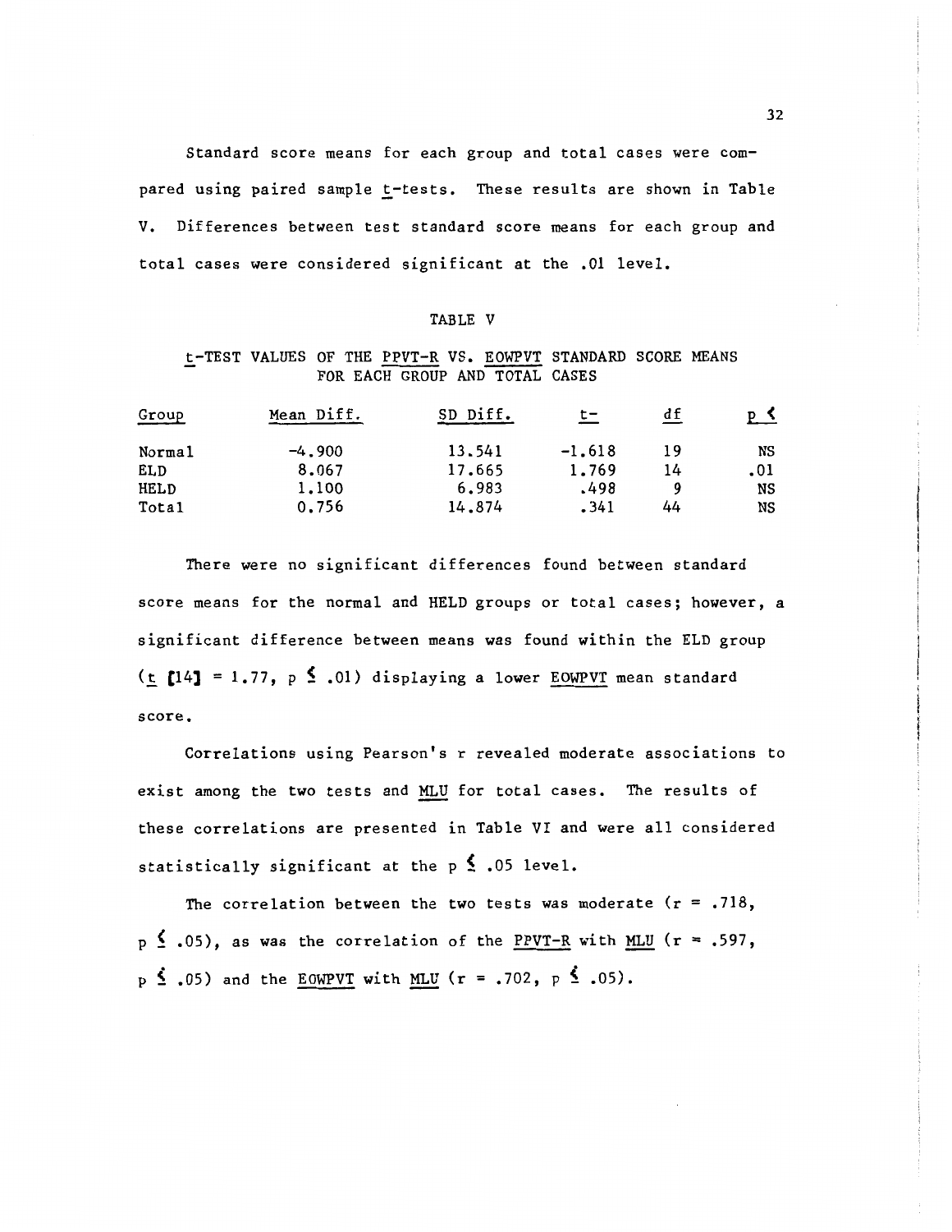Standard score means for each group and total cases were compared using paired sample t-tests. These results are shown in Table V. Differences between test standard score means for each group and total cases were considered significant at the .01 level.

TABLE V

t-TEST VALUES OF THE PPVT-R VS. EOWPVT STANDARD SCORE MEANS FOR EACH GROUP AND TOTAL CASES

| Group | Mean Diff. | SD Diff. | t- | df | $p \leq$ |
|---|---|---|---|---|---|
| Normal | -4.900 | 13.541 | -1.618 | 19 | NS |
| ELD | 8.067 | 17.665 | 1.769 | 14 | .01 |
| HELD | 1.100 | 6.983 | .498 | 9 | NS |
| Total | 0.756 | 14.874 | .341 | 44 | NS |

There were no significant differences found between standard score means for the normal and HELD groups or total cases; however, a significant difference between means was found within the ELD group ($t [14] = 1.77$, $p \leq .01$) displaying a lower EOWPVT mean standard score.

Correlations using Pearson's r revealed moderate associations to exist among the two tests and MLU for total cases. The results of these correlations are presented in Table VI and were all considered statistically significant at the $p \leq .05$ level.

The correlation between the two tests was moderate ($r = .718$, $p \leq .05$), as was the correlation of the PPVT-R with MLU ($r = .597$, $p \leq .05$) and the EOWPVT with MLU ($r = .702$, $p \leq .05$).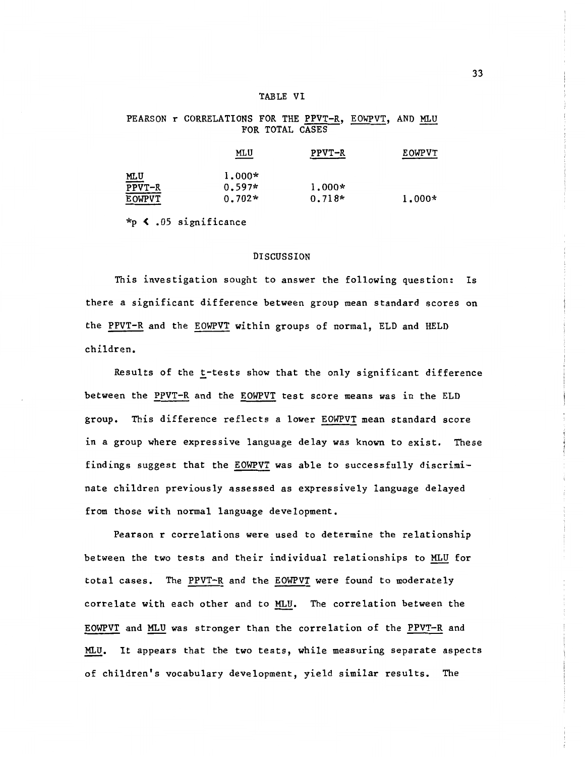TABLE VI

PEARSON r CORRELATIONS FOR THE PPVT-R, EOWPVT, AND MLU FOR TOTAL CASES

| | MLU | PPVT-R | EOWPVT |
|---|---|---|---|
| MLU | 1.000* | | |
| PPVT-R | 0.597* | 1.000* | |
| EOWPVT | 0.702* | 0.718* | 1.000* |

*$p < .05$ significance

## DISCUSSION

This investigation sought to answer the following question: Is there a significant difference between group mean standard scores on the PPVT-R and the EOWPVT within groups of normal, ELD and HELD children.

Results of the t-tests show that the only significant difference between the PPVT-R and the EOWPVT test score means was in the ELD group. This difference reflects a lower EOWPVT mean standard score in a group where expressive language delay was known to exist. These findings suggest that the EOWPVT was able to successfully discriminate children previously assessed as expressively language delayed from those with normal language development.

Pearson r correlations were used to determine the relationship between the two tests and their individual relationships to MLU for total cases. The PPVT-R and the EOWPVT were found to moderately correlate with each other and to MLU. The correlation between the EOWPVT and MLU was stronger than the correlation of the PPVT-R and MLU. It appears that the two tests, while measuring separate aspects of children's vocabulary development, yield similar results. The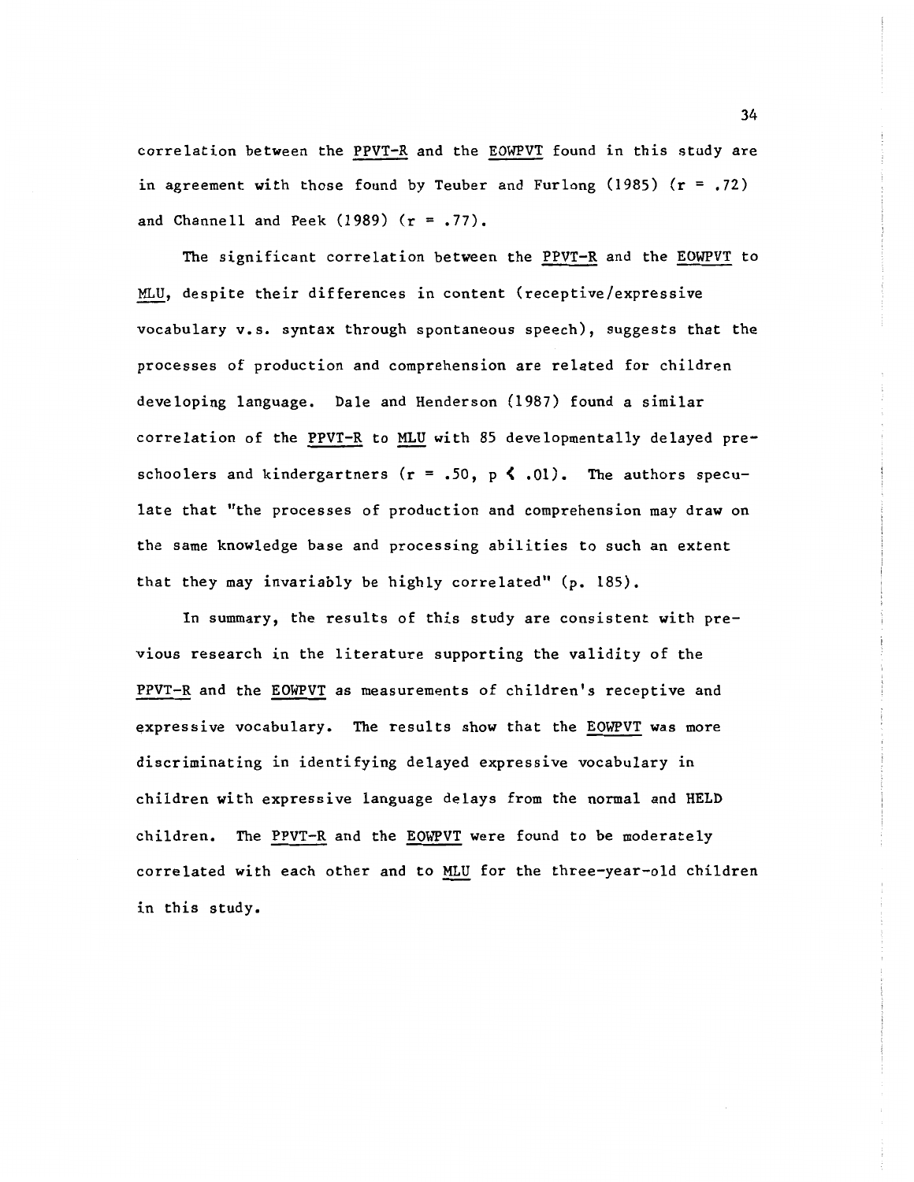correlation between the PPVT-R and the EOWPVT found in this study are in agreement with those found by Teuber and Furlong (1985) ($r = .72$) and Channell and Peek (1989) ($r = .77$).

The significant correlation between the PPVT-R and the EOWPVT to MLU, despite their differences in content (receptive/expressive vocabulary v.s. syntax through spontaneous speech), suggests that the processes of production and comprehension are related for children developing language. Dale and Henderson (1987) found a similar correlation of the PPVT-R to MLU with 85 developmentally delayed preschoolers and kindergartners ($r = .50$, $p < .01$). The authors speculate that "the processes of production and comprehension may draw on the same knowledge base and processing abilities to such an extent that they may invariably be highly correlated" (p. 185).

In summary, the results of this study are consistent with previous research in the literature supporting the validity of the PPVT-R and the EOWPVT as measurements of children's receptive and expressive vocabulary. The results show that the EOWPVT was more discriminating in identifying delayed expressive vocabulary in children with expressive language delays from the normal and HELD children. The PPVT-R and the EOWPVT were found to be moderately correlated with each other and to MLU for the three-year-old children in this study.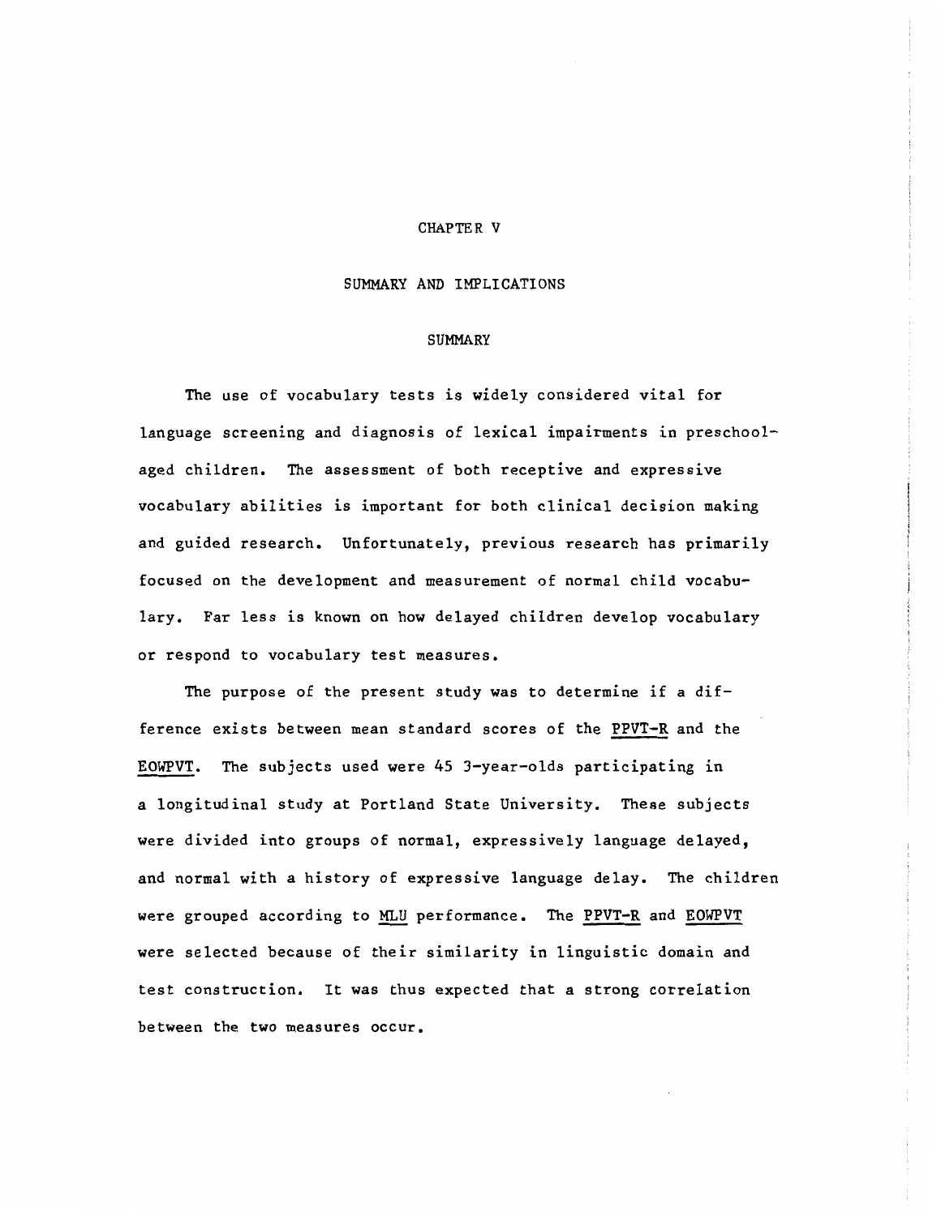# CHAPTER V

## SUMMARY AND IMPLICATIONS

### SUMMARY

The use of vocabulary tests is widely considered vital for language screening and diagnosis of lexical impairments in preschool-aged children. The assessment of both receptive and expressive vocabulary abilities is important for both clinical decision making and guided research. Unfortunately, previous research has primarily focused on the development and measurement of normal child vocabulary. Far less is known on how delayed children develop vocabulary or respond to vocabulary test measures.

The purpose of the present study was to determine if a difference exists between mean standard scores of the PPVT-R and the EOWPVT. The subjects used were 45 3-year-olds participating in a longitudinal study at Portland State University. These subjects were divided into groups of normal, expressively language delayed, and normal with a history of expressive language delay. The children were grouped according to MLU performance. The PPVT-R and EOWPVT were selected because of their similarity in linguistic domain and test construction. It was thus expected that a strong correlation between the two measures occur.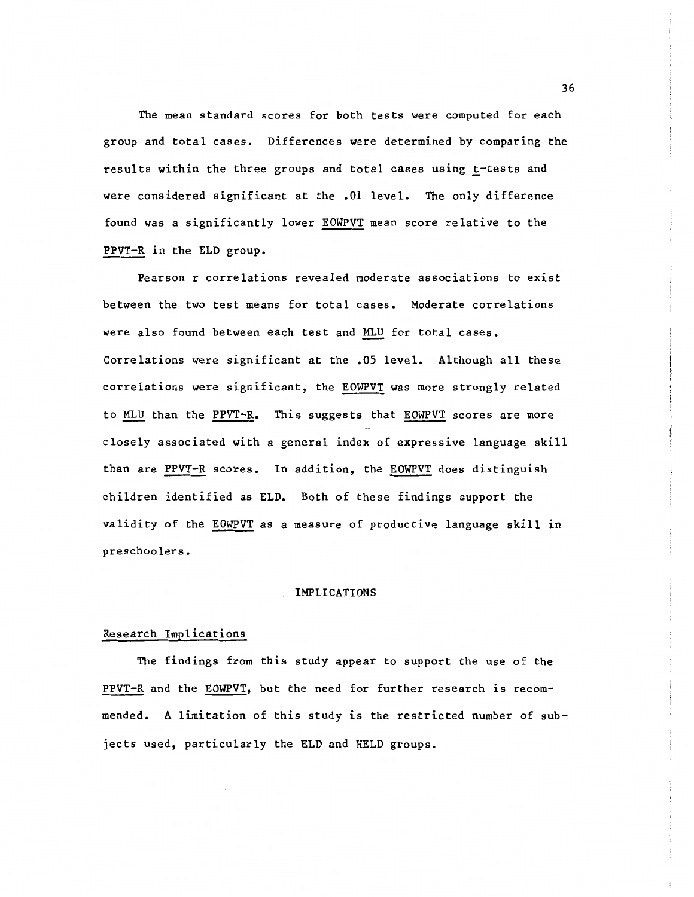The mean standard scores for both tests were computed for each group and total cases. Differences were determined by comparing the results within the three groups and total cases using _t_-tests and were considered significant at the .01 level. The only difference found was a significantly lower _EOWPVT_ mean score relative to the _PPVT-R_ in the ELD group.

Pearson r correlations revealed moderate associations to exist between the two test means for total cases. Moderate correlations were also found between each test and _MLU_ for total cases. Correlations were significant at the .05 level. Although all these correlations were significant, the _EOWPVT_ was more strongly related to _MLU_ than the _PPVT-R_. This suggests that _EOWPVT_ scores are more closely associated with a general index of expressive language skill than are _PPVT-R_ scores. In addition, the _EOWPVT_ does distinguish children identified as ELD. Both of these findings support the validity of the _EOWPVT_ as a measure of productive language skill in preschoolers.

## IMPLICATIONS

### Research Implications

The findings from this study appear to support the use of the _PPVT-R_ and the _EOWPVT_, but the need for further research is recommended. A limitation of this study is the restricted number of subjects used, particularly the ELD and HELD groups.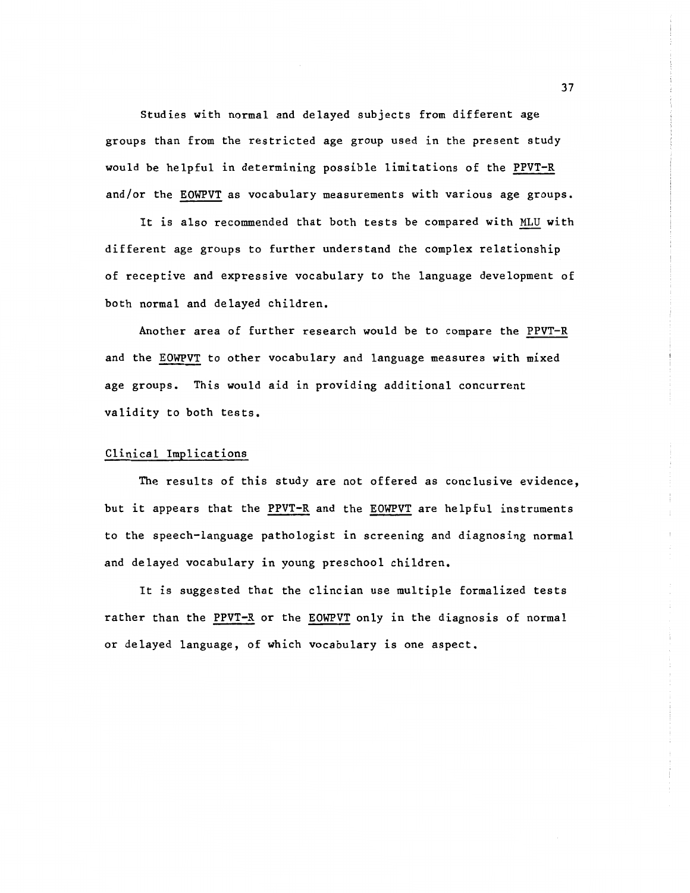Studies with normal and delayed subjects from different age groups than from the restricted age group used in the present study would be helpful in determining possible limitations of the PPVT-R and/or the EOWPVT as vocabulary measurements with various age groups.

It is also recommended that both tests be compared with MLU with different age groups to further understand the complex relationship of receptive and expressive vocabulary to the language development of both normal and delayed children.

Another area of further research would be to compare the PPVT-R and the EOWPVT to other vocabulary and language measures with mixed age groups. This would aid in providing additional concurrent validity to both tests.

## Clinical Implications

The results of this study are not offered as conclusive evidence, but it appears that the PPVT-R and the EOWPVT are helpful instruments to the speech-language pathologist in screening and diagnosing normal and delayed vocabulary in young preschool children.

It is suggested that the clincian use multiple formalized tests rather than the PPVT-R or the EOWPVT only in the diagnosis of normal or delayed language, of which vocabulary is one aspect.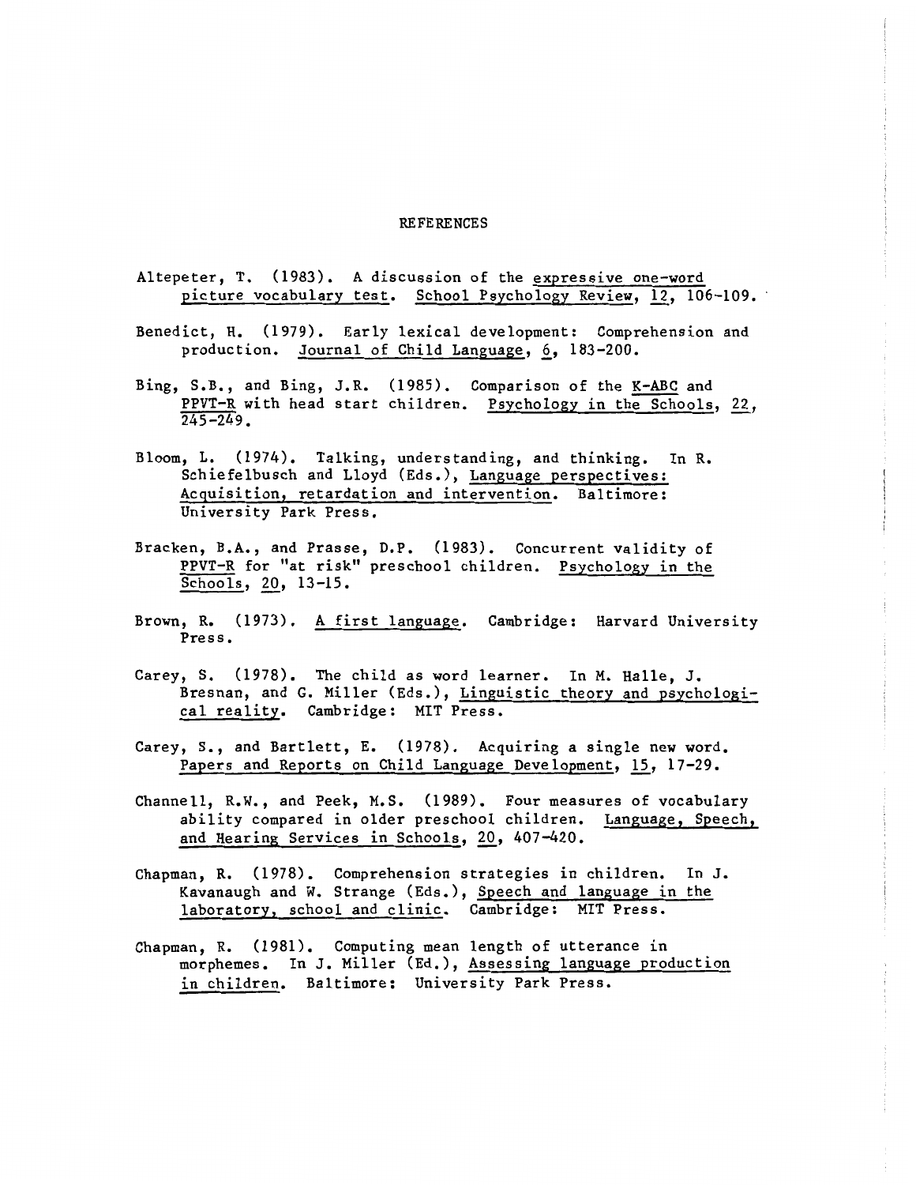# REFERENCES

Altepeter, T. (1983). A discussion of the expressive one-word picture vocabulary test. School Psychology Review, 12, 106-109.

Benedict, H. (1979). Early lexical development: Comprehension and production. Journal of Child Language, 6, 183-200.

Bing, S.B., and Bing, J.R. (1985). Comparison of the K-ABC and PPVT-R with head start children. Psychology in the Schools, 22, 245-249.

Bloom, L. (1974). Talking, understanding, and thinking. In R. Schiefelbusch and Lloyd (Eds.), Language perspectives: Acquisition, retardation and intervention. Baltimore: University Park Press.

Bracken, B.A., and Prasse, D.P. (1983). Concurrent validity of PPVT-R for "at risk" preschool children. Psychology in the Schools, 20, 13-15.

Brown, R. (1973). A first language. Cambridge: Harvard University Press.

Carey, S. (1978). The child as word learner. In M. Halle, J. Bresnan, and G. Miller (Eds.), Linguistic theory and psychological reality. Cambridge: MIT Press.

Carey, S., and Bartlett, E. (1978). Acquiring a single new word. Papers and Reports on Child Language Development, 15, 17-29.

Channell, R.W., and Peek, M.S. (1989). Four measures of vocabulary ability compared in older preschool children. Language, Speech, and Hearing Services in Schools, 20, 407-420.

Chapman, R. (1978). Comprehension strategies in children. In J. Kavanaugh and W. Strange (Eds.), Speech and language in the laboratory, school and clinic. Cambridge: MIT Press.

Chapman, R. (1981). Computing mean length of utterance in morphemes. In J. Miller (Ed.), Assessing language production in children. Baltimore: University Park Press.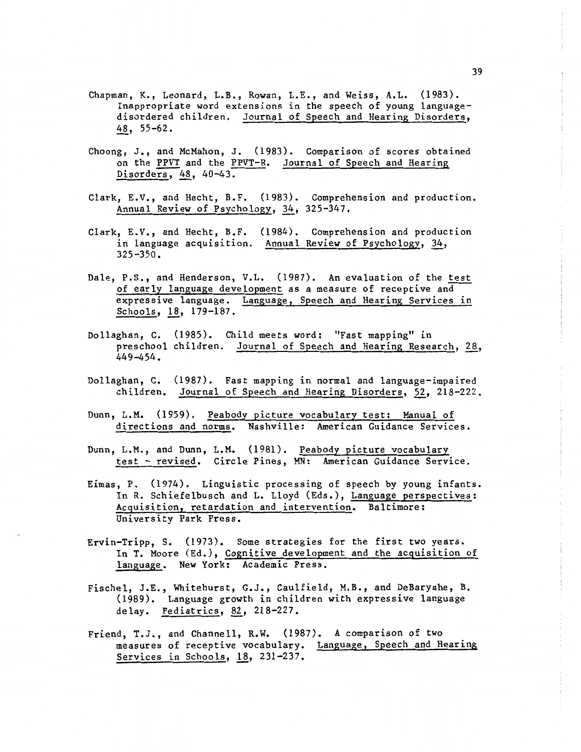Chapman, K., Leonard, L.B., Rowan, L.E., and Weiss, A.L. (1983). Inappropriate word extensions in the speech of young language-disordered children. Journal of Speech and Hearing Disorders, 48, 55-62.

Choong, J., and McMahon, J. (1983). Comparison of scores obtained on the PPVT and the PPVT-R. Journal of Speech and Hearing Disorders, 48, 40-43.

Clark, E.V., and Hecht, B.F. (1983). Comprehension and production. Annual Review of Psychology, 34, 325-347.

Clark, E.V., and Hecht, B.F. (1984). Comprehension and production in language acquisition. Annual Review of Psychology, 34, 325-350.

Dale, P.S., and Henderson, V.L. (1987). An evaluation of the test of early language development as a measure of receptive and expressive language. Language, Speech and Hearing Services in Schools, 18, 179-187.

Dollaghan, C. (1985). Child meets word: "Fast mapping" in preschool children. Journal of Speech and Hearing Research, 28, 449-454.

Dollaghan, C. (1987). Fast mapping in normal and language-impaired children. Journal of Speech and Hearing Disorders, 52, 218-222.

Dunn, L.M. (1959). Peabody picture vocabulary test: Manual of directions and norms. Nashville: American Guidance Services.

Dunn, L.M., and Dunn, L.M. (1981). Peabody picture vocabulary test - revised. Circle Pines, MN: American Guidance Service.

Eimas, P. (1974). Linguistic processing of speech by young infants. In R. Schiefelbusch and L. Lloyd (Eds.), Language perspectives: Acquisition, retardation and intervention. Baltimore: University Park Press.

Ervin-Tripp, S. (1973). Some strategies for the first two years. In T. Moore (Ed.), Cognitive development and the acquisition of language. New York: Academic Press.

Fischel, J.E., Whitehurst, G.J., Caulfield, M.B., and DeBaryshe, B. (1989). Language growth in children with expressive language delay. Pediatrics, 82, 218-227.

Friend, T.J., and Channell, R.W. (1987). A comparison of two measures of receptive vocabulary. Language, Speech and Hearing Services in Schools, 18, 231-237.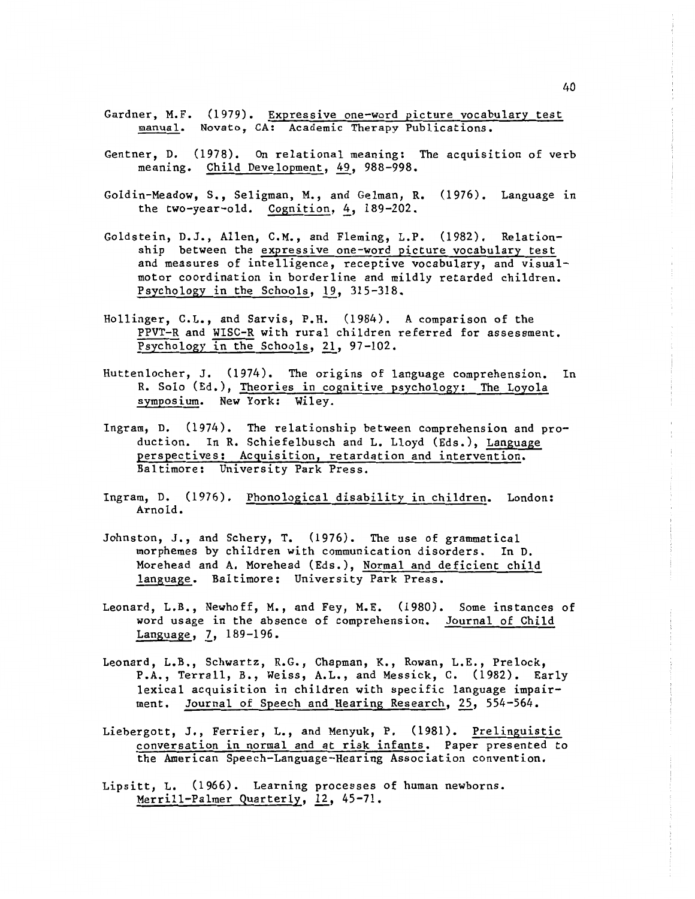Gardner, M.F. (1979). Expressive one-word picture vocabulary test manual. Novato, CA: Academic Therapy Publications.

Gentner, D. (1978). On relational meaning: The acquisition of verb meaning. Child Development, 49, 988-998.

Goldin-Meadow, S., Seligman, M., and Gelman, R. (1976). Language in the two-year-old. Cognition, 4, 189-202.

Goldstein, D.J., Allen, C.M., and Fleming, L.P. (1982). Relationship between the expressive one-word picture vocabulary test and measures of intelligence, receptive vocabulary, and visual-motor coordination in borderline and mildly retarded children. Psychology in the Schools, 19, 315-318.

Hollinger, C.L., and Sarvis, P.H. (1984). A comparison of the PPVT-R and WISC-R with rural children referred for assessment. Psychology in the Schools, 21, 97-102.

Huttenlocher, J. (1974). The origins of language comprehension. In R. Solo (Ed.), Theories in cognitive psychology: The Loyola symposium. New York: Wiley.

Ingram, D. (1974). The relationship between comprehension and production. In R. Schiefelbusch and L. Lloyd (Eds.), Language perspectives: Acquisition, retardation and intervention. Baltimore: University Park Press.

Ingram, D. (1976). Phonological disability in children. London: Arnold.

Johnston, J., and Schery, T. (1976). The use of grammatical morphemes by children with communication disorders. In D. Morehead and A. Morehead (Eds.), Normal and deficient child language. Baltimore: University Park Press.

Leonard, L.B., Newhoff, M., and Fey, M.E. (1980). Some instances of word usage in the absence of comprehension. Journal of Child Language, 7, 189-196.

Leonard, L.B., Schwartz, R.G., Chapman, K., Rowan, L.E., Prelock, P.A., Terrall, B., Weiss, A.L., and Messick, C. (1982). Early lexical acquisition in children with specific language impairment. Journal of Speech and Hearing Research, 25, 554-564.

Liebergott, J., Ferrier, L., and Menyuk, P. (1981). Prelinguistic conversation in normal and at risk infants. Paper presented to the American Speech-Language-Hearing Association convention.

Lipsitt, L. (1966). Learning processes of human newborns. Merrill-Palmer Quarterly, 12, 45-71.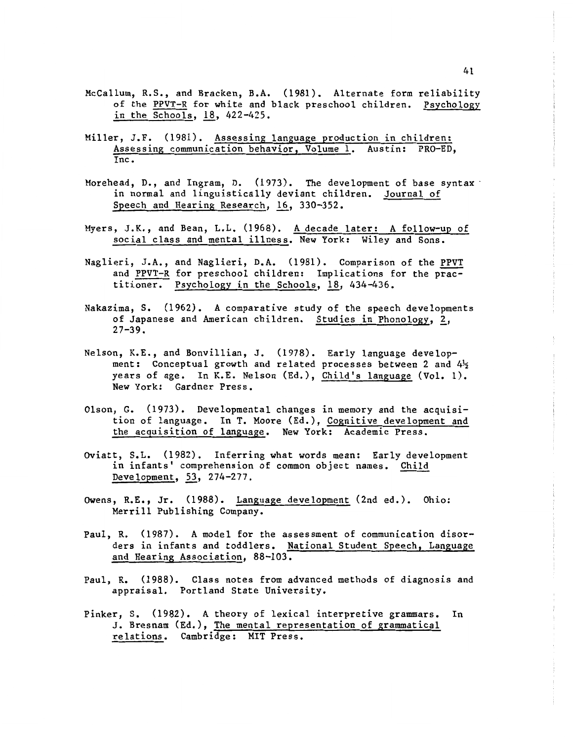McCallum, R.S., and Bracken, B.A. (1981). Alternate form reliability of the PPVT-R for white and black preschool children. Psychology in the Schools, 18, 422-425.

Miller, J.F. (1981). Assessing language production in children: Assessing communication behavior, Volume 1. Austin: PRO-ED, Inc.

Morehead, D., and Ingram, D. (1973). The development of base syntax in normal and linguistically deviant children. Journal of Speech and Hearing Research, 16, 330-352.

Myers, J.K., and Bean, L.L. (1968). A decade later: A follow-up of social class and mental illness. New York: Wiley and Sons.

Naglieri, J.A., and Naglieri, D.A. (1981). Comparison of the PPVT and PPVT-R for preschool children: Implications for the practitioner. Psychology in the Schools, 18, 434-436.

Nakazima, S. (1962). A comparative study of the speech developments of Japanese and American children. Studies in Phonology, 2, 27-39.

Nelson, K.E., and Bonvillian, J. (1978). Early language development: Conceptual growth and related processes between 2 and 4½ years of age. In K.E. Nelson (Ed.), Child's language (Vol. 1). New York: Gardner Press.

Olson, G. (1973). Developmental changes in memory and the acquisition of language. In T. Moore (Ed.), Cognitive development and the acquisition of language. New York: Academic Press.

Oviatt, S.L. (1982). Inferring what words mean: Early development in infants' comprehension of common object names. Child Development, 53, 274-277.

Owens, R.E., Jr. (1988). Language development (2nd ed.). Ohio: Merrill Publishing Company.

Paul, R. (1987). A model for the assessment of communication disorders in infants and toddlers. National Student Speech, Language and Hearing Association, 88-103.

Paul, R. (1988). Class notes from advanced methods of diagnosis and appraisal. Portland State University.

Pinker, S. (1982). A theory of lexical interpretive grammars. In J. Bresnam (Ed.), The mental representation of grammatical relations. Cambridge: MIT Press.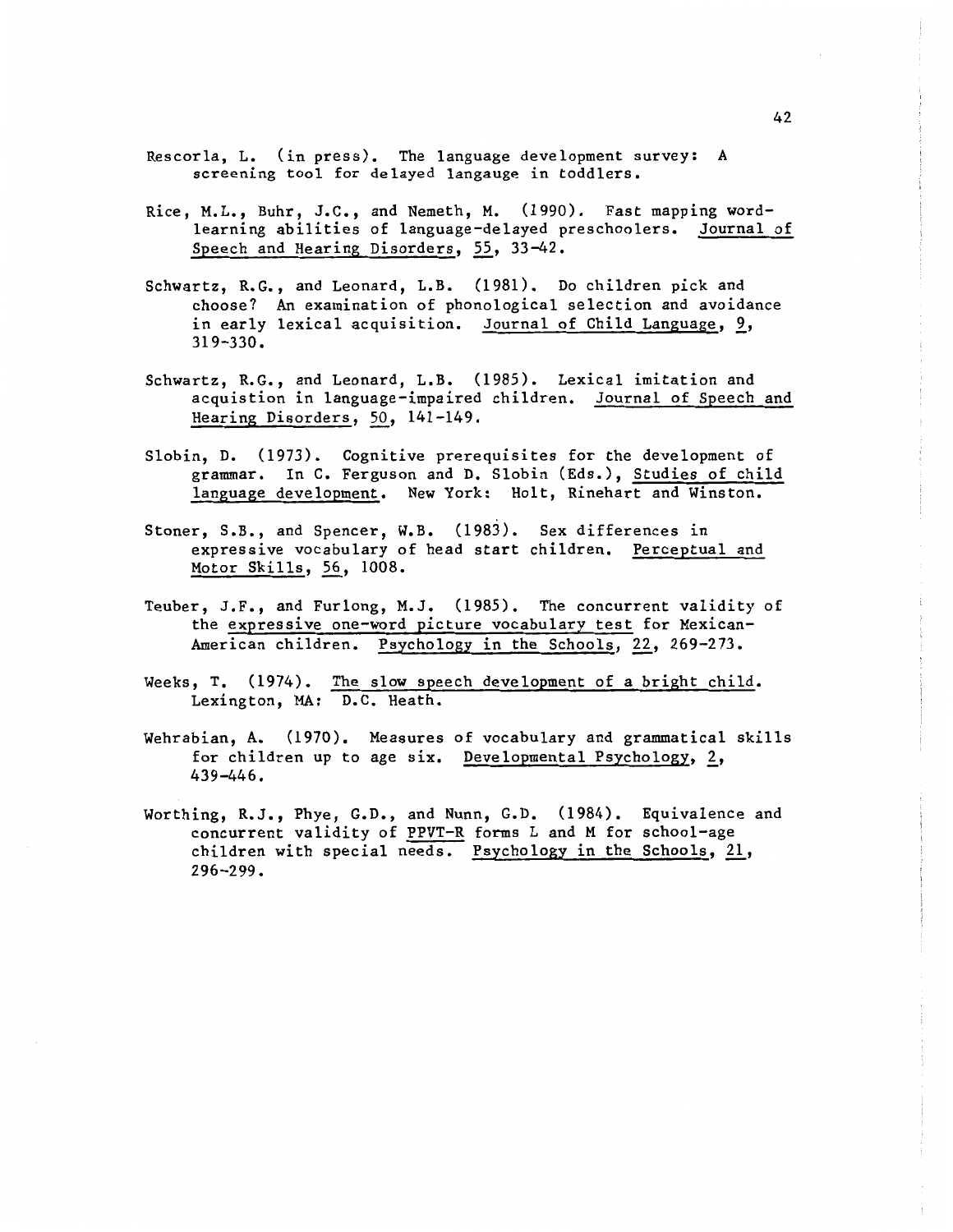Rescorla, L. (in press). The language development survey: A screening tool for delayed langauge in toddlers.

Rice, M.L., Buhr, J.C., and Nemeth, M. (1990). Fast mapping word-learning abilities of language-delayed preschoolers. Journal of Speech and Hearing Disorders, 55, 33-42.

Schwartz, R.G., and Leonard, L.B. (1981). Do children pick and choose? An examination of phonological selection and avoidance in early lexical acquisition. Journal of Child Language, 9, 319-330.

Schwartz, R.G., and Leonard, L.B. (1985). Lexical imitation and acquistion in language-impaired children. Journal of Speech and Hearing Disorders, 50, 141-149.

Slobin, D. (1973). Cognitive prerequisites for the development of grammar. In C. Ferguson and D. Slobin (Eds.), Studies of child language development. New York: Holt, Rinehart and Winston.

Stoner, S.B., and Spencer, W.B. (1983). Sex differences in expressive vocabulary of head start children. Perceptual and Motor Skills, 56, 1008.

Teuber, J.F., and Furlong, M.J. (1985). The concurrent validity of the expressive one-word picture vocabulary test for Mexican-American children. Psychology in the Schools, 22, 269-273.

Weeks, T. (1974). The slow speech development of a bright child. Lexington, MA: D.C. Heath.

Wehrabian, A. (1970). Measures of vocabulary and grammatical skills for children up to age six. Developmental Psychology, 2, 439-446.

Worthing, R.J., Phye, G.D., and Nunn, G.D. (1984). Equivalence and concurrent validity of PPVT-R forms L and M for school-age children with special needs. Psychology in the Schools, 21, 296-299.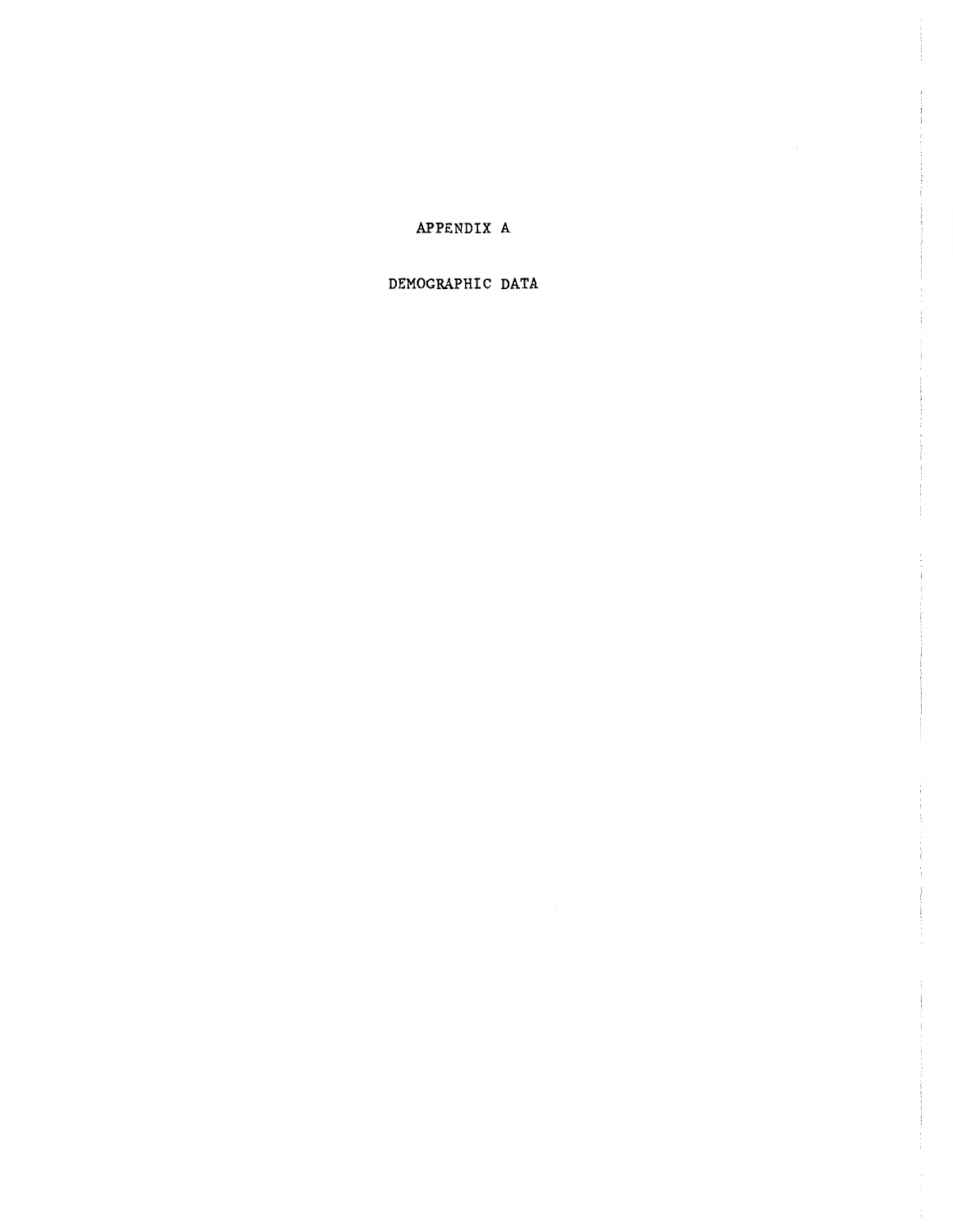# APPENDIX A

## DEMOGRAPHIC DATA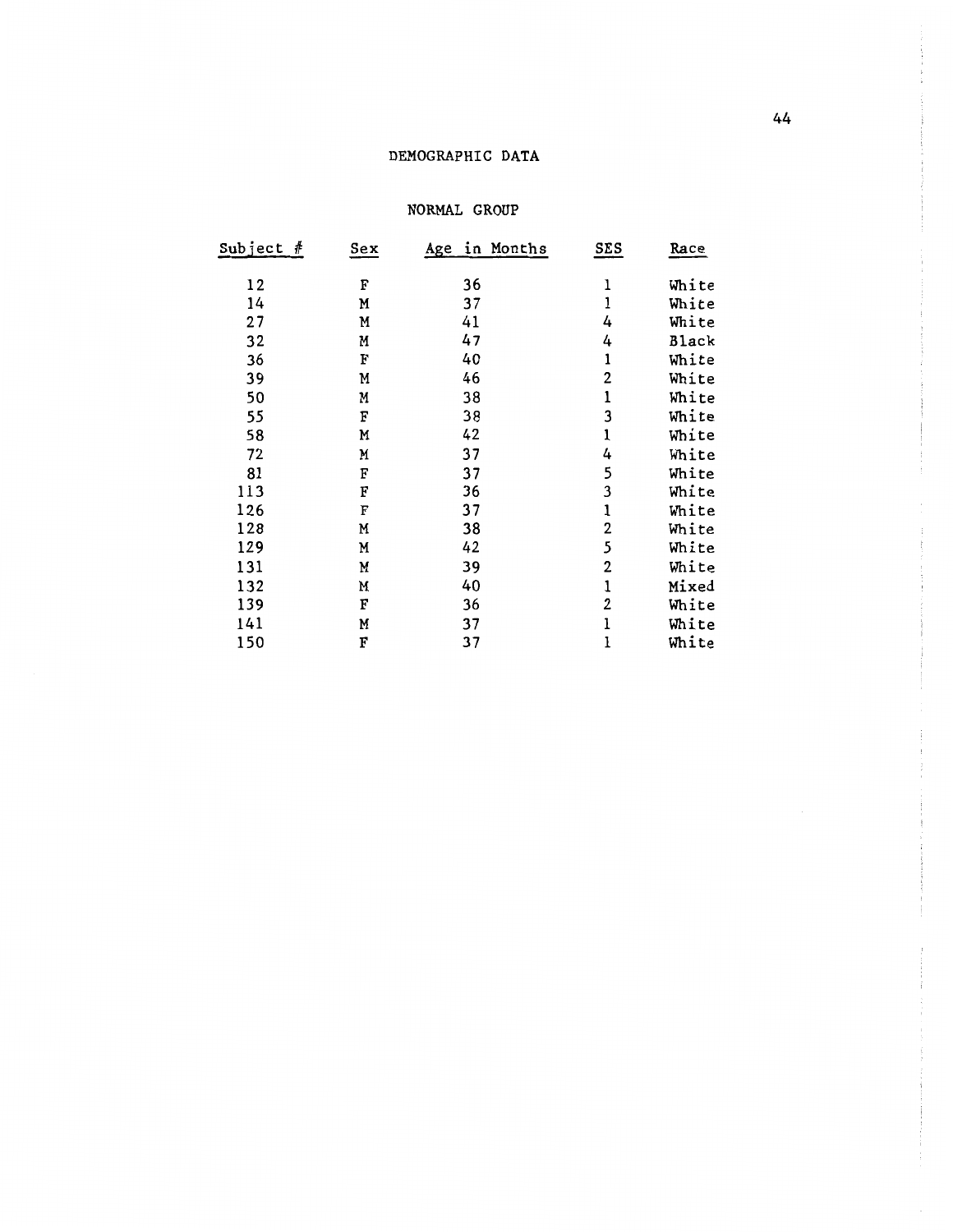# DEMOGRAPHIC DATA

## NORMAL GROUP

| Subject # | Sex | Age in Months | SES | Race |
|---|---|---|---|---|
| 12 | F | 36 | 1 | White |
| 14 | M | 37 | 1 | White |
| 27 | M | 41 | 4 | White |
| 32 | M | 47 | 4 | Black |
| 36 | F | 40 | 1 | White |
| 39 | M | 46 | 2 | White |
| 50 | M | 38 | 1 | White |
| 55 | F | 38 | 3 | White |
| 58 | M | 42 | 1 | White |
| 72 | M | 37 | 4 | White |
| 81 | F | 37 | 5 | White |
| 113 | F | 36 | 3 | White |
| 126 | F | 37 | 1 | White |
| 128 | M | 38 | 2 | White |
| 129 | M | 42 | 5 | White |
| 131 | M | 39 | 2 | White |
| 132 | M | 40 | 1 | Mixed |
| 139 | F | 36 | 2 | White |
| 141 | M | 37 | 1 | White |
| 150 | F | 37 | 1 | White |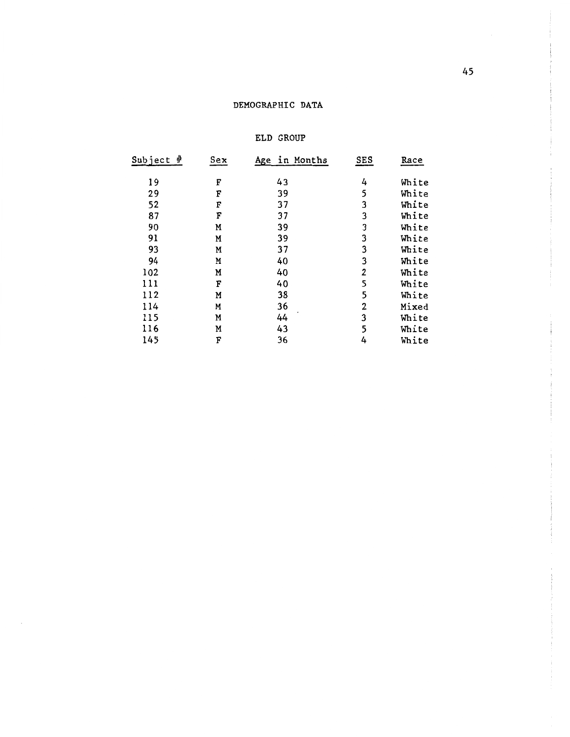# DEMOGRAPHIC DATA

## ELD GROUP

| Subject # | Sex | Age in Months | SES | Race |
|---|---|---|---|---|
| 19 | F | 43 | 4 | White |
| 29 | F | 39 | 5 | White |
| 52 | F | 37 | 3 | White |
| 87 | F | 37 | 3 | White |
| 90 | M | 39 | 3 | White |
| 91 | M | 39 | 3 | White |
| 93 | M | 37 | 3 | White |
| 94 | M | 40 | 3 | White |
| 102 | M | 40 | 2 | White |
| 111 | F | 40 | 5 | White |
| 112 | M | 38 | 5 | White |
| 114 | M | 36 | 2 | Mixed |
| 115 | M | 44 | 3 | White |
| 116 | M | 43 | 5 | White |
| 145 | F | 36 | 4 | White |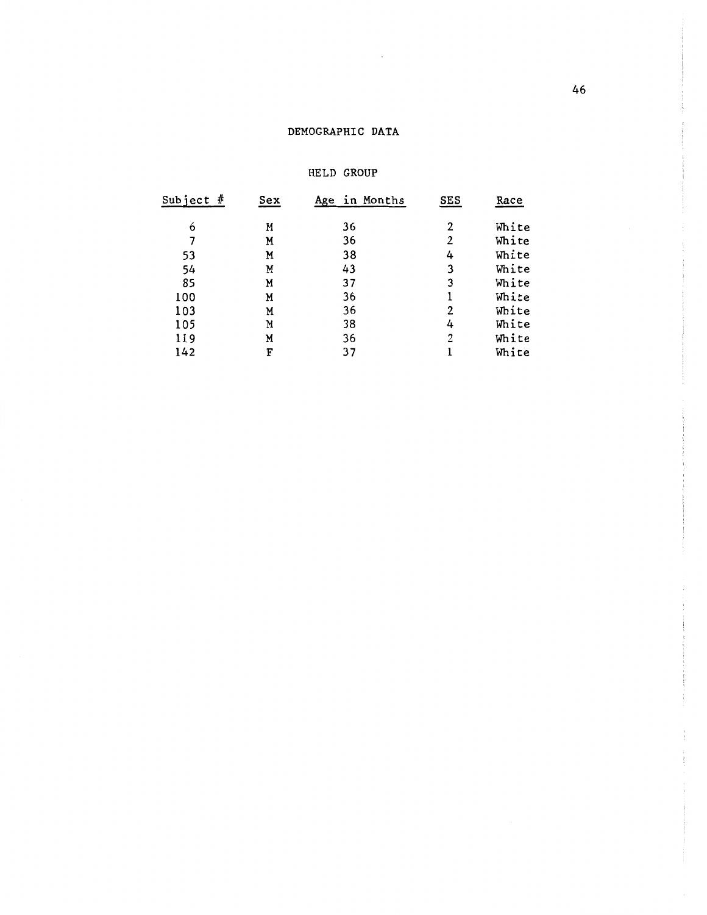## DEMOGRAPHIC DATA

### HELD GROUP

| Subject # | Sex | Age in Months | SES | Race |
|---|---|---|---|---|
| 6 | M | 36 | 2 | White |
| 7 | M | 36 | 2 | White |
| 53 | M | 38 | 4 | White |
| 54 | M | 43 | 3 | White |
| 85 | M | 37 | 3 | White |
| 100 | M | 36 | 1 | White |
| 103 | M | 36 | 2 | White |
| 105 | M | 38 | 4 | White |
| 119 | M | 36 | 2 | White |
| 142 | F | 37 | 1 | White |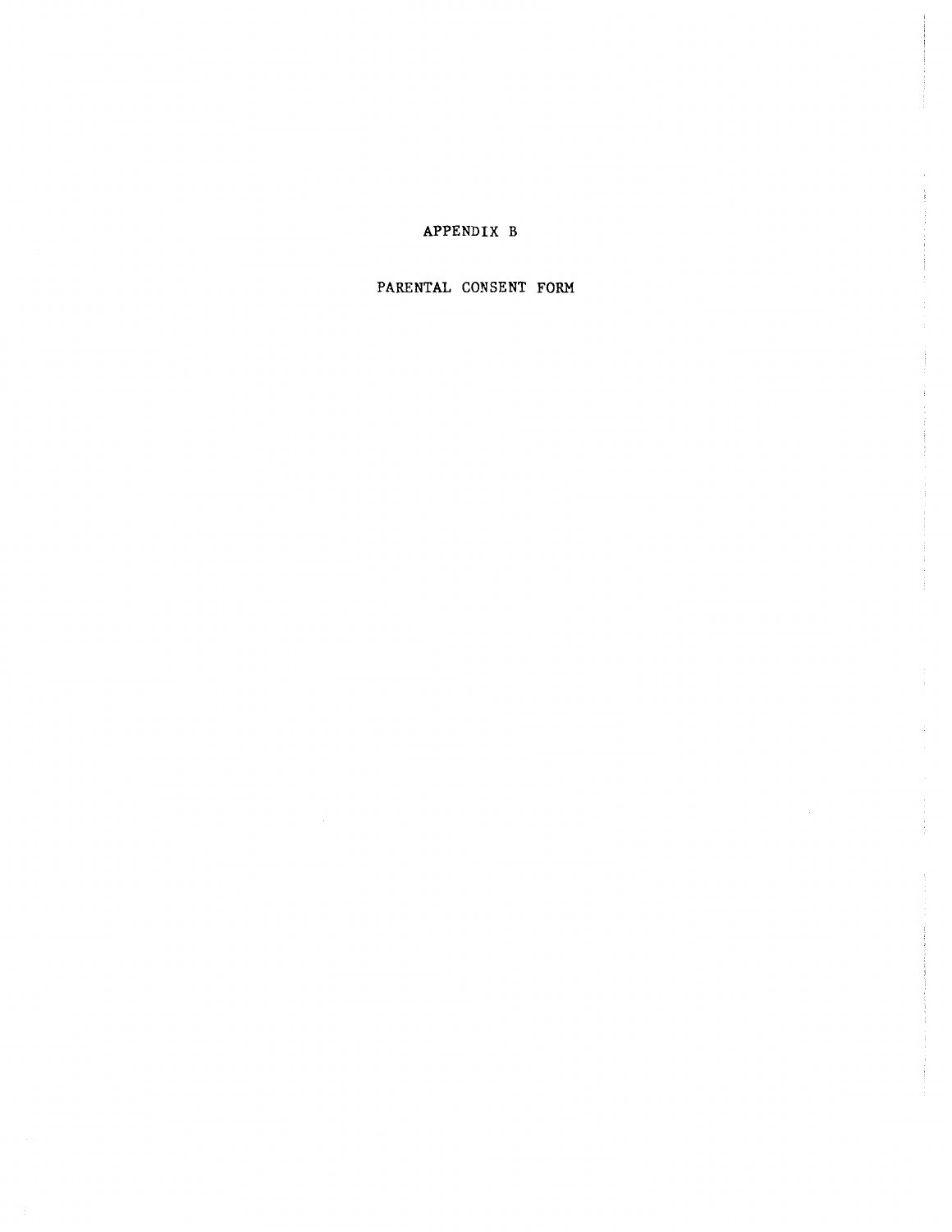# APPENDIX B

## PARENTAL CONSENT FORM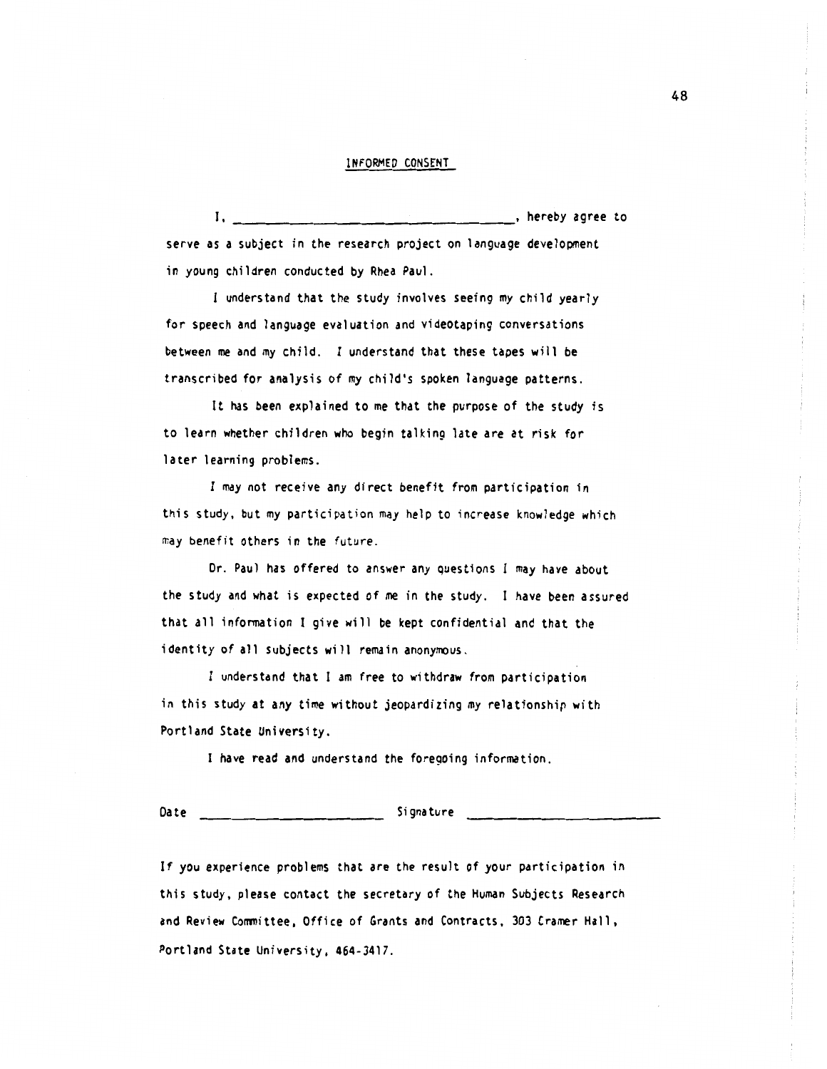## INFORMED CONSENT

I, ______________________________________, hereby agree to serve as a subject in the research project on language development in young children conducted by Rhea Paul.

I understand that the study involves seeing my child yearly for speech and language evaluation and videotaping conversations between me and my child. I understand that these tapes will be transcribed for analysis of my child's spoken language patterns.

It has been explained to me that the purpose of the study is to learn whether children who begin talking late are at risk for later learning problems.

I may not receive any direct benefit from participation in this study, but my participation may help to increase knowledge which may benefit others in the future.

Dr. Paul has offered to answer any questions I may have about the study and what is expected of me in the study. I have been assured that all information I give will be kept confidential and that the identity of all subjects will remain anonymous.

I understand that I am free to withdraw from participation in this study at any time without jeopardizing my relationship with Portland State University.

I have read and understand the foregoing information.

Date ________________________ Signature ________________________

If you experience problems that are the result of your participation in this study, please contact the secretary of the Human Subjects Research and Review Committee, Office of Grants and Contracts, 303 Cramer Hall, Portland State University, 464-3417.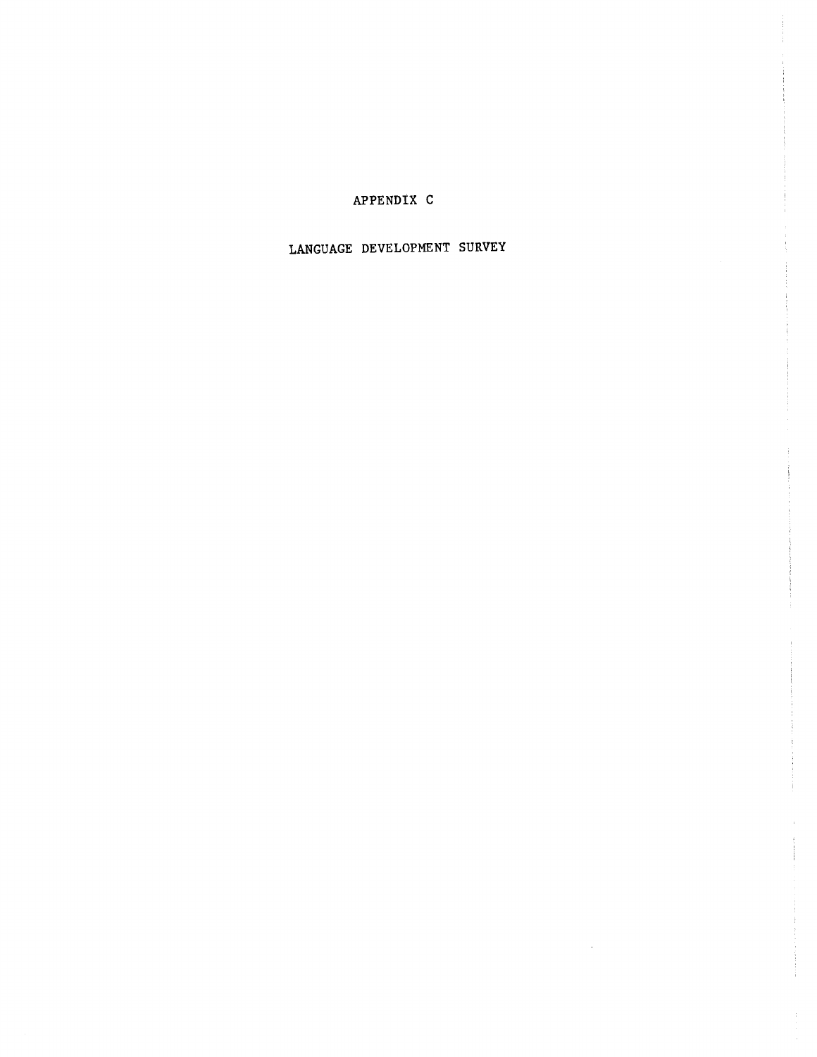# APPENDIX C

## LANGUAGE DEVELOPMENT SURVEY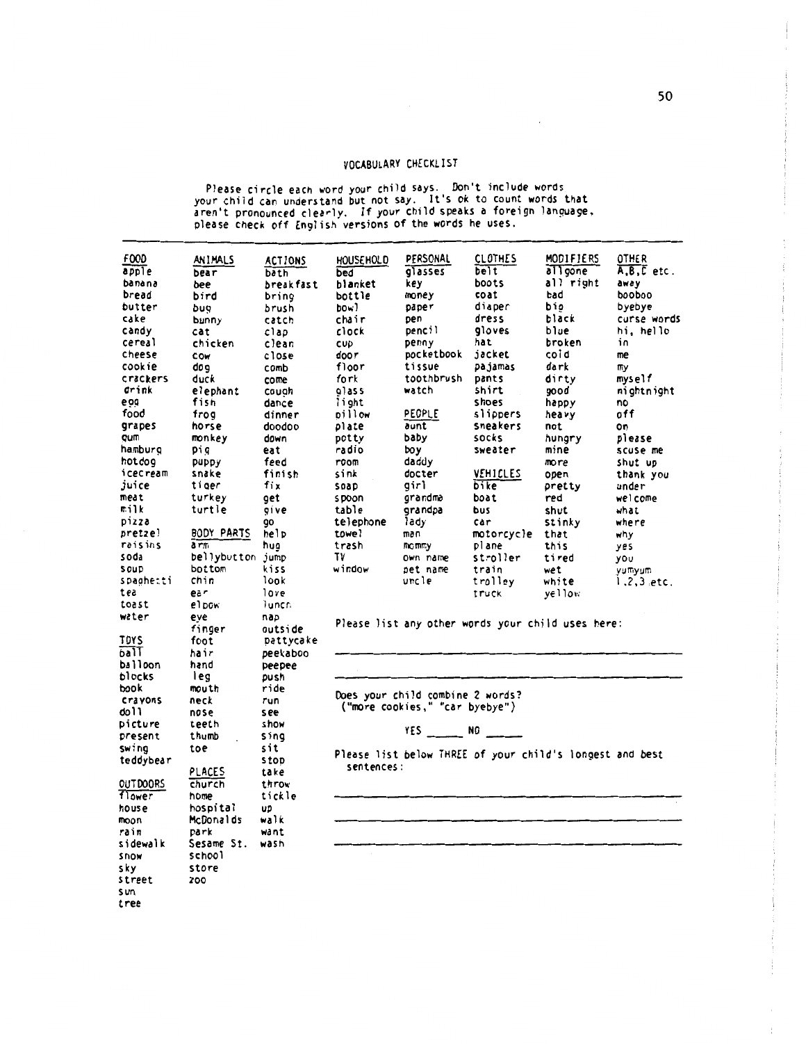## VOCABULARY CHECKLIST

Please circle each word your child says. Don't include words your child can understand but not say. It's ok to count words that aren't pronounced clearly. If your child speaks a foreign language, please check off English versions of the words he uses.

**FOOD**
apple
banana
bread
butter
cake
candy
cereal
cheese
cookie
crackers
drink
egg
food
grapes
gum
hamburg
hotdog
icecream
juice
meat
milk
pizza
pretzel
raisins
soda
soup
spaghetti
tea
toast
water

**TOYS**
ball
balloon
blocks
book
crayons
doll
picture
present
swing
teddybear

**OUTDOORS**
flower
house
moon
rain
sidewalk
snow
sky
street
sun
tree

**ANIMALS**
bear
bee
bird
bug
bunny
cat
chicken
cow
dog
duck
elephant
fish
frog
horse
monkey
pig
puppy
snake
tiger
turkey
turtle

**BODY PARTS**
arm
bellybutton
bottom
chin
ear
elbow
eye
finger
foot
hair
hand
leg
mouth
neck
nose
teeth
thumb
toe

**PLACES**
church
home
hospital
McDonalds
park
Sesame St.
school
store
zoo

**ACTIONS**
bath
breakfast
bring
brush
catch
clap
clean
close
comb
come
cough
dance
dinner
doodoo
down
eat
feed
finish
fix
get
give
go
help
hug
jump
kiss
look
love
lunch
nap
outside
pattycake
peekaboo
peepee
push
ride
run
see
show
sing
sit
stop
take
throw
tickle
up
walk
want
wash

**HOUSEHOLD**
bed
blanket
bottle
bowl
chair
clock
cup
door
floor
fork
glass
light
pillow
plate
potty
radio
room
sink
soap
spoon
table
telephone
towel
trash
TV
window

**PERSONAL**
glasses
key
money
paper
pen
pencil
penny
pocketbook
tissue
toothbrush
watch

**PEOPLE**
aunt
baby
boy
daddy
docter
girl
grandma
grandpa
lady
man
mommy
own name
pet name
uncle

**CLOTHES**
belt
boots
coat
diaper
dress
gloves
hat
jacket
pajamas
pants
shirt
shoes
slippers
sneakers
socks
sweater

**VEHICLES**
bike
boat
bus
car
motorcycle
plane
stroller
train
trolley
truck

**MODIFIERS**
allgone
all right
bad
big
black
blue
broken
cold
dark
dirty
good
happy
heavy
hot
hungry
mine
more
open
pretty
red
shut
stinky
that
this
tired
wet
white
yellow

**OTHER**
A,B,C etc.
away
booboo
byebye
curse words
hi, hello
in
me
my
myself
nightnight
no
off
on
please
scuse me
shut up
thank you
under
welcome
what
where
why
yes
you
yumyum
1,2,3 etc.

Please list any other words your child uses here:

\_\_\_\_\_\_\_\_\_\_\_\_\_\_\_\_\_\_\_\_\_\_\_\_\_\_\_\_\_\_\_\_\_\_\_\_\_\_\_\_

\_\_\_\_\_\_\_\_\_\_\_\_\_\_\_\_\_\_\_\_\_\_\_\_\_\_\_\_\_\_\_\_\_\_\_\_\_\_\_\_

Does your child combine 2 words?
("more cookies," "car byebye")

YES \_\_\_\_\_ NO \_\_\_\_\_

Please list below THREE of your child's longest and best sentences:

\_\_\_\_\_\_\_\_\_\_\_\_\_\_\_\_\_\_\_\_\_\_\_\_\_\_\_\_\_\_\_\_\_\_\_\_\_\_\_\_

\_\_\_\_\_\_\_\_\_\_\_\_\_\_\_\_\_\_\_\_\_\_\_\_\_\_\_\_\_\_\_\_\_\_\_\_\_\_\_\_

\_\_\_\_\_\_\_\_\_\_\_\_\_\_\_\_\_\_\_\_\_\_\_\_\_\_\_\_\_\_\_\_\_\_\_\_\_\_\_\_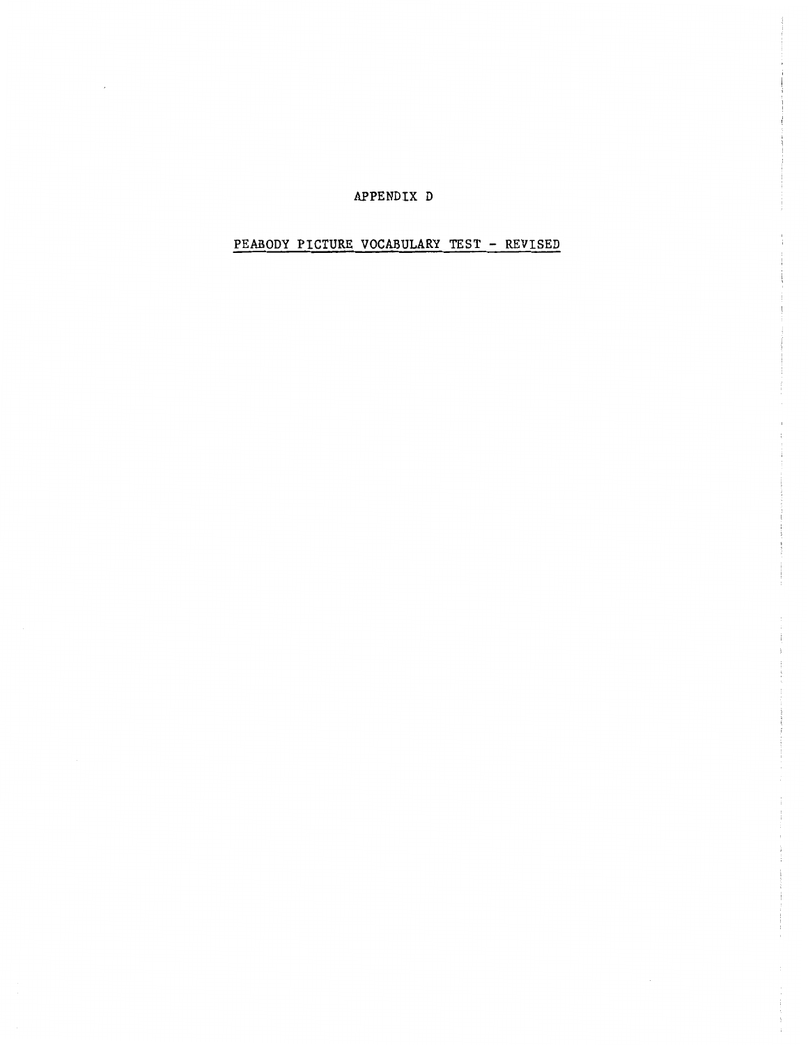# APPENDIX D

## PEABODY PICTURE VOCABULARY TEST - REVISED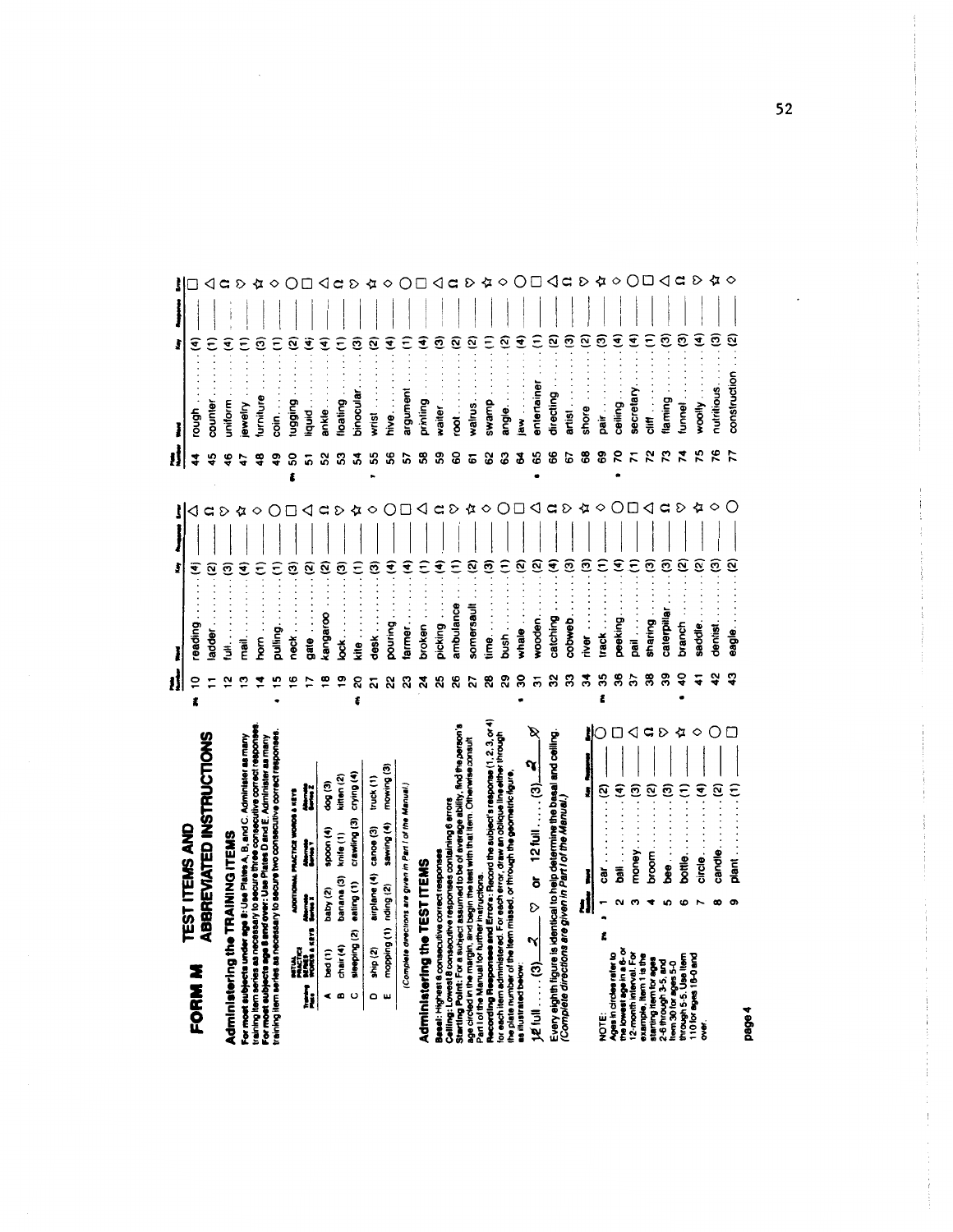# FORM M — TEST ITEMS AND ABBREVIATED INSTRUCTIONS

## Administering the TRAINING ITEMS

For most subjects under age 8: Use Plates A, B, and C. Administer as many training item series as necessary to secure three consecutive correct responses. For most subjects age 8 and over: Use Plates D and E. Administer as many training item series as necessary to secure two consecutive correct responses.

| Training Plate | INITIAL PRACTICE SERIES WORDS & KEYS | ADDITIONAL PRACTICE WORDS & KEYS Alternate Series Y | Alternate Series Z |
|---|---|---|---|
| A | bed (1) | baby (2) spoon (4) | dog (3) |
| B | chair (4) | banana (3) knife (1) | kitten (2) |
| C | sleeping (2) | eating (1) crawling (3) | crying (4) |
| D | ship (2) | airplane (4) canoe (3) | truck (1) |
| E | mopping (1) | riding (2) sawing (4) | mowing (3) |

*(Complete directions are given in Part I of the Manual.)*

## Administering the TEST ITEMS

Basal: Highest 8 consecutive correct responses
Ceiling: Lowest 8 consecutive responses containing 6 errors
Starting Point: For a subject assumed to be of average ability, find the person's age circled in the margin, and begin the test with that item. Otherwise consult Part I of the Manual for further instructions.
Recording Responses and Errors: Record the subject's response (1, 2, 3, or 4) for each item administered. For each error, draw an oblique line either through the plate number of the item missed, or through the geometric figure, as illustrated below:

12 full .... (3) __2__ ◇ or 12 full .... (3) __2__ ◇̸

Every eighth figure is identical to help determine the basal and ceiling. *(Complete directions are given in Part I of the Manual.)*

NOTE: Ages in circles refer to the lowest age in a 6- or 12-month interval. For example, Item 1 is the starting item for ages 2-6 through 3-5, and Item 30 for ages 5-0 through 5-5. Use Item 110 for ages 18-0 and over.

| Plate Number | Word | Key | Response | Error |
|---|---|---|---|---|
| 1 | car | (2) | | ○ |
| 2 | ball | (4) | | □ |
| 3 | money | (3) | | △ |
| 4 | broom | (2) | | Ω |
| 5 | bee | (3) | | ▷ |
| 6 | bottle | (1) | | ☆ |
| 7 | circle | (4) | | ◇ |
| 8 | candle | (2) | | ○ |
| 9 | plant | (1) | | □ |
| 10 | reading | (4) | | △ |
| 11 | ladder | (2) | | Ω |
| 12 | full | (3) | | ▷ |
| 13 | mail | (4) | | ☆ |
| 14 | horn | (1) | | ◇ |
| 15 | pulling | (1) | | ○ |
| 16 | neck | (3) | | □ |
| 17 | gate | (2) | | △ |
| 18 | kangaroo | (2) | | Ω |
| 19 | lock | (3) | | ▷ |
| 20 | kite | (1) | | ☆ |
| 21 | desk | (3) | | ◇ |
| 22 | pouring | (4) | | ○ |
| 23 | farmer | (4) | | □ |
| 24 | broken | (1) | | △ |
| 25 | picking | (4) | | Ω |
| 26 | ambulance | (1) | | ▷ |
| 27 | somersault | (2) | | ☆ |
| 28 | time | (3) | | ◇ |
| 29 | bush | (1) | | ○ |
| 30 | whale | (2) | | □ |
| 31 | wooden | (2) | | △ |
| 32 | catching | (4) | | Ω |
| 33 | cobweb | (3) | | ▷ |
| 34 | river | (3) | | ☆ |
| 35 | track | (1) | | ◇ |
| 36 | peeking | (4) | | ○ |
| 37 | pail | (1) | | □ |
| 38 | sharing | (3) | | △ |
| 39 | caterpillar | (3) | | Ω |
| 40 | branch | (2) | | ▷ |
| 41 | saddle | (2) | | ☆ |
| 42 | dentist | (3) | | ◇ |
| 43 | eagle | (2) | | ○ |
| 44 | rough | (4) | | □ |
| 45 | counter | (1) | | △ |
| 46 | uniform | (4) | | Ω |
| 47 | jewelry | (1) | | ▷ |
| 48 | furniture | (3) | | ☆ |
| 49 | coin | (1) | | ◇ |
| 50 | tugging | (2) | | ○ |
| 51 | liquid | (4) | | □ |
| 52 | ankle | (4) | | △ |
| 53 | floating | (1) | | Ω |
| 54 | binocular | (3) | | ▷ |
| 55 | wrist | (2) | | ☆ |
| 56 | hive | (4) | | ◇ |
| 57 | argument | (1) | | ○ |
| 58 | printing | (4) | | □ |
| 59 | waiter | (3) | | △ |
| 60 | root | (2) | | Ω |
| 61 | walrus | (2) | | ▷ |
| 62 | swamp | (1) | | ☆ |
| 63 | angle | (2) | | ◇ |
| 64 | jaw | (4) | | ○ |
| 65 | entertainer | (1) | | □ |
| 66 | directing | (2) | | △ |
| 67 | artist | (3) | | Ω |
| 68 | shore | (2) | | ▷ |
| 69 | pair | (3) | | ☆ |
| 70 | ceiling | (4) | | ◇ |
| 71 | secretary | (4) | | ○ |
| 72 | cliff | (1) | | □ |
| 73 | flaming | (3) | | △ |
| 74 | funnel | (3) | | Ω |
| 75 | woolly | (4) | | ▷ |
| 76 | nutritious | (3) | | ☆ |
| 77 | construction | (2) | | ◇ |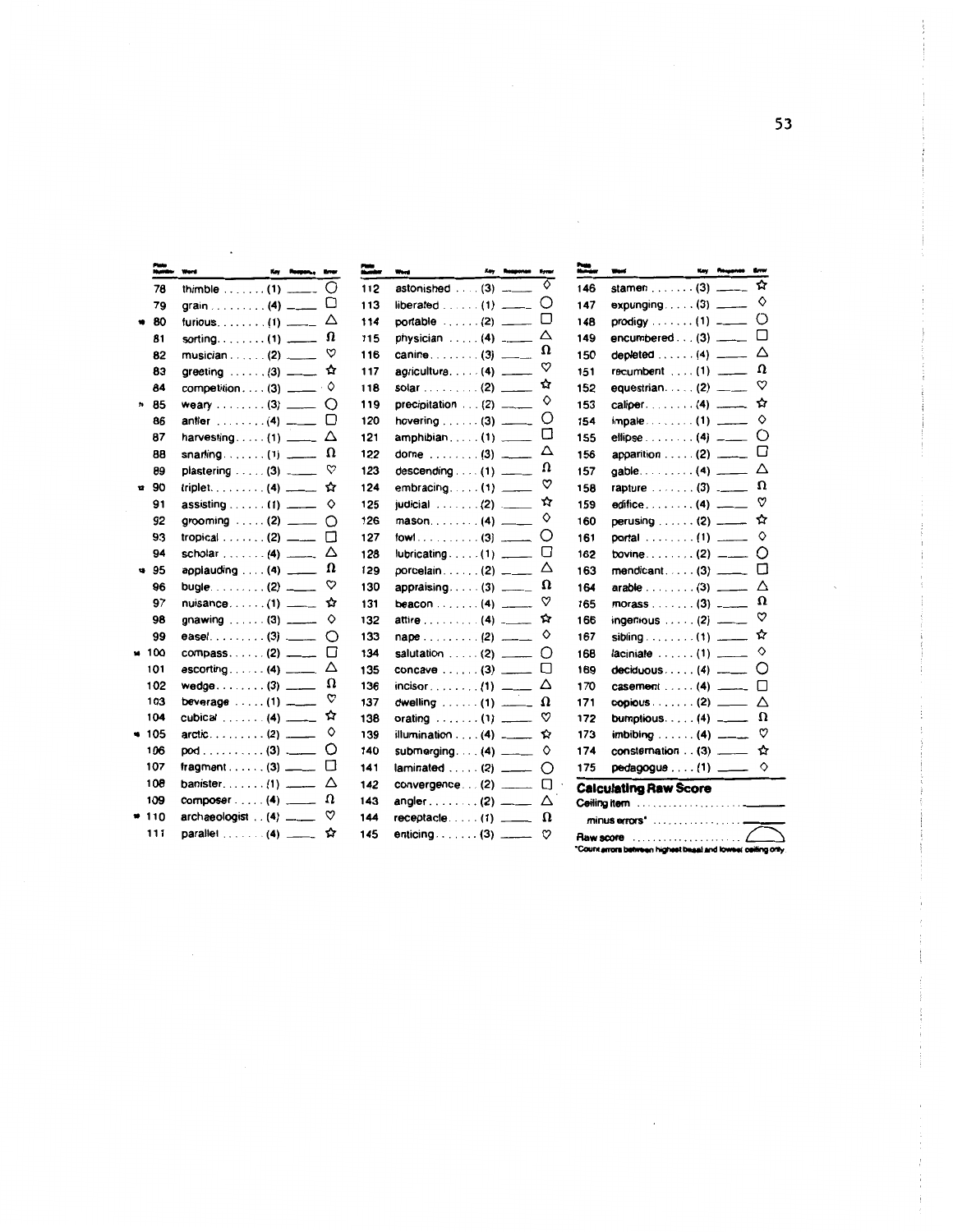| Plate Number | Word | Key | Response | Error |
|---|---|---|---|---|
| 78 | thimble | (1) | ____ | ○ |
| 79 | grain | (4) | ____ | □ |
| 80 | furious | (1) | ____ | △ |
| 81 | sorting | (1) | ____ | Ω |
| 82 | musician | (2) | ____ | ♡ |
| 83 | greeting | (3) | ____ | ☆ |
| 84 | competition | (3) | ____ | ◇ |
| 85 | weary | (3) | ____ | ○ |
| 86 | antler | (4) | ____ | □ |
| 87 | harvesting | (1) | ____ | △ |
| 88 | snarling | (1) | ____ | Ω |
| 89 | plastering | (3) | ____ | ♡ |
| 90 | triplet | (4) | ____ | ☆ |
| 91 | assisting | (1) | ____ | ◇ |
| 92 | grooming | (2) | ____ | ○ |
| 93 | tropical | (2) | ____ | □ |
| 94 | scholar | (4) | ____ | △ |
| 95 | applauding | (4) | ____ | Ω |
| 96 | bugle | (2) | ____ | ♡ |
| 97 | nuisance | (1) | ____ | ☆ |
| 98 | gnawing | (3) | ____ | ◇ |
| 99 | easel | (3) | ____ | ○ |
| 100 | compass | (2) | ____ | □ |
| 101 | escorting | (4) | ____ | △ |
| 102 | wedge | (3) | ____ | Ω |
| 103 | beverage | (1) | ____ | ♡ |
| 104 | cubical | (4) | ____ | ☆ |
| 105 | arctic | (2) | ____ | ◇ |
| 106 | pod | (3) | ____ | ○ |
| 107 | fragment | (3) | ____ | □ |
| 108 | banister | (1) | ____ | △ |
| 109 | composer | (4) | ____ | Ω |
| 110 | archaeologist | (4) | ____ | ♡ |
| 111 | parallel | (4) | ____ | ☆ |
| 112 | astonished | (3) | ____ | ◇ |
| 113 | liberated | (1) | ____ | ○ |
| 114 | portable | (2) | ____ | □ |
| 115 | physician | (4) | ____ | △ |
| 116 | canine | (3) | ____ | Ω |
| 117 | agriculture | (4) | ____ | ♡ |
| 118 | solar | (2) | ____ | ☆ |
| 119 | precipitation | (2) | ____ | ◇ |
| 120 | hovering | (3) | ____ | ○ |
| 121 | amphibian | (1) | ____ | □ |
| 122 | dome | (3) | ____ | △ |
| 123 | descending | (1) | ____ | Ω |
| 124 | embracing | (1) | ____ | ♡ |
| 125 | judicial | (2) | ____ | ☆ |
| 126 | mason | (4) | ____ | ◇ |
| 127 | fowl | (3) | ____ | ○ |
| 128 | lubricating | (1) | ____ | □ |
| 129 | porcelain | (2) | ____ | △ |
| 130 | appraising | (3) | ____ | Ω |
| 131 | beacon | (4) | ____ | ♡ |
| 132 | attire | (4) | ____ | ☆ |
| 133 | nape | (2) | ____ | ◇ |
| 134 | salutation | (2) | ____ | ○ |
| 135 | concave | (3) | ____ | □ |
| 136 | incisor | (1) | ____ | △ |
| 137 | dwelling | (1) | ____ | Ω |
| 138 | orating | (1) | ____ | ♡ |
| 139 | illumination | (4) | ____ | ☆ |
| 140 | submerging | (4) | ____ | ◇ |
| 141 | laminated | (2) | ____ | ○ |
| 142 | convergence | (2) | ____ | □ |
| 143 | angler | (2) | ____ | △ |
| 144 | receptacle | (1) | ____ | Ω |
| 145 | enticing | (3) | ____ | ♡ |
| 146 | stamen | (3) | ____ | ☆ |
| 147 | expunging | (3) | ____ | ◇ |
| 148 | prodigy | (1) | ____ | ○ |
| 149 | encumbered | (3) | ____ | □ |
| 150 | depleted | (4) | ____ | △ |
| 151 | recumbent | (1) | ____ | Ω |
| 152 | equestrian | (2) | ____ | ♡ |
| 153 | caliper | (4) | ____ | ☆ |
| 154 | impale | (1) | ____ | ◇ |
| 155 | ellipse | (4) | ____ | ○ |
| 156 | apparition | (2) | ____ | □ |
| 157 | gable | (4) | ____ | △ |
| 158 | rapture | (3) | ____ | Ω |
| 159 | edifice | (4) | ____ | ♡ |
| 160 | perusing | (2) | ____ | ☆ |
| 161 | portal | (1) | ____ | ◇ |
| 162 | bovine | (2) | ____ | ○ |
| 163 | mendicant | (3) | ____ | □ |
| 164 | arable | (3) | ____ | △ |
| 165 | morass | (3) | ____ | Ω |
| 166 | ingenious | (2) | ____ | ♡ |
| 167 | sibling | (1) | ____ | ☆ |
| 168 | laciniate | (1) | ____ | ◇ |
| 169 | deciduous | (4) | ____ | ○ |
| 170 | casement | (4) | ____ | □ |
| 171 | copious | (2) | ____ | △ |
| 172 | bumptious | (4) | ____ | Ω |
| 173 | imbibing | (4) | ____ | ♡ |
| 174 | consternation | (3) | ____ | ☆ |
| 175 | pedagogue | (1) | ____ | ◇ |

**Calculating Raw Score**

Ceiling item ____________

minus errors* ____________

Raw score ____________

*Count errors between highest basal and lowest ceiling only.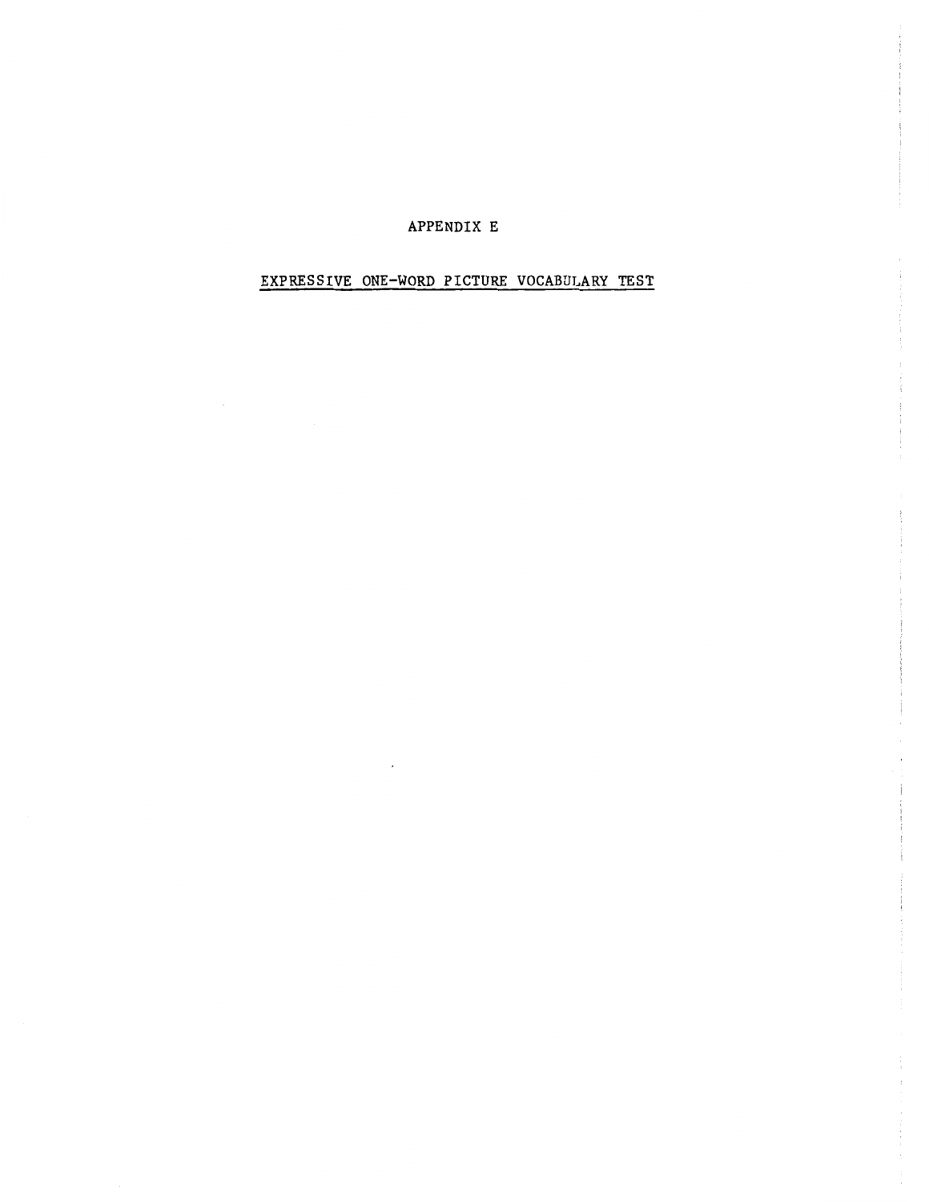# APPENDIX E

## EXPRESSIVE ONE-WORD PICTURE VOCABULARY TEST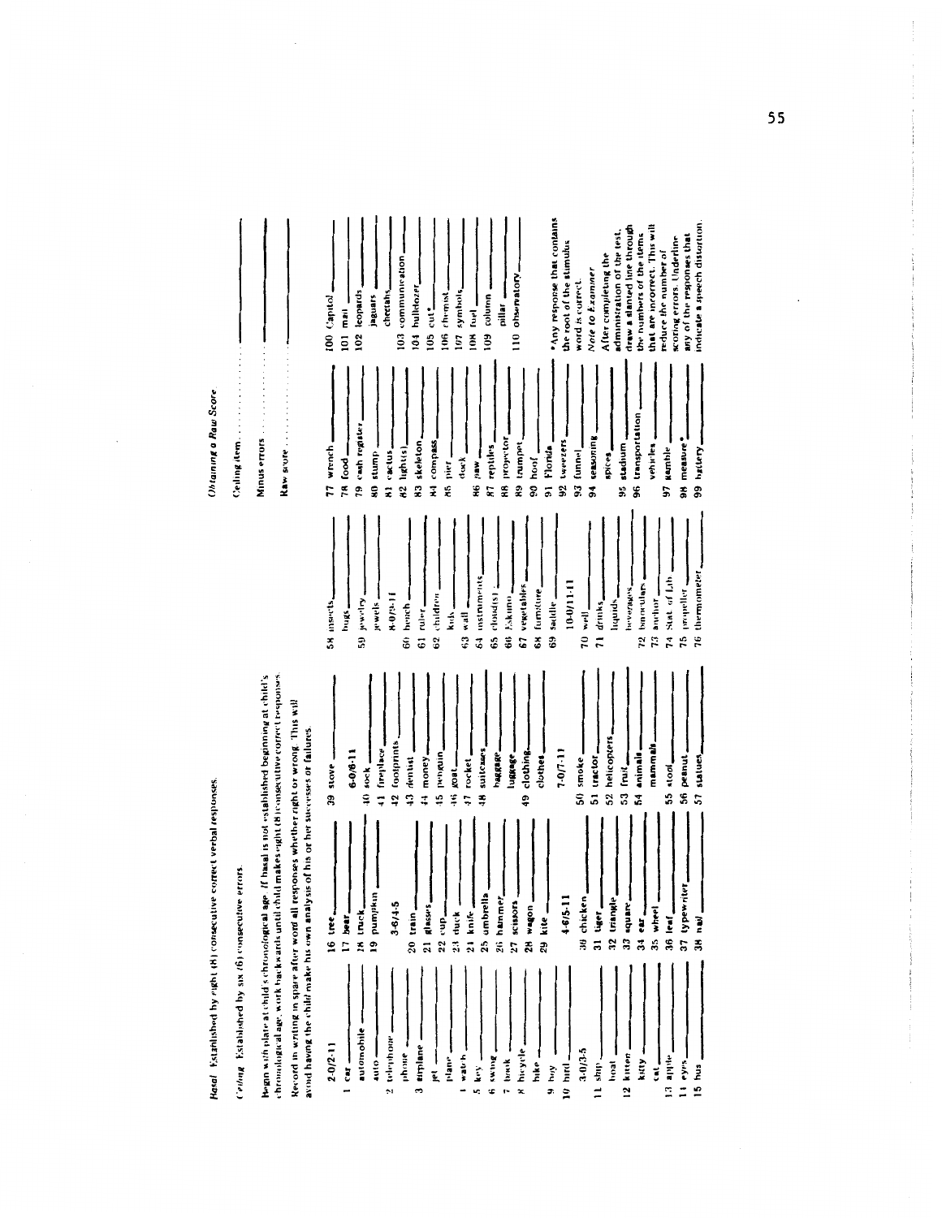*Basal* Established by eight (8) consecutive correct verbal responses.

*Ceiling* Established by six (6) consecutive errors.

Begin with plate at child's chronological age. If basal is not established beginning at child's chronological age, work backwards until child makes eight (8) consecutive correct responses. Record in writing in space after word all responses whether right or wrong. This will avoid having the child make his own analysis of his or her successes or failures.

2-0/2-11

1 car ______
automobile ______
auto ______
2 telephone ______
phone ______
3 airplane ______
jet ______
plane ______
4 watch ______
5 key ______
6 swing ______
7 book ______
8 bicycle ______
bike ______
9 boy ______
10 bird ______

3-0/3-5

11 ship ______
boat ______
12 kitten ______
kitty ______
cat ______
13 apple ______
14 eyes ______
15 bus ______
16 tree ______
17 bear ______
18 truck ______
19 pumpkin ______

3-6/4-5

20 train ______
21 glasses ______
22 cup ______
23 duck ______
24 knife ______
25 umbrella ______
26 hammer ______
27 scissors ______
28 wagon ______
29 kite ______

4-6/5-11

30 chicken ______
31 tiger ______
32 triangle ______
33 square ______
34 ear ______
35 wheel ______
36 leaf ______
37 typewriter ______
38 nail ______
39 stove ______

6-0/6-11

40 sock ______
41 fireplace ______
42 footprints ______
43 dentist ______
44 money ______
45 penguin ______
46 goat ______
47 rocket ______
48 suitcases ______
baggage ______
luggage ______
49 clothing ______
clothes ______

7-0/7-11

50 smoke ______
51 tractor ______
52 helicopters ______
53 fruit ______
54 animals ______
mammals ______
55 stool ______
56 peanut ______
57 statues ______
58 insects ______
bugs ______
59 jewelry ______
jewels ______

8-0/9-11

60 bench ______
61 ruler ______
62 children ______
kids ______
63 wall ______
64 instruments ______
65 cloud(s) ______
66 Eskimo ______
67 vegetables ______
68 furniture ______
69 saddle ______

10-0/11-11

70 well ______
71 drinks ______
liquids ______
beverages ______
72 binoculars ______
73 anchor ______
74 Stat. of Lib. ______
75 propeller ______
76 thermometer ______
77 wrench ______
78 food ______
79 cash register ______
80 stump ______
81 cactus ______
82 light(s) ______
83 skeleton ______
84 compass ______
85 pier ______
dock ______
86 paw ______
87 reptiles ______
88 projector ______
89 trumpet ______
90 hoof ______
91 Florida ______
92 tweezers ______
93 funnel ______
94 seasoning ______
spices ______
95 stadium ______
96 transportation ______
vehicles ______
97 gamble ______
98 measure* ______
99 battery ______
100 Capitol ______
101 mail ______
102 leopards ______
jaguars ______
cheetahs ______
103 communication ______
104 bulldozer ______
105 cut* ______
106 chemist ______
107 symbols ______
108 fuel ______
109 column ______
pillar ______
110 observatory ______

\*Any response that contains the root of the stimulus word is correct.

*Note to Examiner*
After completing the administration of the test, draw a slanted line through the numbers of the items that are incorrect. This will reduce the number of scoring errors. Underline any of the responses that indicate a speech distortion.

*Obtaining a Raw Score*

Ceiling item. . . . . . . . . . . ______

Minus errors . . . . . . . . . . ______

Raw score. . . . . . . . . . . . ______